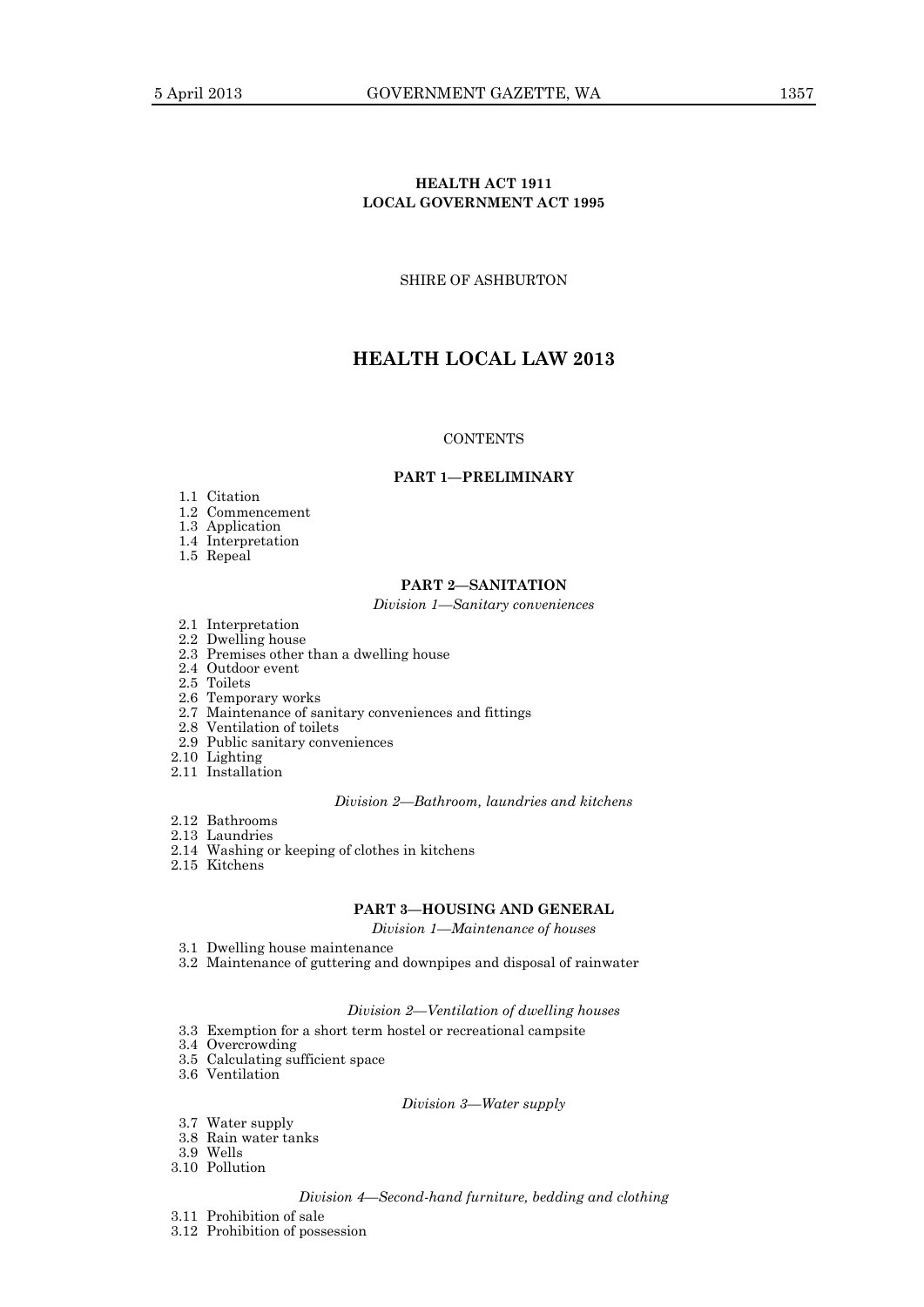**HEALTH ACT 1911**
**LOCAL GOVERNMENT ACT 1995**

SHIRE OF ASHBURTON

# HEALTH LOCAL LAW 2013

CONTENTS

## PART 1—PRELIMINARY

1.1 Citation
1.2 Commencement
1.3 Application
1.4 Interpretation
1.5 Repeal

## PART 2—SANITATION

*Division 1—Sanitary conveniences*

2.1 Interpretation
2.2 Dwelling house
2.3 Premises other than a dwelling house
2.4 Outdoor event
2.5 Toilets
2.6 Temporary works
2.7 Maintenance of sanitary conveniences and fittings
2.8 Ventilation of toilets
2.9 Public sanitary conveniences
2.10 Lighting
2.11 Installation

*Division 2—Bathroom, laundries and kitchens*

2.12 Bathrooms
2.13 Laundries
2.14 Washing or keeping of clothes in kitchens
2.15 Kitchens

## PART 3—HOUSING AND GENERAL

*Division 1—Maintenance of houses*

3.1 Dwelling house maintenance
3.2 Maintenance of guttering and downpipes and disposal of rainwater

*Division 2—Ventilation of dwelling houses*

3.3 Exemption for a short term hostel or recreational campsite
3.4 Overcrowding
3.5 Calculating sufficient space
3.6 Ventilation

*Division 3—Water supply*

3.7 Water supply
3.8 Rain water tanks
3.9 Wells
3.10 Pollution

*Division 4—Second-hand furniture, bedding and clothing*

3.11 Prohibition of sale
3.12 Prohibition of possession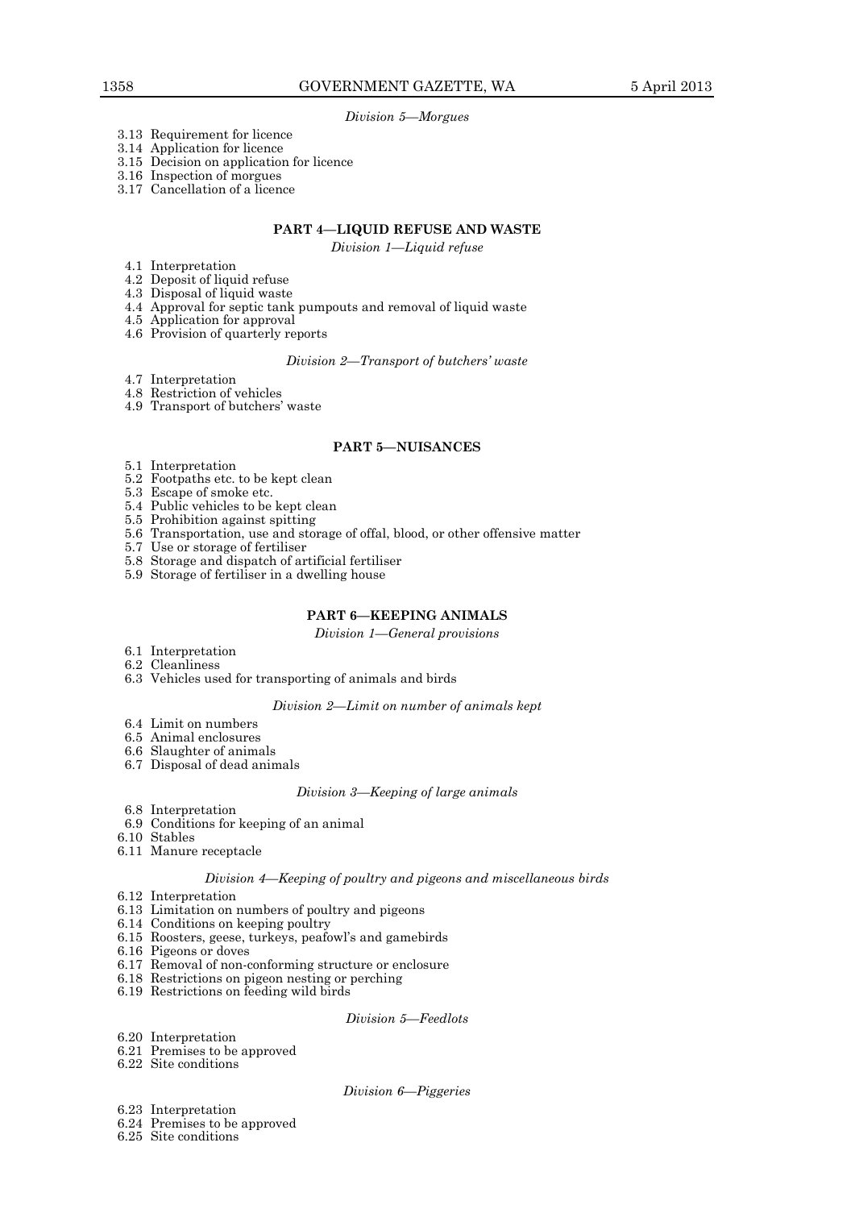*Division 5—Morgues*

3.13 Requirement for licence
3.14 Application for licence
3.15 Decision on application for licence
3.16 Inspection of morgues
3.17 Cancellation of a licence

## PART 4—LIQUID REFUSE AND WASTE

*Division 1—Liquid refuse*

4.1 Interpretation
4.2 Deposit of liquid refuse
4.3 Disposal of liquid waste
4.4 Approval for septic tank pumpouts and removal of liquid waste
4.5 Application for approval
4.6 Provision of quarterly reports

*Division 2—Transport of butchers' waste*

4.7 Interpretation
4.8 Restriction of vehicles
4.9 Transport of butchers' waste

## PART 5—NUISANCES

5.1 Interpretation
5.2 Footpaths etc. to be kept clean
5.3 Escape of smoke etc.
5.4 Public vehicles to be kept clean
5.5 Prohibition against spitting
5.6 Transportation, use and storage of offal, blood, or other offensive matter
5.7 Use or storage of fertiliser
5.8 Storage and dispatch of artificial fertiliser
5.9 Storage of fertiliser in a dwelling house

## PART 6—KEEPING ANIMALS

*Division 1—General provisions*

6.1 Interpretation
6.2 Cleanliness
6.3 Vehicles used for transporting of animals and birds

*Division 2—Limit on number of animals kept*

6.4 Limit on numbers
6.5 Animal enclosures
6.6 Slaughter of animals
6.7 Disposal of dead animals

*Division 3—Keeping of large animals*

6.8 Interpretation
6.9 Conditions for keeping of an animal
6.10 Stables
6.11 Manure receptacle

*Division 4—Keeping of poultry and pigeons and miscellaneous birds*

6.12 Interpretation
6.13 Limitation on numbers of poultry and pigeons
6.14 Conditions on keeping poultry
6.15 Roosters, geese, turkeys, peafowl's and gamebirds
6.16 Pigeons or doves
6.17 Removal of non-conforming structure or enclosure
6.18 Restrictions on pigeon nesting or perching
6.19 Restrictions on feeding wild birds

*Division 5—Feedlots*

6.20 Interpretation
6.21 Premises to be approved
6.22 Site conditions

*Division 6—Piggeries*

6.23 Interpretation
6.24 Premises to be approved
6.25 Site conditions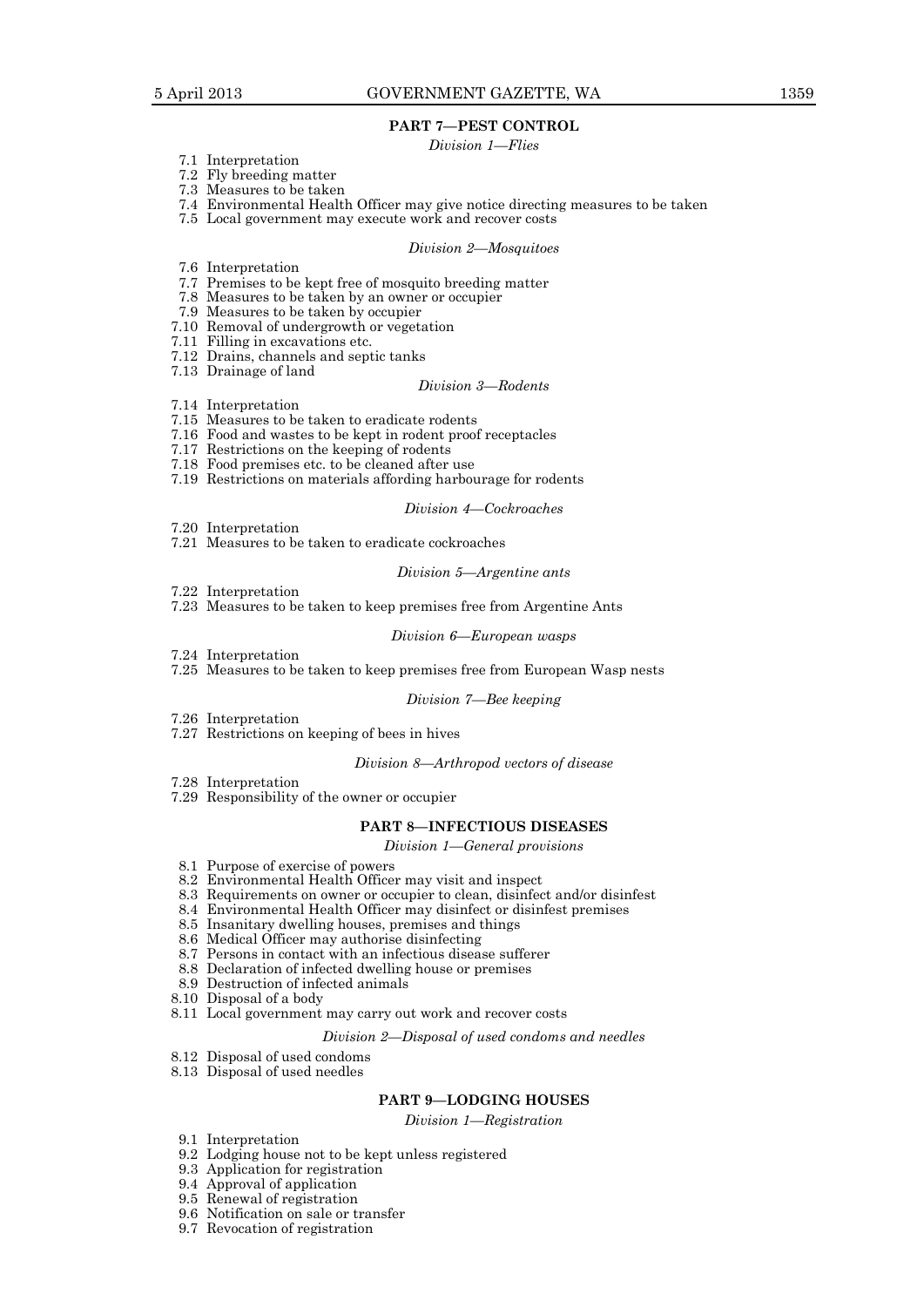## PART 7—PEST CONTROL

*Division 1—Flies*

7.1 Interpretation
7.2 Fly breeding matter
7.3 Measures to be taken
7.4 Environmental Health Officer may give notice directing measures to be taken
7.5 Local government may execute work and recover costs

*Division 2—Mosquitoes*

7.6 Interpretation
7.7 Premises to be kept free of mosquito breeding matter
7.8 Measures to be taken by an owner or occupier
7.9 Measures to be taken by occupier
7.10 Removal of undergrowth or vegetation
7.11 Filling in excavations etc.
7.12 Drains, channels and septic tanks
7.13 Drainage of land

*Division 3—Rodents*

7.14 Interpretation
7.15 Measures to be taken to eradicate rodents
7.16 Food and wastes to be kept in rodent proof receptacles
7.17 Restrictions on the keeping of rodents
7.18 Food premises etc. to be cleaned after use
7.19 Restrictions on materials affording harbourage for rodents

*Division 4—Cockroaches*

7.20 Interpretation
7.21 Measures to be taken to eradicate cockroaches

*Division 5—Argentine ants*

7.22 Interpretation
7.23 Measures to be taken to keep premises free from Argentine Ants

*Division 6—European wasps*

7.24 Interpretation
7.25 Measures to be taken to keep premises free from European Wasp nests

*Division 7—Bee keeping*

7.26 Interpretation
7.27 Restrictions on keeping of bees in hives

*Division 8—Arthropod vectors of disease*

7.28 Interpretation
7.29 Responsibility of the owner or occupier

## PART 8—INFECTIOUS DISEASES

*Division 1—General provisions*

8.1 Purpose of exercise of powers
8.2 Environmental Health Officer may visit and inspect
8.3 Requirements on owner or occupier to clean, disinfect and/or disinfest
8.4 Environmental Health Officer may disinfect or disinfest premises
8.5 Insanitary dwelling houses, premises and things
8.6 Medical Officer may authorise disinfecting
8.7 Persons in contact with an infectious disease sufferer
8.8 Declaration of infected dwelling house or premises
8.9 Destruction of infected animals
8.10 Disposal of a body
8.11 Local government may carry out work and recover costs

*Division 2—Disposal of used condoms and needles*

8.12 Disposal of used condoms
8.13 Disposal of used needles

## PART 9—LODGING HOUSES

*Division 1—Registration*

9.1 Interpretation
9.2 Lodging house not to be kept unless registered
9.3 Application for registration
9.4 Approval of application
9.5 Renewal of registration
9.6 Notification on sale or transfer
9.7 Revocation of registration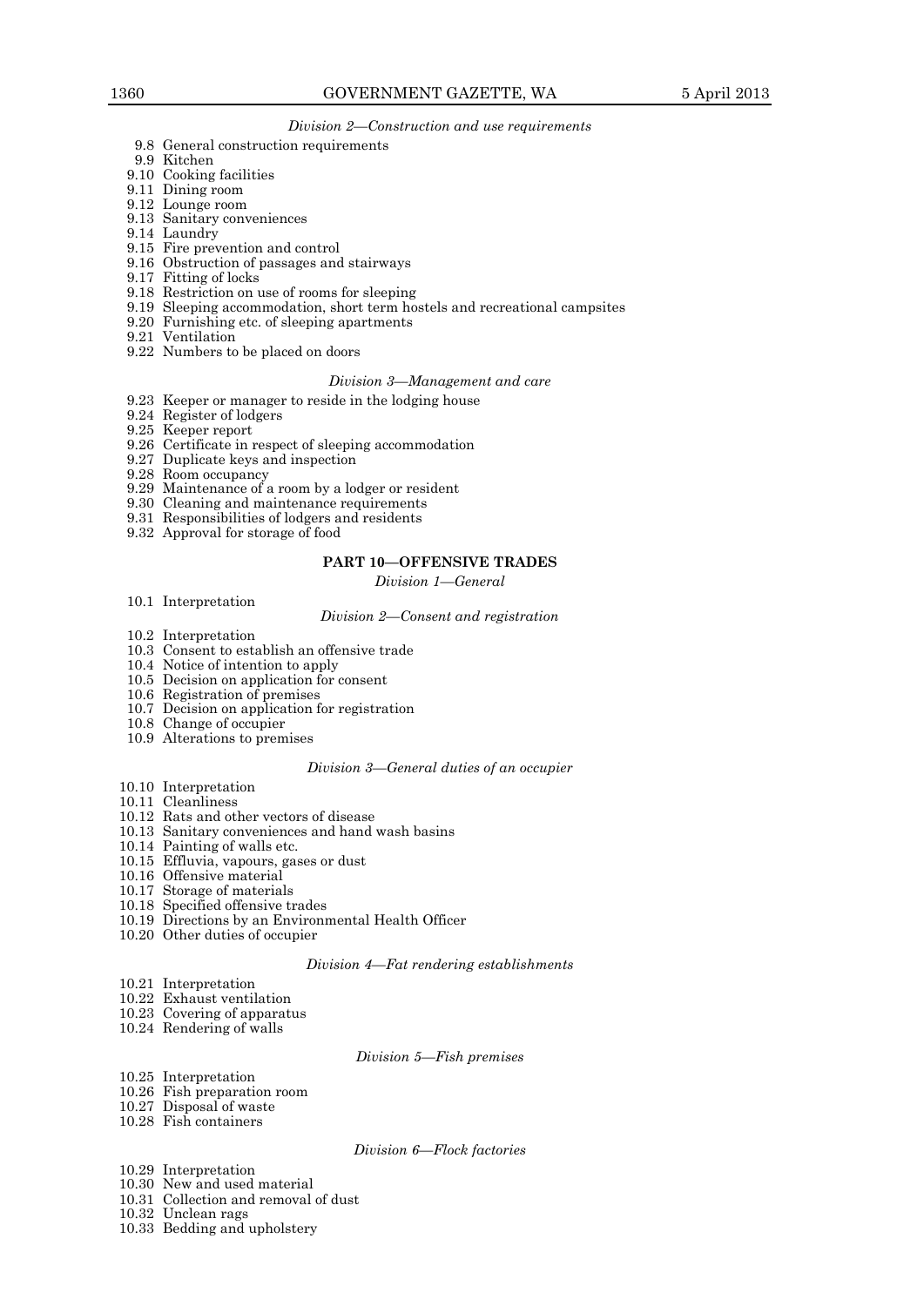*Division 2—Construction and use requirements*

9.8 General construction requirements
9.9 Kitchen
9.10 Cooking facilities
9.11 Dining room
9.12 Lounge room
9.13 Sanitary conveniences
9.14 Laundry
9.15 Fire prevention and control
9.16 Obstruction of passages and stairways
9.17 Fitting of locks
9.18 Restriction on use of rooms for sleeping
9.19 Sleeping accommodation, short term hostels and recreational campsites
9.20 Furnishing etc. of sleeping apartments
9.21 Ventilation
9.22 Numbers to be placed on doors

*Division 3—Management and care*

9.23 Keeper or manager to reside in the lodging house
9.24 Register of lodgers
9.25 Keeper report
9.26 Certificate in respect of sleeping accommodation
9.27 Duplicate keys and inspection
9.28 Room occupancy
9.29 Maintenance of a room by a lodger or resident
9.30 Cleaning and maintenance requirements
9.31 Responsibilities of lodgers and residents
9.32 Approval for storage of food

**PART 10—OFFENSIVE TRADES**

*Division 1—General*

10.1 Interpretation

*Division 2—Consent and registration*

10.2 Interpretation
10.3 Consent to establish an offensive trade
10.4 Notice of intention to apply
10.5 Decision on application for consent
10.6 Registration of premises
10.7 Decision on application for registration
10.8 Change of occupier
10.9 Alterations to premises

*Division 3—General duties of an occupier*

10.10 Interpretation
10.11 Cleanliness
10.12 Rats and other vectors of disease
10.13 Sanitary conveniences and hand wash basins
10.14 Painting of walls etc.
10.15 Effluvia, vapours, gases or dust
10.16 Offensive material
10.17 Storage of materials
10.18 Specified offensive trades
10.19 Directions by an Environmental Health Officer
10.20 Other duties of occupier

*Division 4—Fat rendering establishments*

10.21 Interpretation
10.22 Exhaust ventilation
10.23 Covering of apparatus
10.24 Rendering of walls

*Division 5—Fish premises*

10.25 Interpretation
10.26 Fish preparation room
10.27 Disposal of waste
10.28 Fish containers

*Division 6—Flock factories*

10.29 Interpretation
10.30 New and used material
10.31 Collection and removal of dust
10.32 Unclean rags
10.33 Bedding and upholstery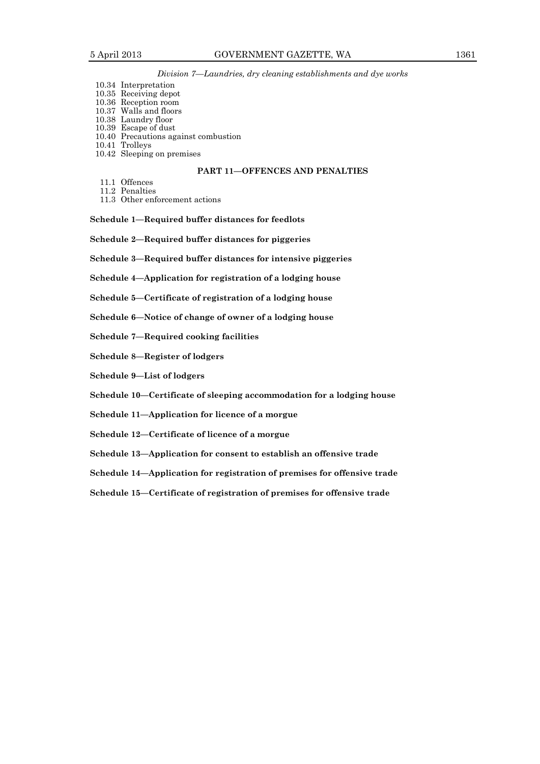*Division 7—Laundries, dry cleaning establishments and dye works*

10.34 Interpretation
10.35 Receiving depot
10.36 Reception room
10.37 Walls and floors
10.38 Laundry floor
10.39 Escape of dust
10.40 Precautions against combustion
10.41 Trolleys
10.42 Sleeping on premises

**PART 11—OFFENCES AND PENALTIES**

11.1 Offences
11.2 Penalties
11.3 Other enforcement actions

**Schedule 1—Required buffer distances for feedlots**

**Schedule 2—Required buffer distances for piggeries**

**Schedule 3—Required buffer distances for intensive piggeries**

**Schedule 4—Application for registration of a lodging house**

**Schedule 5—Certificate of registration of a lodging house**

**Schedule 6—Notice of change of owner of a lodging house**

**Schedule 7—Required cooking facilities**

**Schedule 8—Register of lodgers**

**Schedule 9—List of lodgers**

**Schedule 10—Certificate of sleeping accommodation for a lodging house**

**Schedule 11—Application for licence of a morgue**

**Schedule 12—Certificate of licence of a morgue**

**Schedule 13—Application for consent to establish an offensive trade**

**Schedule 14—Application for registration of premises for offensive trade**

**Schedule 15—Certificate of registration of premises for offensive trade**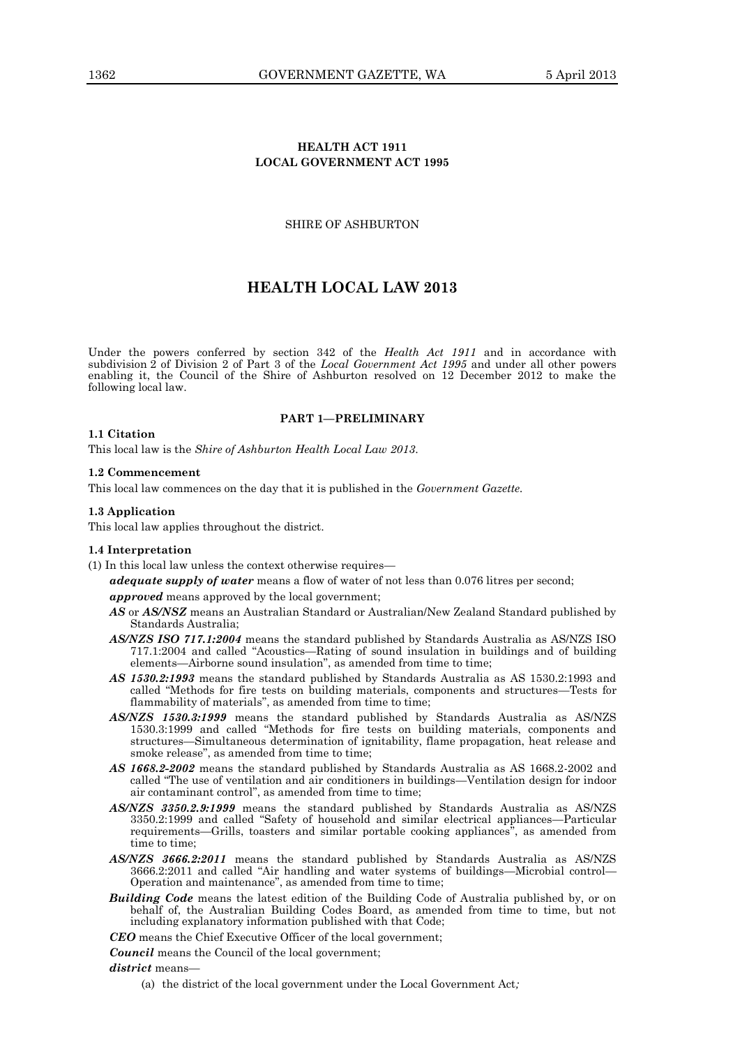**HEALTH ACT 1911**
**LOCAL GOVERNMENT ACT 1995**

SHIRE OF ASHBURTON

# HEALTH LOCAL LAW 2013

Under the powers conferred by section 342 of the *Health Act 1911* and in accordance with subdivision 2 of Division 2 of Part 3 of the *Local Government Act 1995* and under all other powers enabling it, the Council of the Shire of Ashburton resolved on 12 December 2012 to make the following local law.

## PART 1—PRELIMINARY

**1.1 Citation**

This local law is the *Shire of Ashburton Health Local Law 2013*.

**1.2 Commencement**

This local law commences on the day that it is published in the *Government Gazette*.

**1.3 Application**

This local law applies throughout the district.

**1.4 Interpretation**

(1) In this local law unless the context otherwise requires—

***adequate supply of water*** means a flow of water of not less than 0.076 litres per second;

***approved*** means approved by the local government;

***AS*** or ***AS/NSZ*** means an Australian Standard or Australian/New Zealand Standard published by Standards Australia;

***AS/NZS ISO 717.1:2004*** means the standard published by Standards Australia as AS/NZS ISO 717.1:2004 and called "Acoustics—Rating of sound insulation in buildings and of building elements—Airborne sound insulation", as amended from time to time;

***AS 1530.2:1993*** means the standard published by Standards Australia as AS 1530.2:1993 and called "Methods for fire tests on building materials, components and structures—Tests for flammability of materials", as amended from time to time;

***AS/NZS 1530.3:1999*** means the standard published by Standards Australia as AS/NZS 1530.3:1999 and called "Methods for fire tests on building materials, components and structures—Simultaneous determination of ignitability, flame propagation, heat release and smoke release", as amended from time to time;

***AS 1668.2-2002*** means the standard published by Standards Australia as AS 1668.2-2002 and called "The use of ventilation and air conditioners in buildings—Ventilation design for indoor air contaminant control", as amended from time to time;

***AS/NZS 3350.2.9:1999*** means the standard published by Standards Australia as AS/NZS 3350.2:1999 and called "Safety of household and similar electrical appliances—Particular requirements—Grills, toasters and similar portable cooking appliances", as amended from time to time;

***AS/NZS 3666.2:2011*** means the standard published by Standards Australia as AS/NZS 3666.2:2011 and called "Air handling and water systems of buildings—Microbial control—Operation and maintenance", as amended from time to time;

***Building Code*** means the latest edition of the Building Code of Australia published by, or on behalf of, the Australian Building Codes Board, as amended from time to time, but not including explanatory information published with that Code;

***CEO*** means the Chief Executive Officer of the local government;

***Council*** means the Council of the local government;

***district*** means—

(a) the district of the local government under the Local Government Act*;*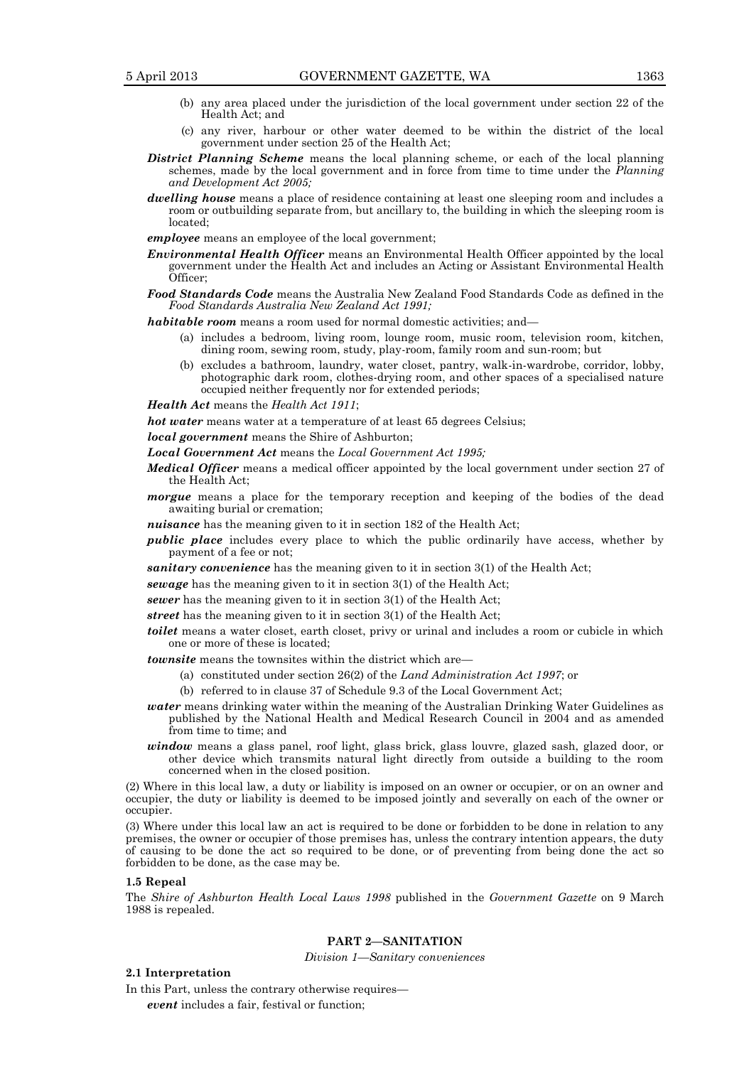(b) any area placed under the jurisdiction of the local government under section 22 of the Health Act; and

(c) any river, harbour or other water deemed to be within the district of the local government under section 25 of the Health Act;

***District Planning Scheme*** means the local planning scheme, or each of the local planning schemes, made by the local government and in force from time to time under the *Planning and Development Act 2005;*

***dwelling house*** means a place of residence containing at least one sleeping room and includes a room or outbuilding separate from, but ancillary to, the building in which the sleeping room is located;

***employee*** means an employee of the local government;

***Environmental Health Officer*** means an Environmental Health Officer appointed by the local government under the Health Act and includes an Acting or Assistant Environmental Health Officer;

***Food Standards Code*** means the Australia New Zealand Food Standards Code as defined in the *Food Standards Australia New Zealand Act 1991;*

***habitable room*** means a room used for normal domestic activities; and—

(a) includes a bedroom, living room, lounge room, music room, television room, kitchen, dining room, sewing room, study, play-room, family room and sun-room; but

(b) excludes a bathroom, laundry, water closet, pantry, walk-in-wardrobe, corridor, lobby, photographic dark room, clothes-drying room, and other spaces of a specialised nature occupied neither frequently nor for extended periods;

***Health Act*** means the *Health Act 1911*;

***hot water*** means water at a temperature of at least 65 degrees Celsius;

***local government*** means the Shire of Ashburton;

***Local Government Act*** means the *Local Government Act 1995;*

***Medical Officer*** means a medical officer appointed by the local government under section 27 of the Health Act;

***morgue*** means a place for the temporary reception and keeping of the bodies of the dead awaiting burial or cremation;

***nuisance*** has the meaning given to it in section 182 of the Health Act;

***public place*** includes every place to which the public ordinarily have access, whether by payment of a fee or not;

***sanitary convenience*** has the meaning given to it in section 3(1) of the Health Act;

***sewage*** has the meaning given to it in section 3(1) of the Health Act;

***sewer*** has the meaning given to it in section 3(1) of the Health Act;

***street*** has the meaning given to it in section 3(1) of the Health Act;

***toilet*** means a water closet, earth closet, privy or urinal and includes a room or cubicle in which one or more of these is located;

***townsite*** means the townsites within the district which are—

(a) constituted under section 26(2) of the *Land Administration Act 1997*; or

(b) referred to in clause 37 of Schedule 9.3 of the Local Government Act;

***water*** means drinking water within the meaning of the Australian Drinking Water Guidelines as published by the National Health and Medical Research Council in 2004 and as amended from time to time; and

***window*** means a glass panel, roof light, glass brick, glass louvre, glazed sash, glazed door, or other device which transmits natural light directly from outside a building to the room concerned when in the closed position.

(2) Where in this local law, a duty or liability is imposed on an owner or occupier, or on an owner and occupier, the duty or liability is deemed to be imposed jointly and severally on each of the owner or occupier.

(3) Where under this local law an act is required to be done or forbidden to be done in relation to any premises, the owner or occupier of those premises has, unless the contrary intention appears, the duty of causing to be done the act so required to be done, or of preventing from being done the act so forbidden to be done, as the case may be.

**1.5 Repeal**

The *Shire of Ashburton Health Local Laws 1998* published in the *Government Gazette* on 9 March 1988 is repealed.

## PART 2—SANITATION

*Division 1—Sanitary conveniences*

**2.1 Interpretation**

In this Part, unless the contrary otherwise requires—

***event*** includes a fair, festival or function;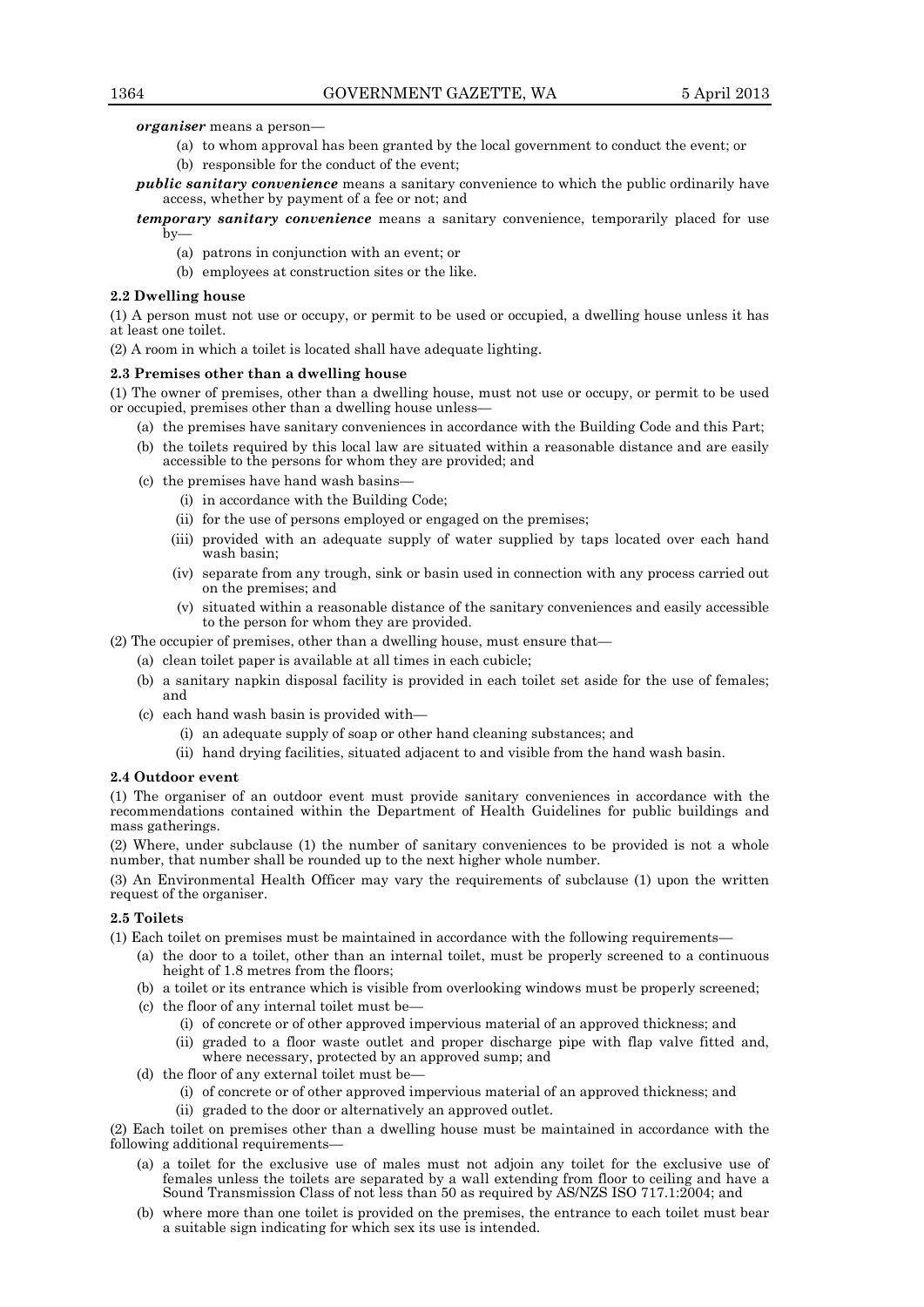***organiser*** means a person—

(a) to whom approval has been granted by the local government to conduct the event; or

(b) responsible for the conduct of the event;

***public sanitary convenience*** means a sanitary convenience to which the public ordinarily have access, whether by payment of a fee or not; and

***temporary sanitary convenience*** means a sanitary convenience, temporarily placed for use by—

(a) patrons in conjunction with an event; or

(b) employees at construction sites or the like.

**2.2 Dwelling house**

(1) A person must not use or occupy, or permit to be used or occupied, a dwelling house unless it has at least one toilet.

(2) A room in which a toilet is located shall have adequate lighting.

**2.3 Premises other than a dwelling house**

(1) The owner of premises, other than a dwelling house, must not use or occupy, or permit to be used or occupied, premises other than a dwelling house unless—

(a) the premises have sanitary conveniences in accordance with the Building Code and this Part;

(b) the toilets required by this local law are situated within a reasonable distance and are easily accessible to the persons for whom they are provided; and

(c) the premises have hand wash basins—

(i) in accordance with the Building Code;

(ii) for the use of persons employed or engaged on the premises;

(iii) provided with an adequate supply of water supplied by taps located over each hand wash basin;

(iv) separate from any trough, sink or basin used in connection with any process carried out on the premises; and

(v) situated within a reasonable distance of the sanitary conveniences and easily accessible to the person for whom they are provided.

(2) The occupier of premises, other than a dwelling house, must ensure that—

(a) clean toilet paper is available at all times in each cubicle;

(b) a sanitary napkin disposal facility is provided in each toilet set aside for the use of females; and

(c) each hand wash basin is provided with—

(i) an adequate supply of soap or other hand cleaning substances; and

(ii) hand drying facilities, situated adjacent to and visible from the hand wash basin.

**2.4 Outdoor event**

(1) The organiser of an outdoor event must provide sanitary conveniences in accordance with the recommendations contained within the Department of Health Guidelines for public buildings and mass gatherings.

(2) Where, under subclause (1) the number of sanitary conveniences to be provided is not a whole number, that number shall be rounded up to the next higher whole number.

(3) An Environmental Health Officer may vary the requirements of subclause (1) upon the written request of the organiser.

**2.5 Toilets**

(1) Each toilet on premises must be maintained in accordance with the following requirements—

(a) the door to a toilet, other than an internal toilet, must be properly screened to a continuous height of 1.8 metres from the floors;

(b) a toilet or its entrance which is visible from overlooking windows must be properly screened;

(c) the floor of any internal toilet must be—

(i) of concrete or of other approved impervious material of an approved thickness; and

(ii) graded to a floor waste outlet and proper discharge pipe with flap valve fitted and, where necessary, protected by an approved sump; and

(d) the floor of any external toilet must be—

(i) of concrete or of other approved impervious material of an approved thickness; and

(ii) graded to the door or alternatively an approved outlet.

(2) Each toilet on premises other than a dwelling house must be maintained in accordance with the following additional requirements—

(a) a toilet for the exclusive use of males must not adjoin any toilet for the exclusive use of females unless the toilets are separated by a wall extending from floor to ceiling and have a Sound Transmission Class of not less than 50 as required by AS/NZS ISO 717.1:2004; and

(b) where more than one toilet is provided on the premises, the entrance to each toilet must bear a suitable sign indicating for which sex its use is intended.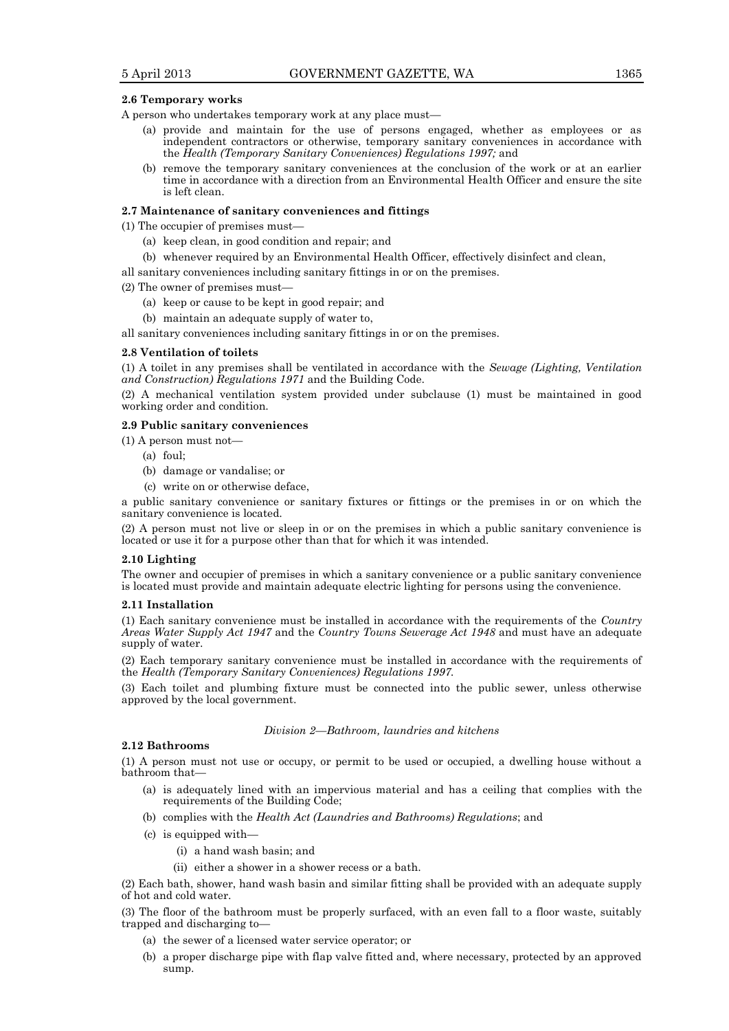**2.6 Temporary works**

A person who undertakes temporary work at any place must—

(a) provide and maintain for the use of persons engaged, whether as employees or as independent contractors or otherwise, temporary sanitary conveniences in accordance with the *Health (Temporary Sanitary Conveniences) Regulations 1997;* and

(b) remove the temporary sanitary conveniences at the conclusion of the work or at an earlier time in accordance with a direction from an Environmental Health Officer and ensure the site is left clean.

**2.7 Maintenance of sanitary conveniences and fittings**

(1) The occupier of premises must—

(a) keep clean, in good condition and repair; and

(b) whenever required by an Environmental Health Officer, effectively disinfect and clean,

all sanitary conveniences including sanitary fittings in or on the premises.

(2) The owner of premises must—

(a) keep or cause to be kept in good repair; and

(b) maintain an adequate supply of water to,

all sanitary conveniences including sanitary fittings in or on the premises.

**2.8 Ventilation of toilets**

(1) A toilet in any premises shall be ventilated in accordance with the *Sewage (Lighting, Ventilation and Construction) Regulations 1971* and the Building Code.

(2) A mechanical ventilation system provided under subclause (1) must be maintained in good working order and condition.

**2.9 Public sanitary conveniences**

(1) A person must not—

(a) foul;

(b) damage or vandalise; or

(c) write on or otherwise deface,

a public sanitary convenience or sanitary fixtures or fittings or the premises in or on which the sanitary convenience is located.

(2) A person must not live or sleep in or on the premises in which a public sanitary convenience is located or use it for a purpose other than that for which it was intended.

**2.10 Lighting**

The owner and occupier of premises in which a sanitary convenience or a public sanitary convenience is located must provide and maintain adequate electric lighting for persons using the convenience.

**2.11 Installation**

(1) Each sanitary convenience must be installed in accordance with the requirements of the *Country Areas Water Supply Act 1947* and the *Country Towns Sewerage Act 1948* and must have an adequate supply of water.

(2) Each temporary sanitary convenience must be installed in accordance with the requirements of the *Health (Temporary Sanitary Conveniences) Regulations 1997.*

(3) Each toilet and plumbing fixture must be connected into the public sewer, unless otherwise approved by the local government.

*Division 2—Bathroom, laundries and kitchens*

**2.12 Bathrooms**

(1) A person must not use or occupy, or permit to be used or occupied, a dwelling house without a bathroom that—

(a) is adequately lined with an impervious material and has a ceiling that complies with the requirements of the Building Code;

(b) complies with the *Health Act (Laundries and Bathrooms) Regulations*; and

(c) is equipped with—

(i) a hand wash basin; and

(ii) either a shower in a shower recess or a bath.

(2) Each bath, shower, hand wash basin and similar fitting shall be provided with an adequate supply of hot and cold water.

(3) The floor of the bathroom must be properly surfaced, with an even fall to a floor waste, suitably trapped and discharging to—

(a) the sewer of a licensed water service operator; or

(b) a proper discharge pipe with flap valve fitted and, where necessary, protected by an approved sump.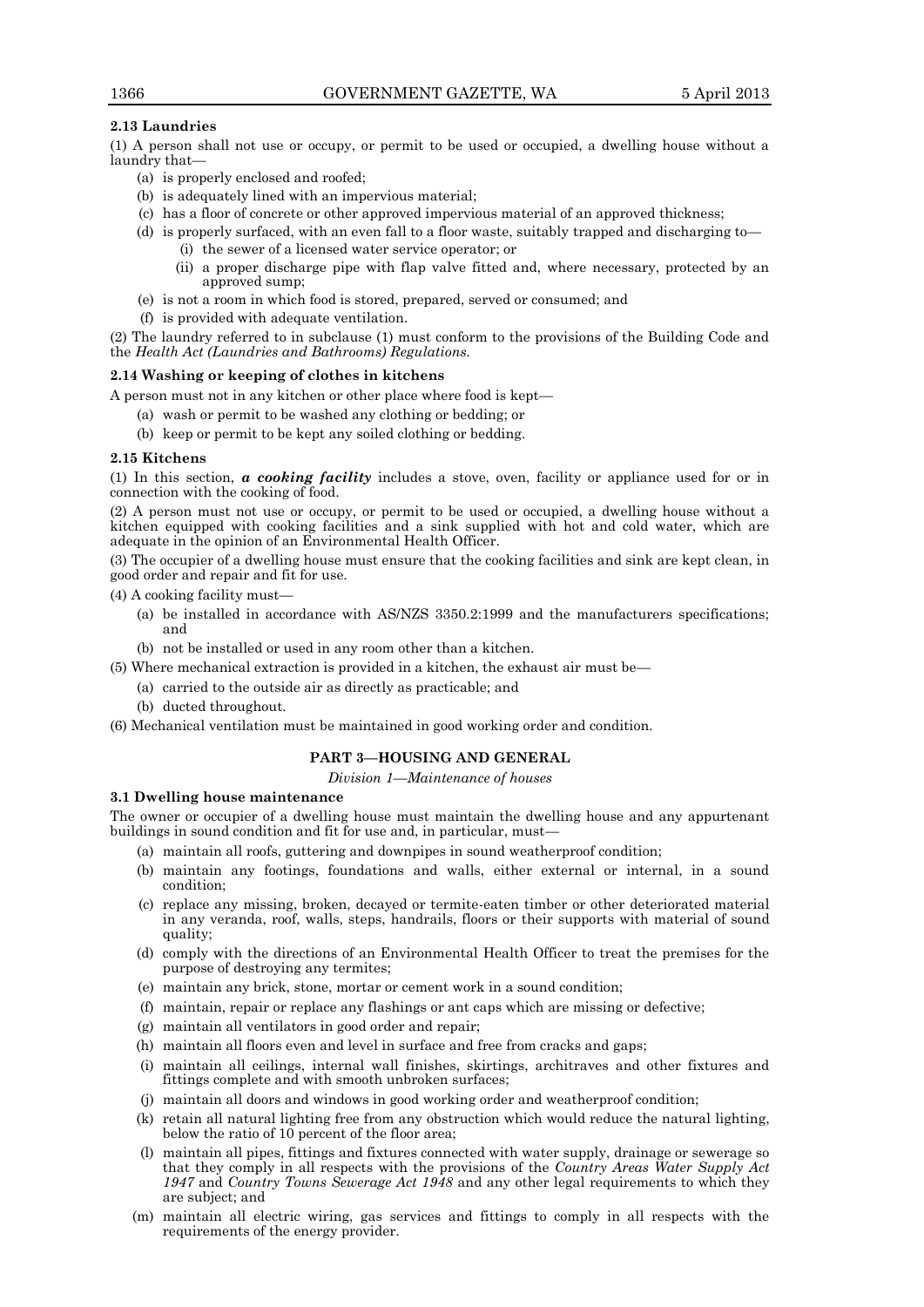**2.13 Laundries**

(1) A person shall not use or occupy, or permit to be used or occupied, a dwelling house without a laundry that—

(a) is properly enclosed and roofed;

(b) is adequately lined with an impervious material;

(c) has a floor of concrete or other approved impervious material of an approved thickness;

(d) is properly surfaced, with an even fall to a floor waste, suitably trapped and discharging to—

 (i) the sewer of a licensed water service operator; or

 (ii) a proper discharge pipe with flap valve fitted and, where necessary, protected by an approved sump;

(e) is not a room in which food is stored, prepared, served or consumed; and

(f) is provided with adequate ventilation.

(2) The laundry referred to in subclause (1) must conform to the provisions of the Building Code and the *Health Act (Laundries and Bathrooms) Regulations.*

**2.14 Washing or keeping of clothes in kitchens**

A person must not in any kitchen or other place where food is kept—

(a) wash or permit to be washed any clothing or bedding; or

(b) keep or permit to be kept any soiled clothing or bedding.

**2.15 Kitchens**

(1) In this section, ***a cooking facility*** includes a stove, oven, facility or appliance used for or in connection with the cooking of food.

(2) A person must not use or occupy, or permit to be used or occupied, a dwelling house without a kitchen equipped with cooking facilities and a sink supplied with hot and cold water, which are adequate in the opinion of an Environmental Health Officer.

(3) The occupier of a dwelling house must ensure that the cooking facilities and sink are kept clean, in good order and repair and fit for use.

(4) A cooking facility must—

(a) be installed in accordance with AS/NZS 3350.2:1999 and the manufacturers specifications; and

(b) not be installed or used in any room other than a kitchen.

(5) Where mechanical extraction is provided in a kitchen, the exhaust air must be—

(a) carried to the outside air as directly as practicable; and

(b) ducted throughout.

(6) Mechanical ventilation must be maintained in good working order and condition.

## PART 3—HOUSING AND GENERAL

*Division 1—Maintenance of houses*

**3.1 Dwelling house maintenance**

The owner or occupier of a dwelling house must maintain the dwelling house and any appurtenant buildings in sound condition and fit for use and, in particular, must—

(a) maintain all roofs, guttering and downpipes in sound weatherproof condition;

(b) maintain any footings, foundations and walls, either external or internal, in a sound condition;

(c) replace any missing, broken, decayed or termite-eaten timber or other deteriorated material in any veranda, roof, walls, steps, handrails, floors or their supports with material of sound quality;

(d) comply with the directions of an Environmental Health Officer to treat the premises for the purpose of destroying any termites;

(e) maintain any brick, stone, mortar or cement work in a sound condition;

(f) maintain, repair or replace any flashings or ant caps which are missing or defective;

(g) maintain all ventilators in good order and repair;

(h) maintain all floors even and level in surface and free from cracks and gaps;

(i) maintain all ceilings, internal wall finishes, skirtings, architraves and other fixtures and fittings complete and with smooth unbroken surfaces;

(j) maintain all doors and windows in good working order and weatherproof condition;

(k) retain all natural lighting free from any obstruction which would reduce the natural lighting, below the ratio of 10 percent of the floor area;

(l) maintain all pipes, fittings and fixtures connected with water supply, drainage or sewerage so that they comply in all respects with the provisions of the *Country Areas Water Supply Act 1947* and *Country Towns Sewerage Act 1948* and any other legal requirements to which they are subject; and

(m) maintain all electric wiring, gas services and fittings to comply in all respects with the requirements of the energy provider.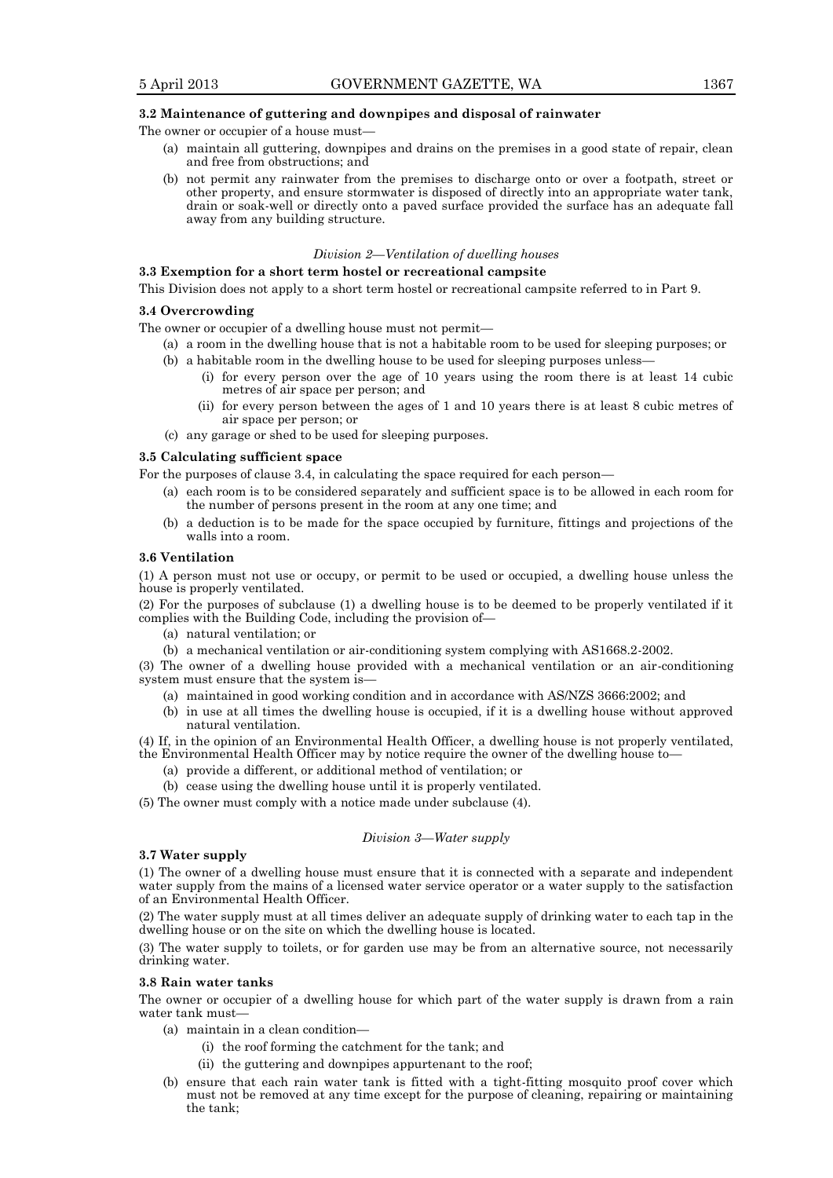**3.2 Maintenance of guttering and downpipes and disposal of rainwater**

The owner or occupier of a house must—

- (a) maintain all guttering, downpipes and drains on the premises in a good state of repair, clean and free from obstructions; and
- (b) not permit any rainwater from the premises to discharge onto or over a footpath, street or other property, and ensure stormwater is disposed of directly into an appropriate water tank, drain or soak-well or directly onto a paved surface provided the surface has an adequate fall away from any building structure.

*Division 2—Ventilation of dwelling houses*

**3.3 Exemption for a short term hostel or recreational campsite**

This Division does not apply to a short term hostel or recreational campsite referred to in Part 9.

**3.4 Overcrowding**

The owner or occupier of a dwelling house must not permit—

- (a) a room in the dwelling house that is not a habitable room to be used for sleeping purposes; or
- (b) a habitable room in the dwelling house to be used for sleeping purposes unless—
  - (i) for every person over the age of 10 years using the room there is at least 14 cubic metres of air space per person; and
  - (ii) for every person between the ages of 1 and 10 years there is at least 8 cubic metres of air space per person; or
- (c) any garage or shed to be used for sleeping purposes.

**3.5 Calculating sufficient space**

For the purposes of clause 3.4, in calculating the space required for each person—

- (a) each room is to be considered separately and sufficient space is to be allowed in each room for the number of persons present in the room at any one time; and
- (b) a deduction is to be made for the space occupied by furniture, fittings and projections of the walls into a room.

**3.6 Ventilation**

(1) A person must not use or occupy, or permit to be used or occupied, a dwelling house unless the house is properly ventilated.

(2) For the purposes of subclause (1) a dwelling house is to be deemed to be properly ventilated if it complies with the Building Code, including the provision of—

- (a) natural ventilation; or
- (b) a mechanical ventilation or air-conditioning system complying with AS1668.2-2002.

(3) The owner of a dwelling house provided with a mechanical ventilation or an air-conditioning system must ensure that the system is—

- (a) maintained in good working condition and in accordance with AS/NZS 3666:2002; and
- (b) in use at all times the dwelling house is occupied, if it is a dwelling house without approved natural ventilation.

(4) If, in the opinion of an Environmental Health Officer, a dwelling house is not properly ventilated, the Environmental Health Officer may by notice require the owner of the dwelling house to—

- (a) provide a different, or additional method of ventilation; or
- (b) cease using the dwelling house until it is properly ventilated.

(5) The owner must comply with a notice made under subclause (4).

*Division 3—Water supply*

**3.7 Water supply**

(1) The owner of a dwelling house must ensure that it is connected with a separate and independent water supply from the mains of a licensed water service operator or a water supply to the satisfaction of an Environmental Health Officer.

(2) The water supply must at all times deliver an adequate supply of drinking water to each tap in the dwelling house or on the site on which the dwelling house is located.

(3) The water supply to toilets, or for garden use may be from an alternative source, not necessarily drinking water.

**3.8 Rain water tanks**

The owner or occupier of a dwelling house for which part of the water supply is drawn from a rain water tank must—

- (a) maintain in a clean condition—
  - (i) the roof forming the catchment for the tank; and
  - (ii) the guttering and downpipes appurtenant to the roof;
- (b) ensure that each rain water tank is fitted with a tight-fitting mosquito proof cover which must not be removed at any time except for the purpose of cleaning, repairing or maintaining the tank;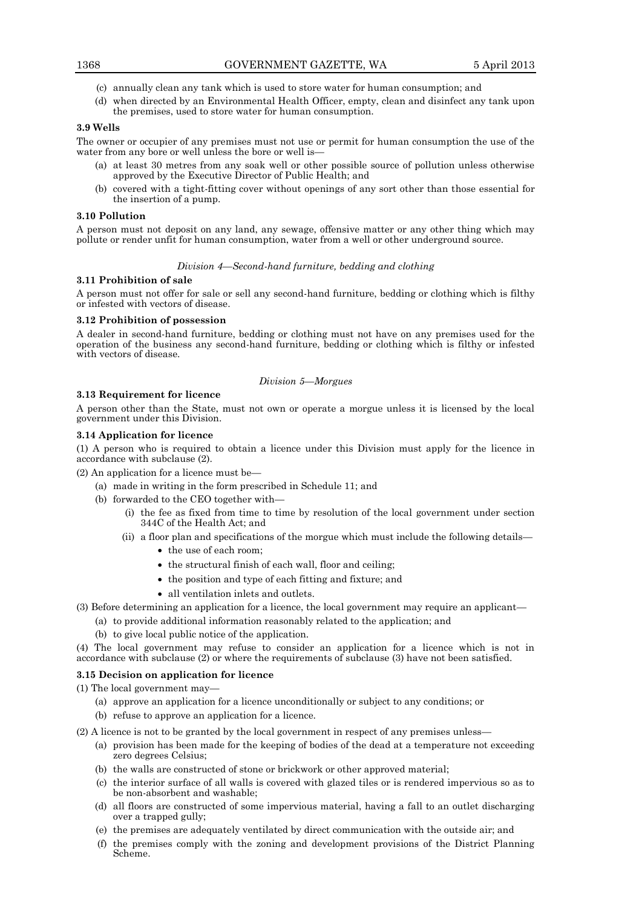(c) annually clean any tank which is used to store water for human consumption; and

(d) when directed by an Environmental Health Officer, empty, clean and disinfect any tank upon the premises, used to store water for human consumption.

**3.9 Wells**

The owner or occupier of any premises must not use or permit for human consumption the use of the water from any bore or well unless the bore or well is—

(a) at least 30 metres from any soak well or other possible source of pollution unless otherwise approved by the Executive Director of Public Health; and

(b) covered with a tight-fitting cover without openings of any sort other than those essential for the insertion of a pump.

**3.10 Pollution**

A person must not deposit on any land, any sewage, offensive matter or any other thing which may pollute or render unfit for human consumption, water from a well or other underground source.

*Division 4—Second-hand furniture, bedding and clothing*

**3.11 Prohibition of sale**

A person must not offer for sale or sell any second-hand furniture, bedding or clothing which is filthy or infested with vectors of disease.

**3.12 Prohibition of possession**

A dealer in second-hand furniture, bedding or clothing must not have on any premises used for the operation of the business any second-hand furniture, bedding or clothing which is filthy or infested with vectors of disease.

*Division 5—Morgues*

**3.13 Requirement for licence**

A person other than the State, must not own or operate a morgue unless it is licensed by the local government under this Division.

**3.14 Application for licence**

(1) A person who is required to obtain a licence under this Division must apply for the licence in accordance with subclause (2).

(2) An application for a licence must be—

(a) made in writing in the form prescribed in Schedule 11; and

(b) forwarded to the CEO together with—

(i) the fee as fixed from time to time by resolution of the local government under section 344C of the Health Act; and

(ii) a floor plan and specifications of the morgue which must include the following details—

- the use of each room;
- the structural finish of each wall, floor and ceiling;
- the position and type of each fitting and fixture; and
- all ventilation inlets and outlets.

(3) Before determining an application for a licence, the local government may require an applicant—

(a) to provide additional information reasonably related to the application; and

(b) to give local public notice of the application.

(4) The local government may refuse to consider an application for a licence which is not in accordance with subclause (2) or where the requirements of subclause (3) have not been satisfied.

**3.15 Decision on application for licence**

(1) The local government may—

(a) approve an application for a licence unconditionally or subject to any conditions; or

(b) refuse to approve an application for a licence.

(2) A licence is not to be granted by the local government in respect of any premises unless—

(a) provision has been made for the keeping of bodies of the dead at a temperature not exceeding zero degrees Celsius;

(b) the walls are constructed of stone or brickwork or other approved material;

(c) the interior surface of all walls is covered with glazed tiles or is rendered impervious so as to be non-absorbent and washable;

(d) all floors are constructed of some impervious material, having a fall to an outlet discharging over a trapped gully;

(e) the premises are adequately ventilated by direct communication with the outside air; and

(f) the premises comply with the zoning and development provisions of the District Planning Scheme.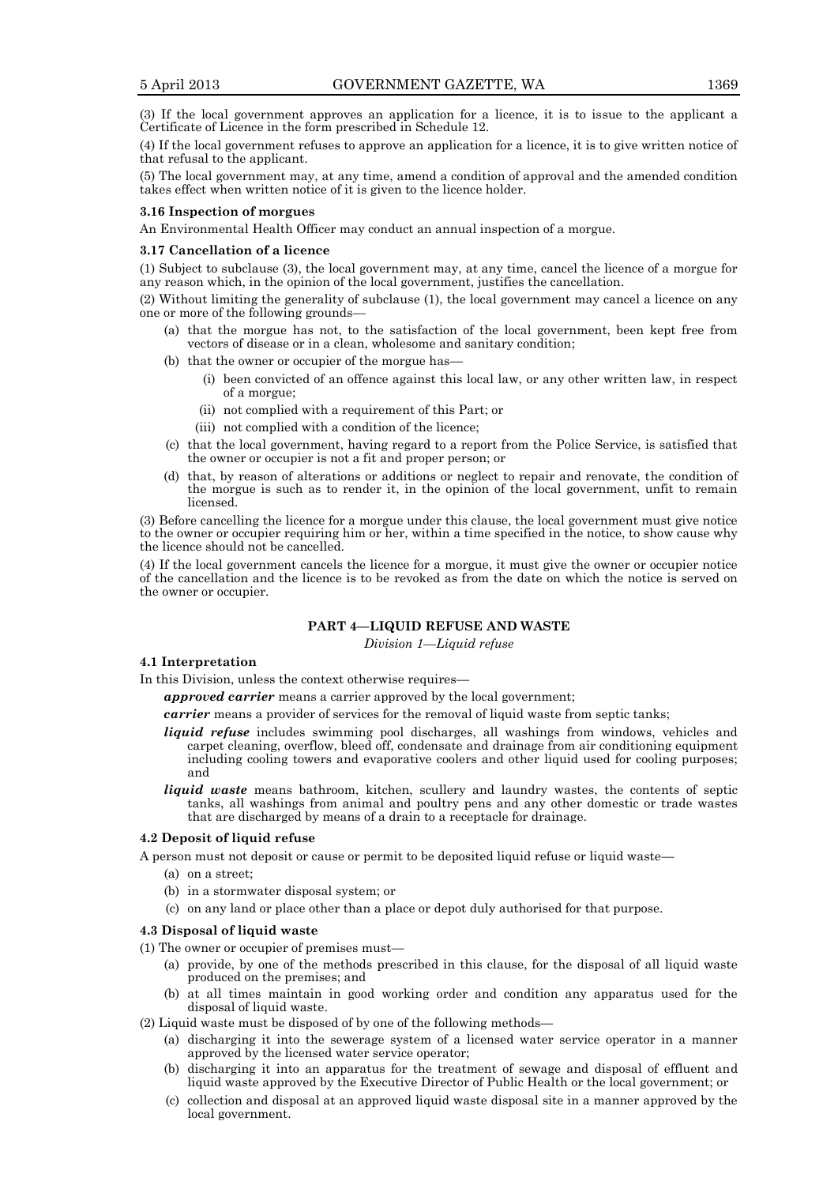(3) If the local government approves an application for a licence, it is to issue to the applicant a Certificate of Licence in the form prescribed in Schedule 12.

(4) If the local government refuses to approve an application for a licence, it is to give written notice of that refusal to the applicant.

(5) The local government may, at any time, amend a condition of approval and the amended condition takes effect when written notice of it is given to the licence holder.

**3.16 Inspection of morgues**

An Environmental Health Officer may conduct an annual inspection of a morgue.

**3.17 Cancellation of a licence**

(1) Subject to subclause (3), the local government may, at any time, cancel the licence of a morgue for any reason which, in the opinion of the local government, justifies the cancellation.

(2) Without limiting the generality of subclause (1), the local government may cancel a licence on any one or more of the following grounds—

- (a) that the morgue has not, to the satisfaction of the local government, been kept free from vectors of disease or in a clean, wholesome and sanitary condition;
- (b) that the owner or occupier of the morgue has—
  - (i) been convicted of an offence against this local law, or any other written law, in respect of a morgue;
  - (ii) not complied with a requirement of this Part; or
  - (iii) not complied with a condition of the licence;
- (c) that the local government, having regard to a report from the Police Service, is satisfied that the owner or occupier is not a fit and proper person; or
- (d) that, by reason of alterations or additions or neglect to repair and renovate, the condition of the morgue is such as to render it, in the opinion of the local government, unfit to remain licensed.

(3) Before cancelling the licence for a morgue under this clause, the local government must give notice to the owner or occupier requiring him or her, within a time specified in the notice, to show cause why the licence should not be cancelled.

(4) If the local government cancels the licence for a morgue, it must give the owner or occupier notice of the cancellation and the licence is to be revoked as from the date on which the notice is served on the owner or occupier.

## PART 4—LIQUID REFUSE AND WASTE

*Division 1—Liquid refuse*

**4.1 Interpretation**

In this Division, unless the context otherwise requires—

***approved carrier*** means a carrier approved by the local government;

***carrier*** means a provider of services for the removal of liquid waste from septic tanks;

***liquid refuse*** includes swimming pool discharges, all washings from windows, vehicles and carpet cleaning, overflow, bleed off, condensate and drainage from air conditioning equipment including cooling towers and evaporative coolers and other liquid used for cooling purposes; and

***liquid waste*** means bathroom, kitchen, scullery and laundry wastes, the contents of septic tanks, all washings from animal and poultry pens and any other domestic or trade wastes that are discharged by means of a drain to a receptacle for drainage.

**4.2 Deposit of liquid refuse**

A person must not deposit or cause or permit to be deposited liquid refuse or liquid waste—

- (a) on a street;
- (b) in a stormwater disposal system; or
- (c) on any land or place other than a place or depot duly authorised for that purpose.

**4.3 Disposal of liquid waste**

(1) The owner or occupier of premises must—

- (a) provide, by one of the methods prescribed in this clause, for the disposal of all liquid waste produced on the premises; and
- (b) at all times maintain in good working order and condition any apparatus used for the disposal of liquid waste.

(2) Liquid waste must be disposed of by one of the following methods—

- (a) discharging it into the sewerage system of a licensed water service operator in a manner approved by the licensed water service operator;
- (b) discharging it into an apparatus for the treatment of sewage and disposal of effluent and liquid waste approved by the Executive Director of Public Health or the local government; or
- (c) collection and disposal at an approved liquid waste disposal site in a manner approved by the local government.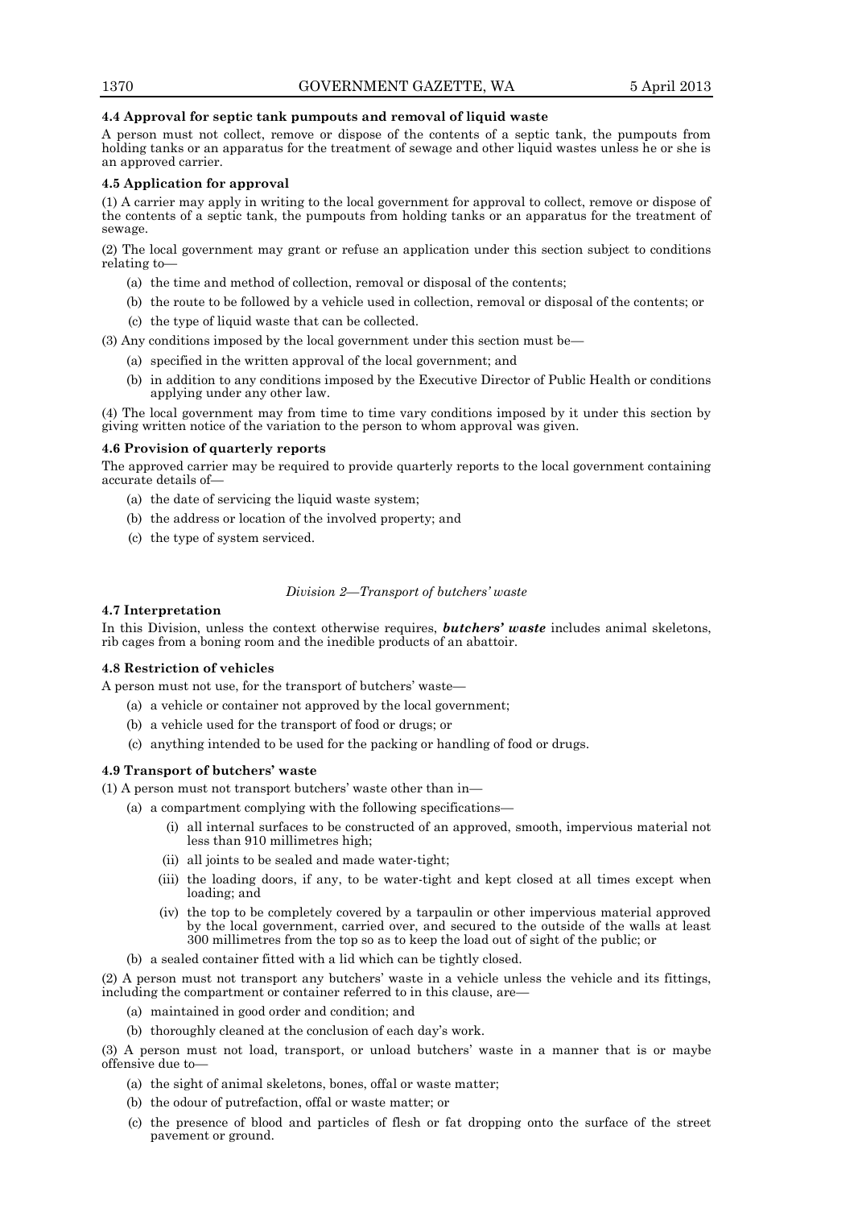**4.4 Approval for septic tank pumpouts and removal of liquid waste**

A person must not collect, remove or dispose of the contents of a septic tank, the pumpouts from holding tanks or an apparatus for the treatment of sewage and other liquid wastes unless he or she is an approved carrier.

**4.5 Application for approval**

(1) A carrier may apply in writing to the local government for approval to collect, remove or dispose of the contents of a septic tank, the pumpouts from holding tanks or an apparatus for the treatment of sewage.

(2) The local government may grant or refuse an application under this section subject to conditions relating to—

- (a) the time and method of collection, removal or disposal of the contents;
- (b) the route to be followed by a vehicle used in collection, removal or disposal of the contents; or
- (c) the type of liquid waste that can be collected.

(3) Any conditions imposed by the local government under this section must be—

- (a) specified in the written approval of the local government; and
- (b) in addition to any conditions imposed by the Executive Director of Public Health or conditions applying under any other law.

(4) The local government may from time to time vary conditions imposed by it under this section by giving written notice of the variation to the person to whom approval was given.

**4.6 Provision of quarterly reports**

The approved carrier may be required to provide quarterly reports to the local government containing accurate details of—

- (a) the date of servicing the liquid waste system;
- (b) the address or location of the involved property; and
- (c) the type of system serviced.

*Division 2—Transport of butchers' waste*

**4.7 Interpretation**

In this Division, unless the context otherwise requires, ***butchers' waste*** includes animal skeletons, rib cages from a boning room and the inedible products of an abattoir.

**4.8 Restriction of vehicles**

A person must not use, for the transport of butchers' waste—

- (a) a vehicle or container not approved by the local government;
- (b) a vehicle used for the transport of food or drugs; or
- (c) anything intended to be used for the packing or handling of food or drugs.

**4.9 Transport of butchers' waste**

(1) A person must not transport butchers' waste other than in—

- (a) a compartment complying with the following specifications—
  - (i) all internal surfaces to be constructed of an approved, smooth, impervious material not less than 910 millimetres high;
  - (ii) all joints to be sealed and made water-tight;
  - (iii) the loading doors, if any, to be water-tight and kept closed at all times except when loading; and
  - (iv) the top to be completely covered by a tarpaulin or other impervious material approved by the local government, carried over, and secured to the outside of the walls at least 300 millimetres from the top so as to keep the load out of sight of the public; or
- (b) a sealed container fitted with a lid which can be tightly closed.

(2) A person must not transport any butchers' waste in a vehicle unless the vehicle and its fittings, including the compartment or container referred to in this clause, are—

- (a) maintained in good order and condition; and
- (b) thoroughly cleaned at the conclusion of each day's work.

(3) A person must not load, transport, or unload butchers' waste in a manner that is or maybe offensive due to—

- (a) the sight of animal skeletons, bones, offal or waste matter;
- (b) the odour of putrefaction, offal or waste matter; or
- (c) the presence of blood and particles of flesh or fat dropping onto the surface of the street pavement or ground.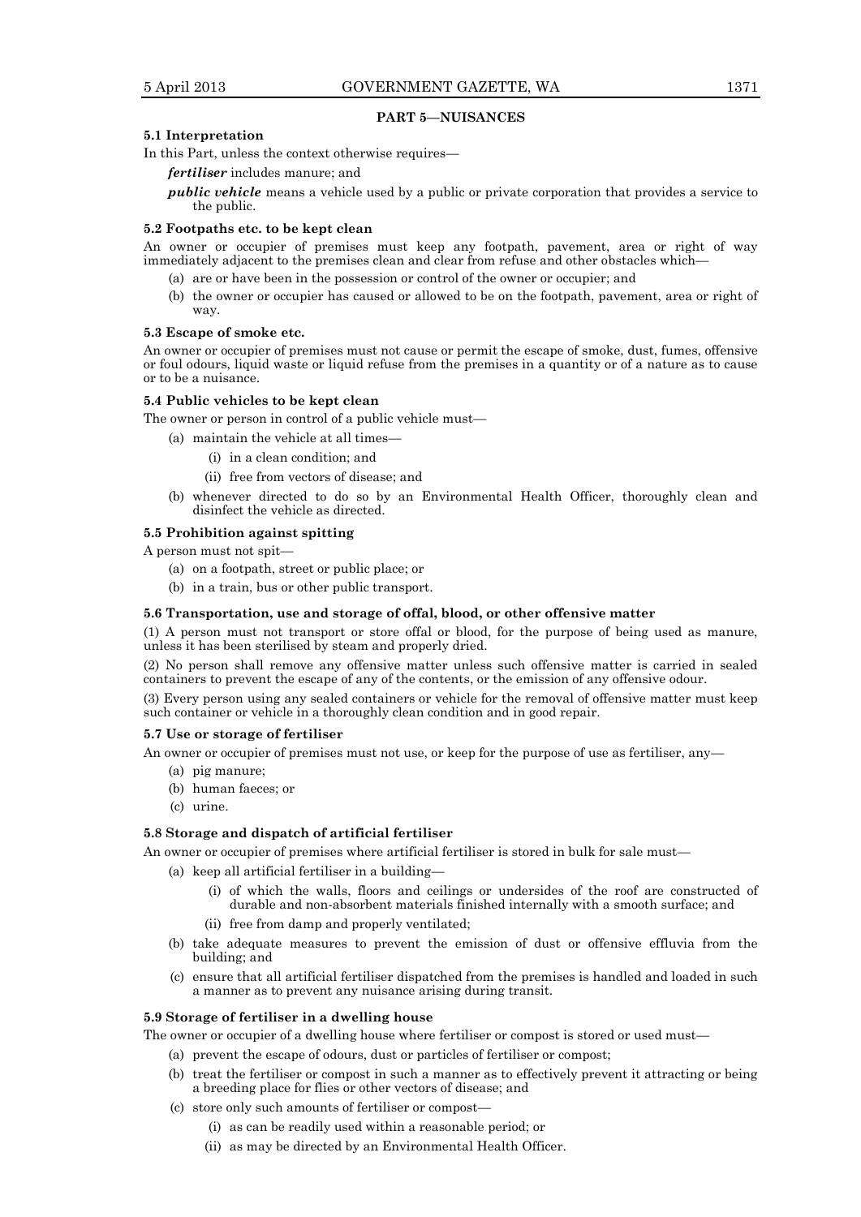## PART 5—NUISANCES

### 5.1 Interpretation

In this Part, unless the context otherwise requires—

***fertiliser*** includes manure; and

***public vehicle*** means a vehicle used by a public or private corporation that provides a service to the public.

### 5.2 Footpaths etc. to be kept clean

An owner or occupier of premises must keep any footpath, pavement, area or right of way immediately adjacent to the premises clean and clear from refuse and other obstacles which—

- (a) are or have been in the possession or control of the owner or occupier; and
- (b) the owner or occupier has caused or allowed to be on the footpath, pavement, area or right of way.

### 5.3 Escape of smoke etc.

An owner or occupier of premises must not cause or permit the escape of smoke, dust, fumes, offensive or foul odours, liquid waste or liquid refuse from the premises in a quantity or of a nature as to cause or to be a nuisance.

### 5.4 Public vehicles to be kept clean

The owner or person in control of a public vehicle must—

- (a) maintain the vehicle at all times—
  - (i) in a clean condition; and
  - (ii) free from vectors of disease; and
- (b) whenever directed to do so by an Environmental Health Officer, thoroughly clean and disinfect the vehicle as directed.

### 5.5 Prohibition against spitting

A person must not spit—

- (a) on a footpath, street or public place; or
- (b) in a train, bus or other public transport.

### 5.6 Transportation, use and storage of offal, blood, or other offensive matter

(1) A person must not transport or store offal or blood, for the purpose of being used as manure, unless it has been sterilised by steam and properly dried.

(2) No person shall remove any offensive matter unless such offensive matter is carried in sealed containers to prevent the escape of any of the contents, or the emission of any offensive odour.

(3) Every person using any sealed containers or vehicle for the removal of offensive matter must keep such container or vehicle in a thoroughly clean condition and in good repair.

### 5.7 Use or storage of fertiliser

An owner or occupier of premises must not use, or keep for the purpose of use as fertiliser, any—

- (a) pig manure;
- (b) human faeces; or
- (c) urine.

### 5.8 Storage and dispatch of artificial fertiliser

An owner or occupier of premises where artificial fertiliser is stored in bulk for sale must—

- (a) keep all artificial fertiliser in a building—
  - (i) of which the walls, floors and ceilings or undersides of the roof are constructed of durable and non-absorbent materials finished internally with a smooth surface; and
  - (ii) free from damp and properly ventilated;
- (b) take adequate measures to prevent the emission of dust or offensive effluvia from the building; and
- (c) ensure that all artificial fertiliser dispatched from the premises is handled and loaded in such a manner as to prevent any nuisance arising during transit.

### 5.9 Storage of fertiliser in a dwelling house

The owner or occupier of a dwelling house where fertiliser or compost is stored or used must—

- (a) prevent the escape of odours, dust or particles of fertiliser or compost;
- (b) treat the fertiliser or compost in such a manner as to effectively prevent it attracting or being a breeding place for flies or other vectors of disease; and
- (c) store only such amounts of fertiliser or compost—
  - (i) as can be readily used within a reasonable period; or
  - (ii) as may be directed by an Environmental Health Officer.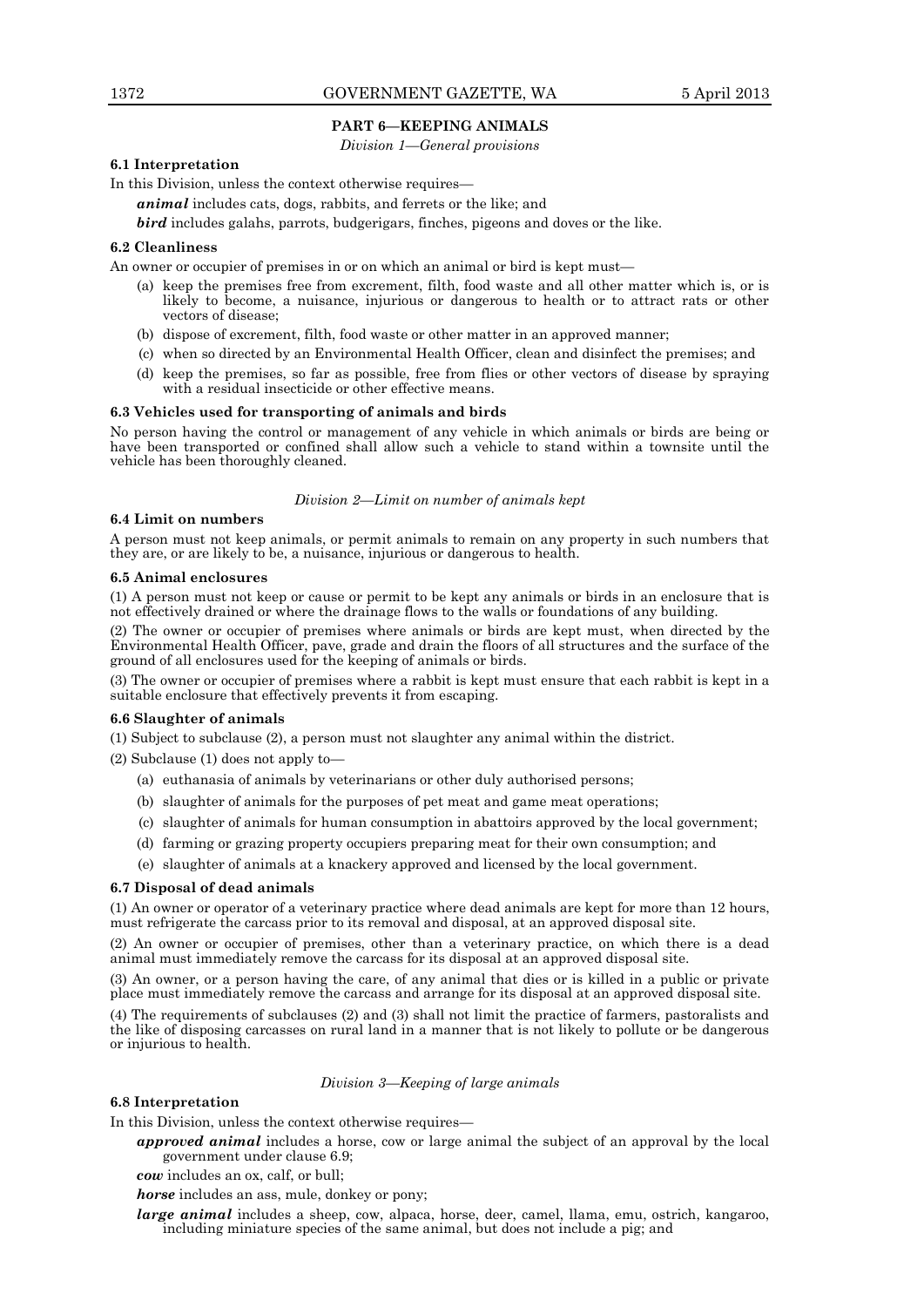## PART 6—KEEPING ANIMALS

*Division 1—General provisions*

**6.1 Interpretation**

In this Division, unless the context otherwise requires—

***animal*** includes cats, dogs, rabbits, and ferrets or the like; and

***bird*** includes galahs, parrots, budgerigars, finches, pigeons and doves or the like.

**6.2 Cleanliness**

An owner or occupier of premises in or on which an animal or bird is kept must—

(a) keep the premises free from excrement, filth, food waste and all other matter which is, or is likely to become, a nuisance, injurious or dangerous to health or to attract rats or other vectors of disease;

(b) dispose of excrement, filth, food waste or other matter in an approved manner;

(c) when so directed by an Environmental Health Officer, clean and disinfect the premises; and

(d) keep the premises, so far as possible, free from flies or other vectors of disease by spraying with a residual insecticide or other effective means.

**6.3 Vehicles used for transporting of animals and birds**

No person having the control or management of any vehicle in which animals or birds are being or have been transported or confined shall allow such a vehicle to stand within a townsite until the vehicle has been thoroughly cleaned.

*Division 2—Limit on number of animals kept*

**6.4 Limit on numbers**

A person must not keep animals, or permit animals to remain on any property in such numbers that they are, or are likely to be, a nuisance, injurious or dangerous to health.

**6.5 Animal enclosures**

(1) A person must not keep or cause or permit to be kept any animals or birds in an enclosure that is not effectively drained or where the drainage flows to the walls or foundations of any building.

(2) The owner or occupier of premises where animals or birds are kept must, when directed by the Environmental Health Officer, pave, grade and drain the floors of all structures and the surface of the ground of all enclosures used for the keeping of animals or birds.

(3) The owner or occupier of premises where a rabbit is kept must ensure that each rabbit is kept in a suitable enclosure that effectively prevents it from escaping.

**6.6 Slaughter of animals**

(1) Subject to subclause (2), a person must not slaughter any animal within the district.

(2) Subclause (1) does not apply to—

(a) euthanasia of animals by veterinarians or other duly authorised persons;

(b) slaughter of animals for the purposes of pet meat and game meat operations;

(c) slaughter of animals for human consumption in abattoirs approved by the local government;

(d) farming or grazing property occupiers preparing meat for their own consumption; and

(e) slaughter of animals at a knackery approved and licensed by the local government.

**6.7 Disposal of dead animals**

(1) An owner or operator of a veterinary practice where dead animals are kept for more than 12 hours, must refrigerate the carcass prior to its removal and disposal, at an approved disposal site.

(2) An owner or occupier of premises, other than a veterinary practice, on which there is a dead animal must immediately remove the carcass for its disposal at an approved disposal site.

(3) An owner, or a person having the care, of any animal that dies or is killed in a public or private place must immediately remove the carcass and arrange for its disposal at an approved disposal site.

(4) The requirements of subclauses (2) and (3) shall not limit the practice of farmers, pastoralists and the like of disposing carcasses on rural land in a manner that is not likely to pollute or be dangerous or injurious to health.

*Division 3—Keeping of large animals*

**6.8 Interpretation**

In this Division, unless the context otherwise requires—

***approved animal*** includes a horse, cow or large animal the subject of an approval by the local government under clause 6.9;

***cow*** includes an ox, calf, or bull;

***horse*** includes an ass, mule, donkey or pony;

***large animal*** includes a sheep, cow, alpaca, horse, deer, camel, llama, emu, ostrich, kangaroo, including miniature species of the same animal, but does not include a pig; and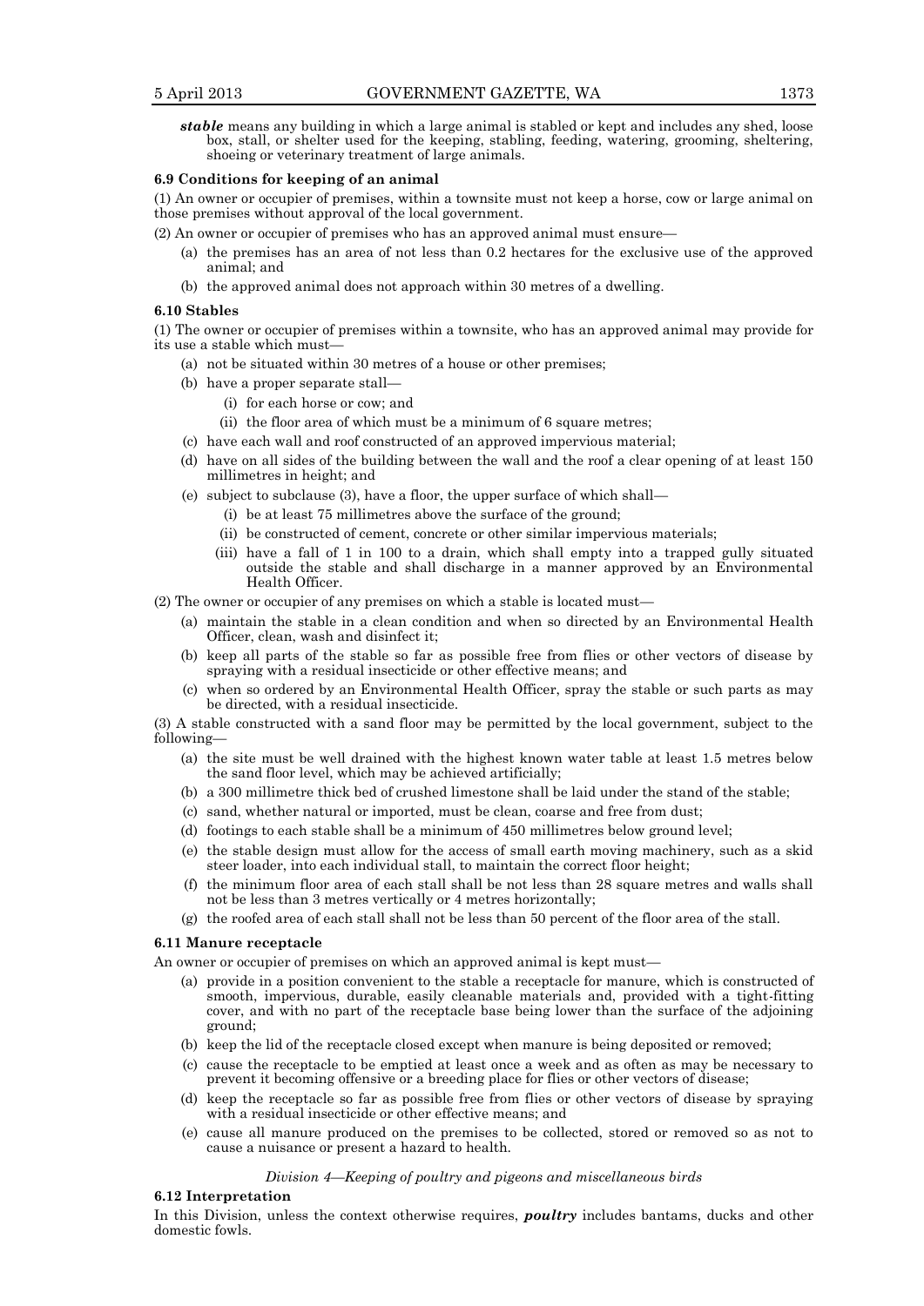***stable*** means any building in which a large animal is stabled or kept and includes any shed, loose box, stall, or shelter used for the keeping, stabling, feeding, watering, grooming, sheltering, shoeing or veterinary treatment of large animals.

**6.9 Conditions for keeping of an animal**

(1) An owner or occupier of premises, within a townsite must not keep a horse, cow or large animal on those premises without approval of the local government.

(2) An owner or occupier of premises who has an approved animal must ensure—

- (a) the premises has an area of not less than 0.2 hectares for the exclusive use of the approved animal; and
- (b) the approved animal does not approach within 30 metres of a dwelling.

**6.10 Stables**

(1) The owner or occupier of premises within a townsite, who has an approved animal may provide for its use a stable which must—

- (a) not be situated within 30 metres of a house or other premises;
- (b) have a proper separate stall—
  - (i) for each horse or cow; and
  - (ii) the floor area of which must be a minimum of 6 square metres;
- (c) have each wall and roof constructed of an approved impervious material;
- (d) have on all sides of the building between the wall and the roof a clear opening of at least 150 millimetres in height; and
- (e) subject to subclause (3), have a floor, the upper surface of which shall—
  - (i) be at least 75 millimetres above the surface of the ground;
  - (ii) be constructed of cement, concrete or other similar impervious materials;
  - (iii) have a fall of 1 in 100 to a drain, which shall empty into a trapped gully situated outside the stable and shall discharge in a manner approved by an Environmental Health Officer.

(2) The owner or occupier of any premises on which a stable is located must—

- (a) maintain the stable in a clean condition and when so directed by an Environmental Health Officer, clean, wash and disinfect it;
- (b) keep all parts of the stable so far as possible free from flies or other vectors of disease by spraying with a residual insecticide or other effective means; and
- (c) when so ordered by an Environmental Health Officer, spray the stable or such parts as may be directed, with a residual insecticide.

(3) A stable constructed with a sand floor may be permitted by the local government, subject to the following—

- (a) the site must be well drained with the highest known water table at least 1.5 metres below the sand floor level, which may be achieved artificially;
- (b) a 300 millimetre thick bed of crushed limestone shall be laid under the stand of the stable;
- (c) sand, whether natural or imported, must be clean, coarse and free from dust;
- (d) footings to each stable shall be a minimum of 450 millimetres below ground level;
- (e) the stable design must allow for the access of small earth moving machinery, such as a skid steer loader, into each individual stall, to maintain the correct floor height;
- (f) the minimum floor area of each stall shall be not less than 28 square metres and walls shall not be less than 3 metres vertically or 4 metres horizontally;
- (g) the roofed area of each stall shall not be less than 50 percent of the floor area of the stall.

**6.11 Manure receptacle**

An owner or occupier of premises on which an approved animal is kept must—

- (a) provide in a position convenient to the stable a receptacle for manure, which is constructed of smooth, impervious, durable, easily cleanable materials and, provided with a tight-fitting cover, and with no part of the receptacle base being lower than the surface of the adjoining ground;
- (b) keep the lid of the receptacle closed except when manure is being deposited or removed;
- (c) cause the receptacle to be emptied at least once a week and as often as may be necessary to prevent it becoming offensive or a breeding place for flies or other vectors of disease;
- (d) keep the receptacle so far as possible free from flies or other vectors of disease by spraying with a residual insecticide or other effective means; and
- (e) cause all manure produced on the premises to be collected, stored or removed so as not to cause a nuisance or present a hazard to health.

*Division 4—Keeping of poultry and pigeons and miscellaneous birds*

**6.12 Interpretation**

In this Division, unless the context otherwise requires, ***poultry*** includes bantams, ducks and other domestic fowls.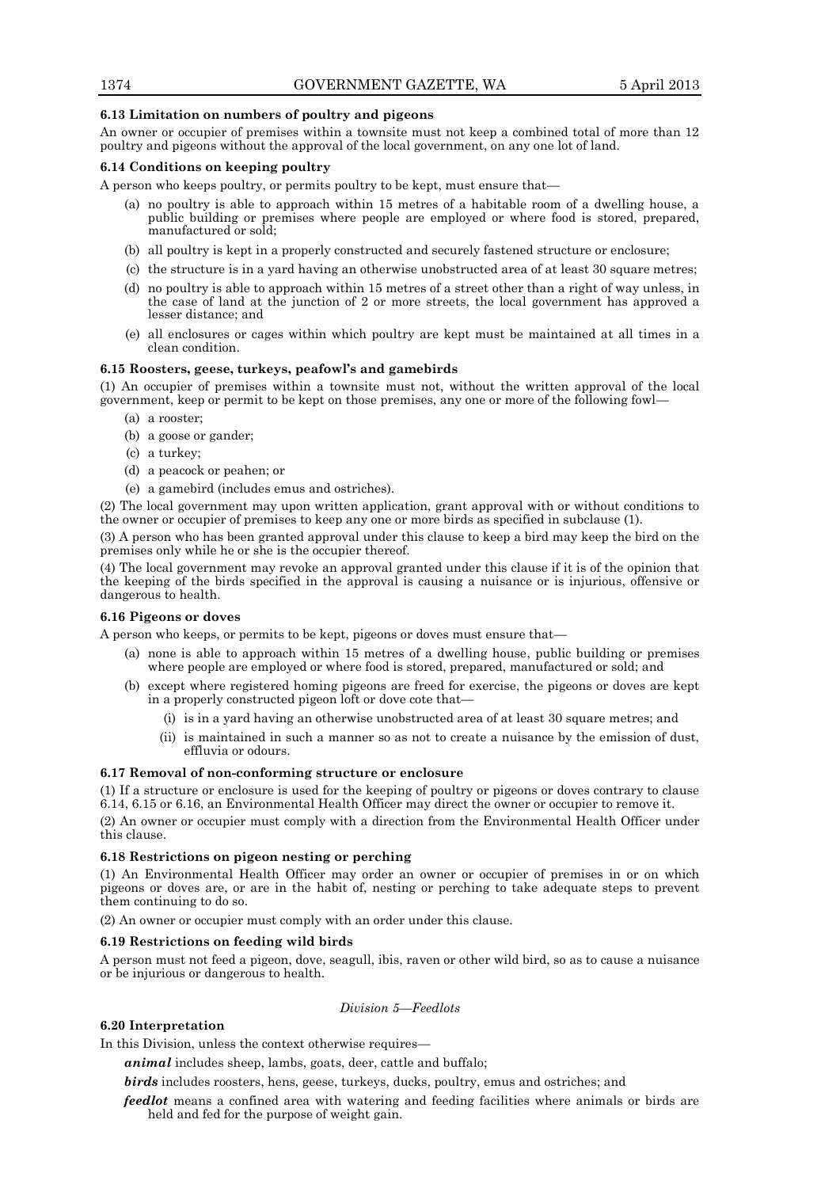**6.13 Limitation on numbers of poultry and pigeons**

An owner or occupier of premises within a townsite must not keep a combined total of more than 12 poultry and pigeons without the approval of the local government, on any one lot of land.

**6.14 Conditions on keeping poultry**

A person who keeps poultry, or permits poultry to be kept, must ensure that—

(a) no poultry is able to approach within 15 metres of a habitable room of a dwelling house, a public building or premises where people are employed or where food is stored, prepared, manufactured or sold;

(b) all poultry is kept in a properly constructed and securely fastened structure or enclosure;

(c) the structure is in a yard having an otherwise unobstructed area of at least 30 square metres;

(d) no poultry is able to approach within 15 metres of a street other than a right of way unless, in the case of land at the junction of 2 or more streets, the local government has approved a lesser distance; and

(e) all enclosures or cages within which poultry are kept must be maintained at all times in a clean condition.

**6.15 Roosters, geese, turkeys, peafowl's and gamebirds**

(1) An occupier of premises within a townsite must not, without the written approval of the local government, keep or permit to be kept on those premises, any one or more of the following fowl—

(a) a rooster;

(b) a goose or gander;

(c) a turkey;

(d) a peacock or peahen; or

(e) a gamebird (includes emus and ostriches).

(2) The local government may upon written application, grant approval with or without conditions to the owner or occupier of premises to keep any one or more birds as specified in subclause (1).

(3) A person who has been granted approval under this clause to keep a bird may keep the bird on the premises only while he or she is the occupier thereof.

(4) The local government may revoke an approval granted under this clause if it is of the opinion that the keeping of the birds specified in the approval is causing a nuisance or is injurious, offensive or dangerous to health.

**6.16 Pigeons or doves**

A person who keeps, or permits to be kept, pigeons or doves must ensure that—

(a) none is able to approach within 15 metres of a dwelling house, public building or premises where people are employed or where food is stored, prepared, manufactured or sold; and

(b) except where registered homing pigeons are freed for exercise, the pigeons or doves are kept in a properly constructed pigeon loft or dove cote that—

(i) is in a yard having an otherwise unobstructed area of at least 30 square metres; and

(ii) is maintained in such a manner so as not to create a nuisance by the emission of dust, effluvia or odours.

**6.17 Removal of non-conforming structure or enclosure**

(1) If a structure or enclosure is used for the keeping of poultry or pigeons or doves contrary to clause 6.14, 6.15 or 6.16, an Environmental Health Officer may direct the owner or occupier to remove it.

(2) An owner or occupier must comply with a direction from the Environmental Health Officer under this clause.

**6.18 Restrictions on pigeon nesting or perching**

(1) An Environmental Health Officer may order an owner or occupier of premises in or on which pigeons or doves are, or are in the habit of, nesting or perching to take adequate steps to prevent them continuing to do so.

(2) An owner or occupier must comply with an order under this clause.

**6.19 Restrictions on feeding wild birds**

A person must not feed a pigeon, dove, seagull, ibis, raven or other wild bird, so as to cause a nuisance or be injurious or dangerous to health.

*Division 5—Feedlots*

**6.20 Interpretation**

In this Division, unless the context otherwise requires—

***animal*** includes sheep, lambs, goats, deer, cattle and buffalo;

***birds*** includes roosters, hens, geese, turkeys, ducks, poultry, emus and ostriches; and

***feedlot*** means a confined area with watering and feeding facilities where animals or birds are held and fed for the purpose of weight gain.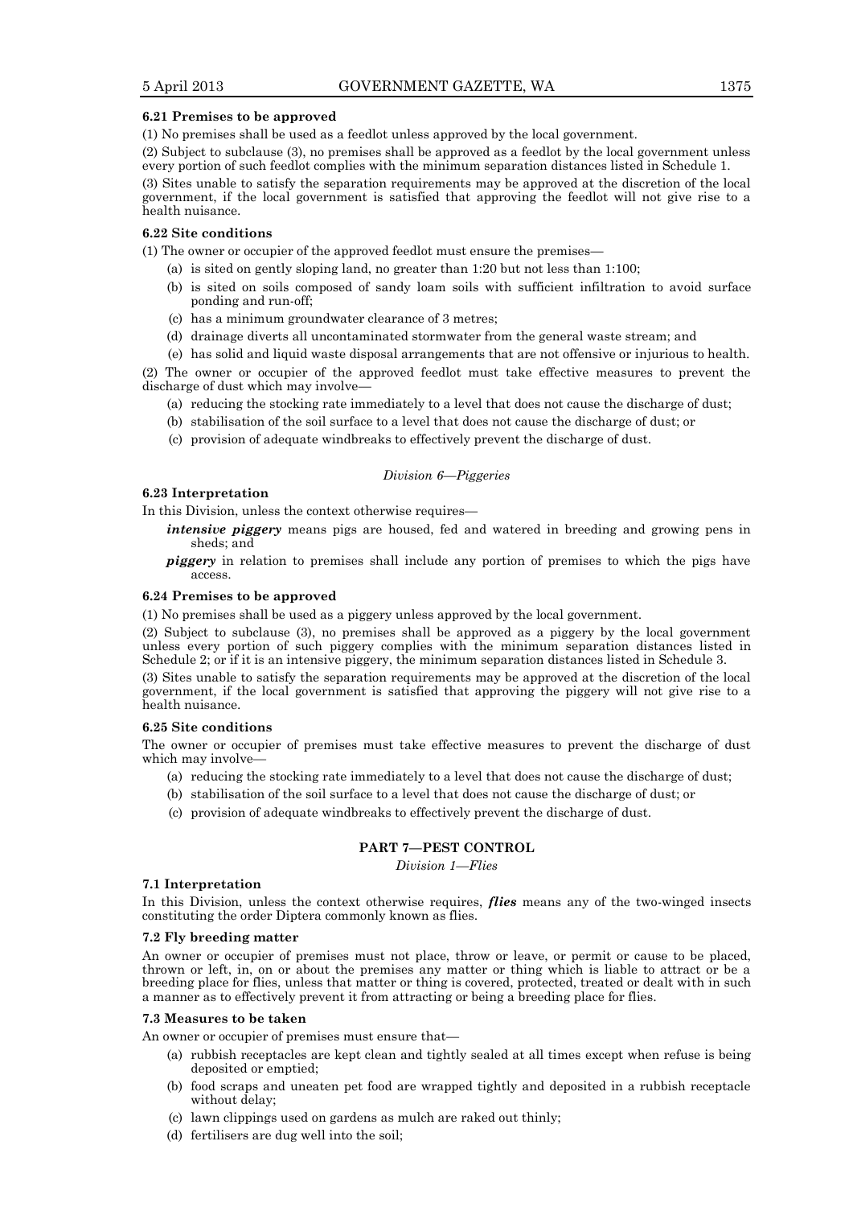**6.21 Premises to be approved**

(1) No premises shall be used as a feedlot unless approved by the local government.

(2) Subject to subclause (3), no premises shall be approved as a feedlot by the local government unless every portion of such feedlot complies with the minimum separation distances listed in Schedule 1.

(3) Sites unable to satisfy the separation requirements may be approved at the discretion of the local government, if the local government is satisfied that approving the feedlot will not give rise to a health nuisance.

**6.22 Site conditions**

(1) The owner or occupier of the approved feedlot must ensure the premises—

- (a) is sited on gently sloping land, no greater than 1:20 but not less than 1:100;
- (b) is sited on soils composed of sandy loam soils with sufficient infiltration to avoid surface ponding and run-off;
- (c) has a minimum groundwater clearance of 3 metres;
- (d) drainage diverts all uncontaminated stormwater from the general waste stream; and
- (e) has solid and liquid waste disposal arrangements that are not offensive or injurious to health.

(2) The owner or occupier of the approved feedlot must take effective measures to prevent the discharge of dust which may involve—

- (a) reducing the stocking rate immediately to a level that does not cause the discharge of dust;
- (b) stabilisation of the soil surface to a level that does not cause the discharge of dust; or
- (c) provision of adequate windbreaks to effectively prevent the discharge of dust.

*Division 6—Piggeries*

**6.23 Interpretation**

In this Division, unless the context otherwise requires—

***intensive piggery*** means pigs are housed, fed and watered in breeding and growing pens in sheds; and

***piggery*** in relation to premises shall include any portion of premises to which the pigs have access.

**6.24 Premises to be approved**

(1) No premises shall be used as a piggery unless approved by the local government.

(2) Subject to subclause (3), no premises shall be approved as a piggery by the local government unless every portion of such piggery complies with the minimum separation distances listed in Schedule 2; or if it is an intensive piggery, the minimum separation distances listed in Schedule 3.

(3) Sites unable to satisfy the separation requirements may be approved at the discretion of the local government, if the local government is satisfied that approving the piggery will not give rise to a health nuisance.

**6.25 Site conditions**

The owner or occupier of premises must take effective measures to prevent the discharge of dust which may involve—

- (a) reducing the stocking rate immediately to a level that does not cause the discharge of dust;
- (b) stabilisation of the soil surface to a level that does not cause the discharge of dust; or
- (c) provision of adequate windbreaks to effectively prevent the discharge of dust.

## PART 7—PEST CONTROL

*Division 1—Flies*

**7.1 Interpretation**

In this Division, unless the context otherwise requires, ***flies*** means any of the two-winged insects constituting the order Diptera commonly known as flies.

**7.2 Fly breeding matter**

An owner or occupier of premises must not place, throw or leave, or permit or cause to be placed, thrown or left, in, on or about the premises any matter or thing which is liable to attract or be a breeding place for flies, unless that matter or thing is covered, protected, treated or dealt with in such a manner as to effectively prevent it from attracting or being a breeding place for flies.

**7.3 Measures to be taken**

An owner or occupier of premises must ensure that—

- (a) rubbish receptacles are kept clean and tightly sealed at all times except when refuse is being deposited or emptied;
- (b) food scraps and uneaten pet food are wrapped tightly and deposited in a rubbish receptacle without delay;
- (c) lawn clippings used on gardens as mulch are raked out thinly;
- (d) fertilisers are dug well into the soil;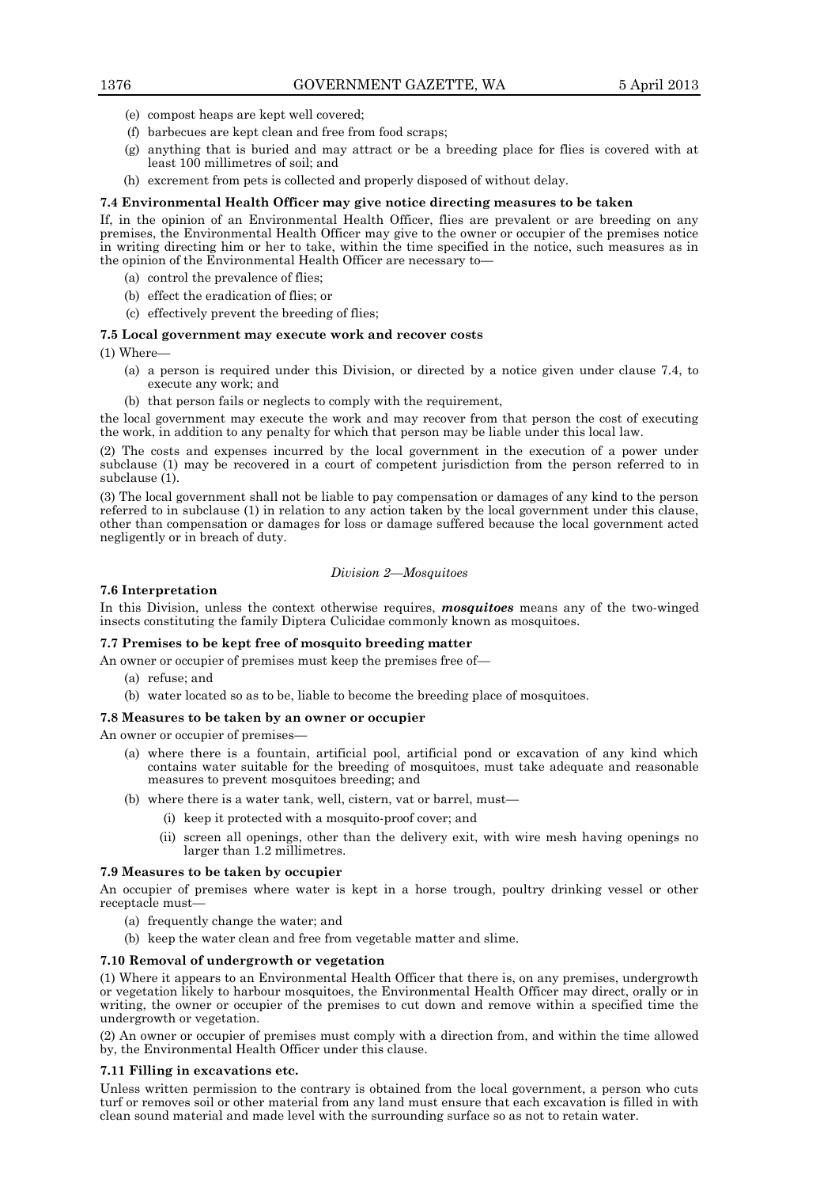(e) compost heaps are kept well covered;

(f) barbecues are kept clean and free from food scraps;

(g) anything that is buried and may attract or be a breeding place for flies is covered with at least 100 millimetres of soil; and

(h) excrement from pets is collected and properly disposed of without delay.

**7.4 Environmental Health Officer may give notice directing measures to be taken**

If, in the opinion of an Environmental Health Officer, flies are prevalent or are breeding on any premises, the Environmental Health Officer may give to the owner or occupier of the premises notice in writing directing him or her to take, within the time specified in the notice, such measures as in the opinion of the Environmental Health Officer are necessary to—

(a) control the prevalence of flies;

(b) effect the eradication of flies; or

(c) effectively prevent the breeding of flies;

**7.5 Local government may execute work and recover costs**

(1) Where—

(a) a person is required under this Division, or directed by a notice given under clause 7.4, to execute any work; and

(b) that person fails or neglects to comply with the requirement,

the local government may execute the work and may recover from that person the cost of executing the work, in addition to any penalty for which that person may be liable under this local law.

(2) The costs and expenses incurred by the local government in the execution of a power under subclause (1) may be recovered in a court of competent jurisdiction from the person referred to in subclause (1).

(3) The local government shall not be liable to pay compensation or damages of any kind to the person referred to in subclause (1) in relation to any action taken by the local government under this clause, other than compensation or damages for loss or damage suffered because the local government acted negligently or in breach of duty.

*Division 2—Mosquitoes*

**7.6 Interpretation**

In this Division, unless the context otherwise requires, ***mosquitoes*** means any of the two-winged insects constituting the family Diptera Culicidae commonly known as mosquitoes.

**7.7 Premises to be kept free of mosquito breeding matter**

An owner or occupier of premises must keep the premises free of—

(a) refuse; and

(b) water located so as to be, liable to become the breeding place of mosquitoes.

**7.8 Measures to be taken by an owner or occupier**

An owner or occupier of premises—

(a) where there is a fountain, artificial pool, artificial pond or excavation of any kind which contains water suitable for the breeding of mosquitoes, must take adequate and reasonable measures to prevent mosquitoes breeding; and

(b) where there is a water tank, well, cistern, vat or barrel, must—

(i) keep it protected with a mosquito-proof cover; and

(ii) screen all openings, other than the delivery exit, with wire mesh having openings no larger than 1.2 millimetres.

**7.9 Measures to be taken by occupier**

An occupier of premises where water is kept in a horse trough, poultry drinking vessel or other receptacle must—

(a) frequently change the water; and

(b) keep the water clean and free from vegetable matter and slime.

**7.10 Removal of undergrowth or vegetation**

(1) Where it appears to an Environmental Health Officer that there is, on any premises, undergrowth or vegetation likely to harbour mosquitoes, the Environmental Health Officer may direct, orally or in writing, the owner or occupier of the premises to cut down and remove within a specified time the undergrowth or vegetation.

(2) An owner or occupier of premises must comply with a direction from, and within the time allowed by, the Environmental Health Officer under this clause.

**7.11 Filling in excavations etc.**

Unless written permission to the contrary is obtained from the local government, a person who cuts turf or removes soil or other material from any land must ensure that each excavation is filled in with clean sound material and made level with the surrounding surface so as not to retain water.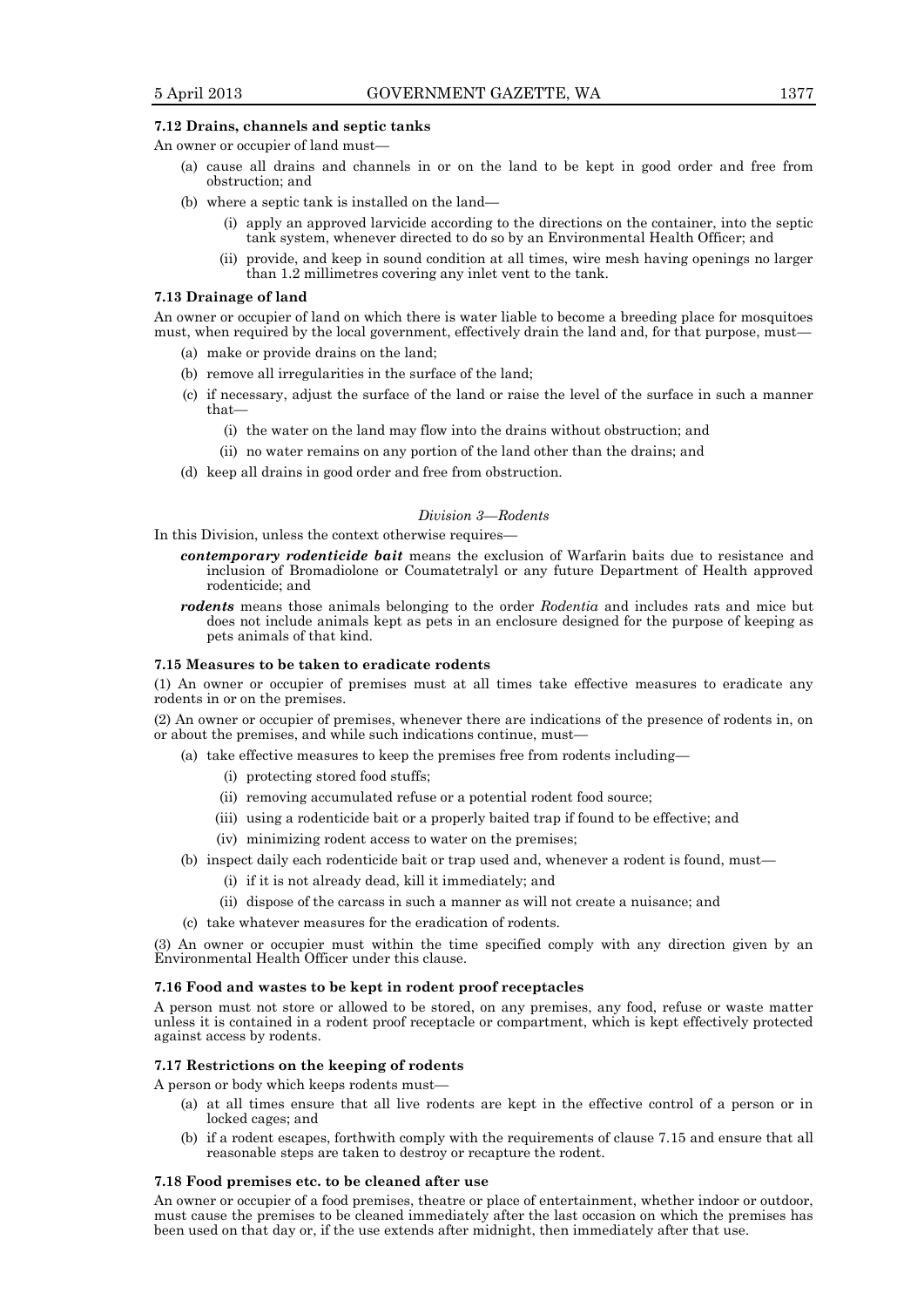**7.12 Drains, channels and septic tanks**

An owner or occupier of land must—

(a) cause all drains and channels in or on the land to be kept in good order and free from obstruction; and

(b) where a septic tank is installed on the land—

(i) apply an approved larvicide according to the directions on the container, into the septic tank system, whenever directed to do so by an Environmental Health Officer; and

(ii) provide, and keep in sound condition at all times, wire mesh having openings no larger than 1.2 millimetres covering any inlet vent to the tank.

**7.13 Drainage of land**

An owner or occupier of land on which there is water liable to become a breeding place for mosquitoes must, when required by the local government, effectively drain the land and, for that purpose, must—

(a) make or provide drains on the land;

(b) remove all irregularities in the surface of the land;

(c) if necessary, adjust the surface of the land or raise the level of the surface in such a manner that—

(i) the water on the land may flow into the drains without obstruction; and

(ii) no water remains on any portion of the land other than the drains; and

(d) keep all drains in good order and free from obstruction.

*Division 3—Rodents*

In this Division, unless the context otherwise requires—

***contemporary rodenticide bait*** means the exclusion of Warfarin baits due to resistance and inclusion of Bromadiolone or Coumatetralyl or any future Department of Health approved rodenticide; and

***rodents*** means those animals belonging to the order *Rodentia* and includes rats and mice but does not include animals kept as pets in an enclosure designed for the purpose of keeping as pets animals of that kind.

**7.15 Measures to be taken to eradicate rodents**

(1) An owner or occupier of premises must at all times take effective measures to eradicate any rodents in or on the premises.

(2) An owner or occupier of premises, whenever there are indications of the presence of rodents in, on or about the premises, and while such indications continue, must—

(a) take effective measures to keep the premises free from rodents including—

(i) protecting stored food stuffs;

(ii) removing accumulated refuse or a potential rodent food source;

(iii) using a rodenticide bait or a properly baited trap if found to be effective; and

(iv) minimizing rodent access to water on the premises;

(b) inspect daily each rodenticide bait or trap used and, whenever a rodent is found, must—

(i) if it is not already dead, kill it immediately; and

(ii) dispose of the carcass in such a manner as will not create a nuisance; and

(c) take whatever measures for the eradication of rodents.

(3) An owner or occupier must within the time specified comply with any direction given by an Environmental Health Officer under this clause.

**7.16 Food and wastes to be kept in rodent proof receptacles**

A person must not store or allowed to be stored, on any premises, any food, refuse or waste matter unless it is contained in a rodent proof receptacle or compartment, which is kept effectively protected against access by rodents.

**7.17 Restrictions on the keeping of rodents**

A person or body which keeps rodents must—

(a) at all times ensure that all live rodents are kept in the effective control of a person or in locked cages; and

(b) if a rodent escapes, forthwith comply with the requirements of clause 7.15 and ensure that all reasonable steps are taken to destroy or recapture the rodent.

**7.18 Food premises etc. to be cleaned after use**

An owner or occupier of a food premises, theatre or place of entertainment, whether indoor or outdoor, must cause the premises to be cleaned immediately after the last occasion on which the premises has been used on that day or, if the use extends after midnight, then immediately after that use.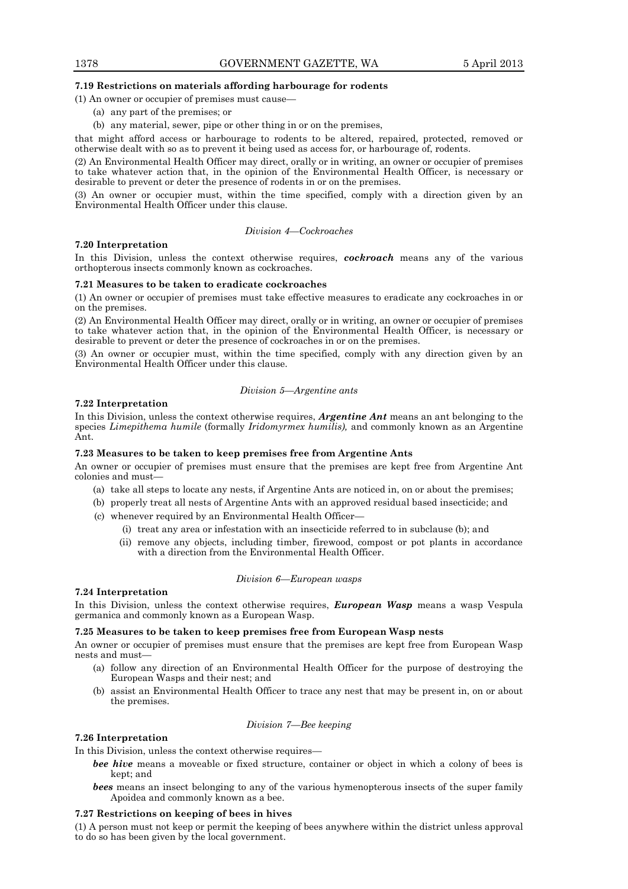**7.19 Restrictions on materials affording harbourage for rodents**

(1) An owner or occupier of premises must cause—

(a) any part of the premises; or

(b) any material, sewer, pipe or other thing in or on the premises,

that might afford access or harbourage to rodents to be altered, repaired, protected, removed or otherwise dealt with so as to prevent it being used as access for, or harbourage of, rodents.

(2) An Environmental Health Officer may direct, orally or in writing, an owner or occupier of premises to take whatever action that, in the opinion of the Environmental Health Officer, is necessary or desirable to prevent or deter the presence of rodents in or on the premises.

(3) An owner or occupier must, within the time specified, comply with a direction given by an Environmental Health Officer under this clause.

*Division 4—Cockroaches*

**7.20 Interpretation**

In this Division, unless the context otherwise requires, ***cockroach*** means any of the various orthopterous insects commonly known as cockroaches.

**7.21 Measures to be taken to eradicate cockroaches**

(1) An owner or occupier of premises must take effective measures to eradicate any cockroaches in or on the premises.

(2) An Environmental Health Officer may direct, orally or in writing, an owner or occupier of premises to take whatever action that, in the opinion of the Environmental Health Officer, is necessary or desirable to prevent or deter the presence of cockroaches in or on the premises.

(3) An owner or occupier must, within the time specified, comply with any direction given by an Environmental Health Officer under this clause.

*Division 5—Argentine ants*

**7.22 Interpretation**

In this Division, unless the context otherwise requires, ***Argentine Ant*** means an ant belonging to the species *Limepithema humile* (formally *Iridomyrmex humilis),* and commonly known as an Argentine Ant.

**7.23 Measures to be taken to keep premises free from Argentine Ants**

An owner or occupier of premises must ensure that the premises are kept free from Argentine Ant colonies and must—

(a) take all steps to locate any nests, if Argentine Ants are noticed in, on or about the premises;

(b) properly treat all nests of Argentine Ants with an approved residual based insecticide; and

(c) whenever required by an Environmental Health Officer—

(i) treat any area or infestation with an insecticide referred to in subclause (b); and

(ii) remove any objects, including timber, firewood, compost or pot plants in accordance with a direction from the Environmental Health Officer.

*Division 6—European wasps*

**7.24 Interpretation**

In this Division, unless the context otherwise requires, ***European Wasp*** means a wasp Vespula germanica and commonly known as a European Wasp.

**7.25 Measures to be taken to keep premises free from European Wasp nests**

An owner or occupier of premises must ensure that the premises are kept free from European Wasp nests and must—

(a) follow any direction of an Environmental Health Officer for the purpose of destroying the European Wasps and their nest; and

(b) assist an Environmental Health Officer to trace any nest that may be present in, on or about the premises.

*Division 7—Bee keeping*

**7.26 Interpretation**

In this Division, unless the context otherwise requires—

***bee hive*** means a moveable or fixed structure, container or object in which a colony of bees is kept; and

***bees*** means an insect belonging to any of the various hymenopterous insects of the super family Apoidea and commonly known as a bee.

**7.27 Restrictions on keeping of bees in hives**

(1) A person must not keep or permit the keeping of bees anywhere within the district unless approval to do so has been given by the local government.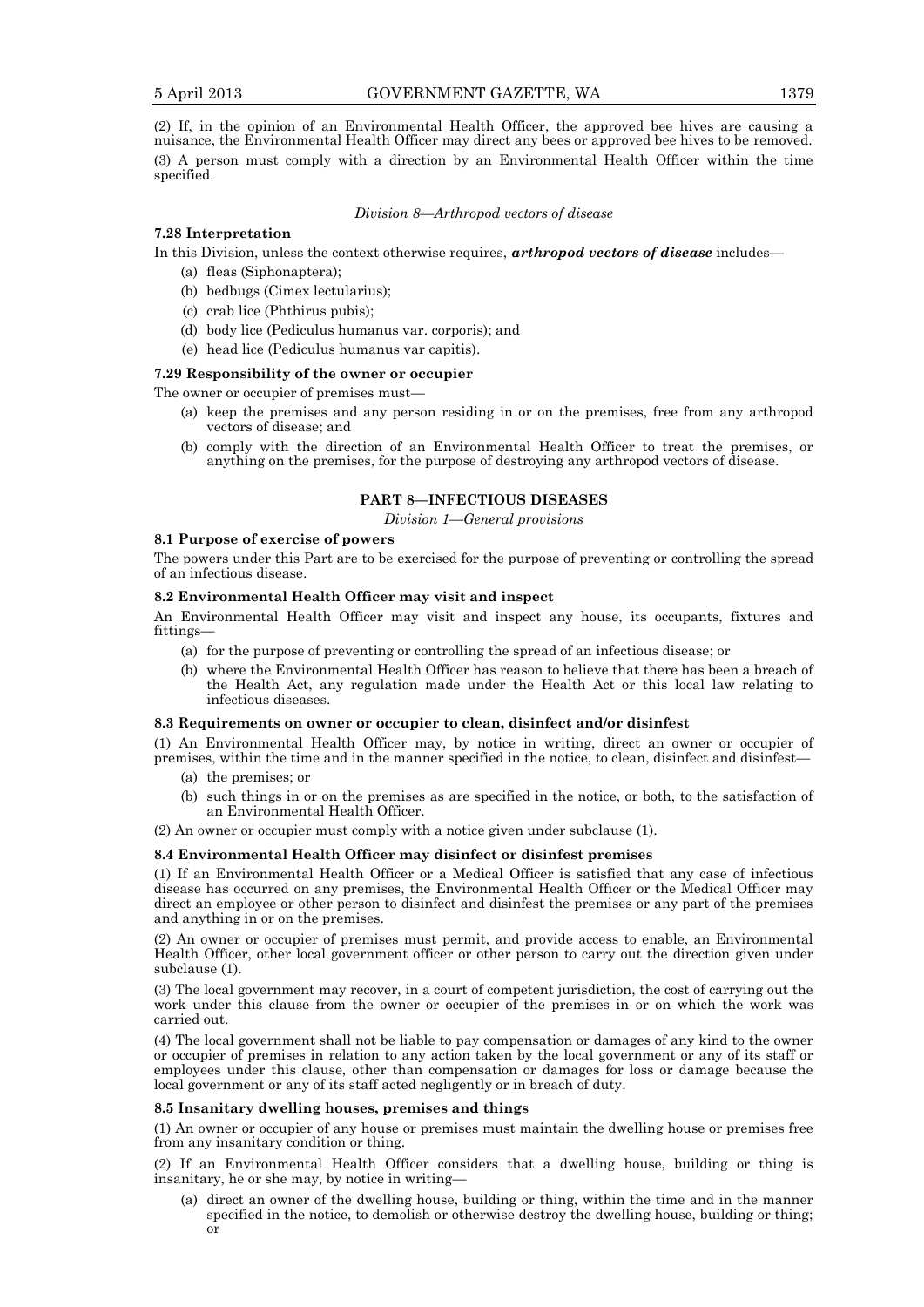(2) If, in the opinion of an Environmental Health Officer, the approved bee hives are causing a nuisance, the Environmental Health Officer may direct any bees or approved bee hives to be removed.

(3) A person must comply with a direction by an Environmental Health Officer within the time specified.

*Division 8—Arthropod vectors of disease*

**7.28 Interpretation**

In this Division, unless the context otherwise requires, ***arthropod vectors of disease*** includes—

- (a) fleas (Siphonaptera);
- (b) bedbugs (Cimex lectularius);
- (c) crab lice (Phthirus pubis);
- (d) body lice (Pediculus humanus var. corporis); and
- (e) head lice (Pediculus humanus var capitis).

**7.29 Responsibility of the owner or occupier**

The owner or occupier of premises must—

- (a) keep the premises and any person residing in or on the premises, free from any arthropod vectors of disease; and
- (b) comply with the direction of an Environmental Health Officer to treat the premises, or anything on the premises, for the purpose of destroying any arthropod vectors of disease.

## PART 8—INFECTIOUS DISEASES

*Division 1—General provisions*

**8.1 Purpose of exercise of powers**

The powers under this Part are to be exercised for the purpose of preventing or controlling the spread of an infectious disease.

**8.2 Environmental Health Officer may visit and inspect**

An Environmental Health Officer may visit and inspect any house, its occupants, fixtures and fittings—

- (a) for the purpose of preventing or controlling the spread of an infectious disease; or
- (b) where the Environmental Health Officer has reason to believe that there has been a breach of the Health Act, any regulation made under the Health Act or this local law relating to infectious diseases.

**8.3 Requirements on owner or occupier to clean, disinfect and/or disinfest**

(1) An Environmental Health Officer may, by notice in writing, direct an owner or occupier of premises, within the time and in the manner specified in the notice, to clean, disinfect and disinfest—

- (a) the premises; or
- (b) such things in or on the premises as are specified in the notice, or both, to the satisfaction of an Environmental Health Officer.

(2) An owner or occupier must comply with a notice given under subclause (1).

**8.4 Environmental Health Officer may disinfect or disinfest premises**

(1) If an Environmental Health Officer or a Medical Officer is satisfied that any case of infectious disease has occurred on any premises, the Environmental Health Officer or the Medical Officer may direct an employee or other person to disinfect and disinfest the premises or any part of the premises and anything in or on the premises.

(2) An owner or occupier of premises must permit, and provide access to enable, an Environmental Health Officer, other local government officer or other person to carry out the direction given under subclause (1).

(3) The local government may recover, in a court of competent jurisdiction, the cost of carrying out the work under this clause from the owner or occupier of the premises in or on which the work was carried out.

(4) The local government shall not be liable to pay compensation or damages of any kind to the owner or occupier of premises in relation to any action taken by the local government or any of its staff or employees under this clause, other than compensation or damages for loss or damage because the local government or any of its staff acted negligently or in breach of duty.

**8.5 Insanitary dwelling houses, premises and things**

(1) An owner or occupier of any house or premises must maintain the dwelling house or premises free from any insanitary condition or thing.

(2) If an Environmental Health Officer considers that a dwelling house, building or thing is insanitary, he or she may, by notice in writing—

- (a) direct an owner of the dwelling house, building or thing, within the time and in the manner specified in the notice, to demolish or otherwise destroy the dwelling house, building or thing; or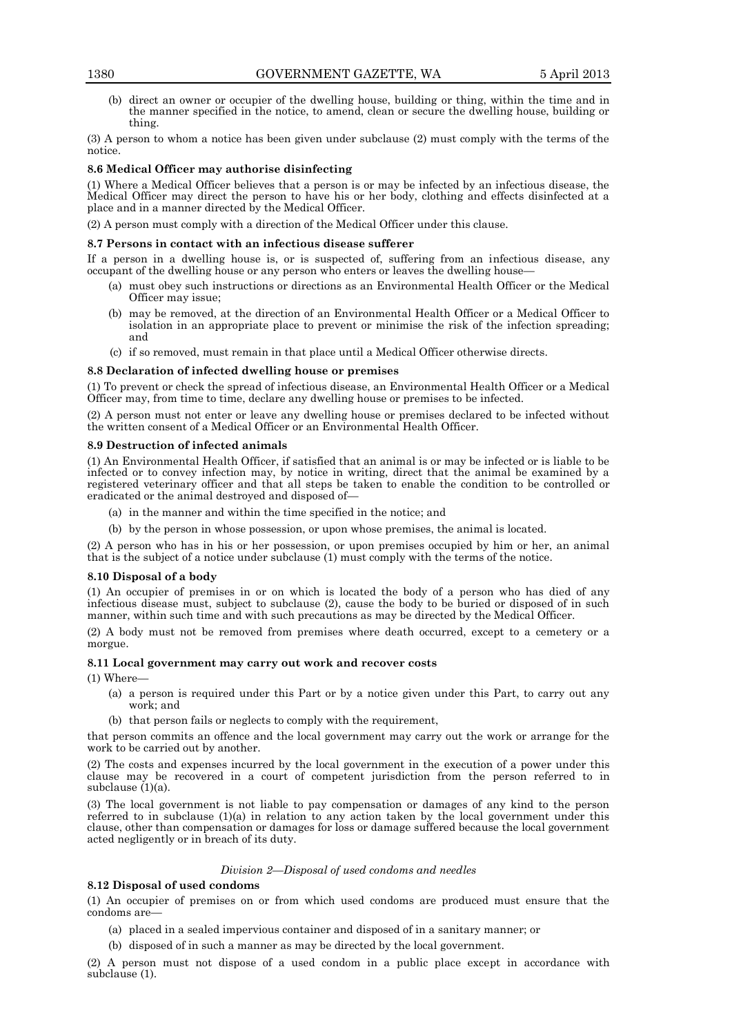(b) direct an owner or occupier of the dwelling house, building or thing, within the time and in the manner specified in the notice, to amend, clean or secure the dwelling house, building or thing.

(3) A person to whom a notice has been given under subclause (2) must comply with the terms of the notice.

**8.6 Medical Officer may authorise disinfecting**

(1) Where a Medical Officer believes that a person is or may be infected by an infectious disease, the Medical Officer may direct the person to have his or her body, clothing and effects disinfected at a place and in a manner directed by the Medical Officer.

(2) A person must comply with a direction of the Medical Officer under this clause.

**8.7 Persons in contact with an infectious disease sufferer**

If a person in a dwelling house is, or is suspected of, suffering from an infectious disease, any occupant of the dwelling house or any person who enters or leaves the dwelling house—

- (a) must obey such instructions or directions as an Environmental Health Officer or the Medical Officer may issue;
- (b) may be removed, at the direction of an Environmental Health Officer or a Medical Officer to isolation in an appropriate place to prevent or minimise the risk of the infection spreading; and
- (c) if so removed, must remain in that place until a Medical Officer otherwise directs.

**8.8 Declaration of infected dwelling house or premises**

(1) To prevent or check the spread of infectious disease, an Environmental Health Officer or a Medical Officer may, from time to time, declare any dwelling house or premises to be infected.

(2) A person must not enter or leave any dwelling house or premises declared to be infected without the written consent of a Medical Officer or an Environmental Health Officer.

**8.9 Destruction of infected animals**

(1) An Environmental Health Officer, if satisfied that an animal is or may be infected or is liable to be infected or to convey infection may, by notice in writing, direct that the animal be examined by a registered veterinary officer and that all steps be taken to enable the condition to be controlled or eradicated or the animal destroyed and disposed of—

- (a) in the manner and within the time specified in the notice; and
- (b) by the person in whose possession, or upon whose premises, the animal is located.

(2) A person who has in his or her possession, or upon premises occupied by him or her, an animal that is the subject of a notice under subclause (1) must comply with the terms of the notice.

**8.10 Disposal of a body**

(1) An occupier of premises in or on which is located the body of a person who has died of any infectious disease must, subject to subclause (2), cause the body to be buried or disposed of in such manner, within such time and with such precautions as may be directed by the Medical Officer.

(2) A body must not be removed from premises where death occurred, except to a cemetery or a morgue.

**8.11 Local government may carry out work and recover costs**

(1) Where—

- (a) a person is required under this Part or by a notice given under this Part, to carry out any work; and
- (b) that person fails or neglects to comply with the requirement,

that person commits an offence and the local government may carry out the work or arrange for the work to be carried out by another.

(2) The costs and expenses incurred by the local government in the execution of a power under this clause may be recovered in a court of competent jurisdiction from the person referred to in subclause (1)(a).

(3) The local government is not liable to pay compensation or damages of any kind to the person referred to in subclause (1)(a) in relation to any action taken by the local government under this clause, other than compensation or damages for loss or damage suffered because the local government acted negligently or in breach of its duty.

*Division 2—Disposal of used condoms and needles*

**8.12 Disposal of used condoms**

(1) An occupier of premises on or from which used condoms are produced must ensure that the condoms are—

- (a) placed in a sealed impervious container and disposed of in a sanitary manner; or
- (b) disposed of in such a manner as may be directed by the local government.

(2) A person must not dispose of a used condom in a public place except in accordance with subclause (1).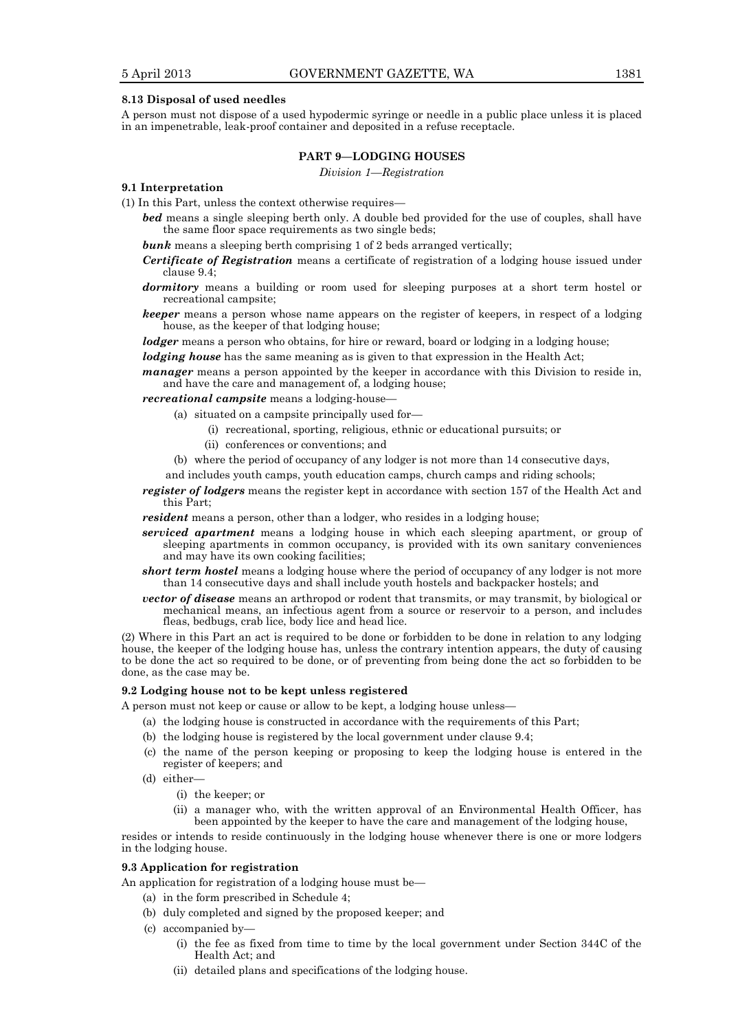**8.13 Disposal of used needles**

A person must not dispose of a used hypodermic syringe or needle in a public place unless it is placed in an impenetrable, leak-proof container and deposited in a refuse receptacle.

## PART 9—LODGING HOUSES

*Division 1—Registration*

**9.1 Interpretation**

(1) In this Part, unless the context otherwise requires—

***bed*** means a single sleeping berth only. A double bed provided for the use of couples, shall have the same floor space requirements as two single beds;

***bunk*** means a sleeping berth comprising 1 of 2 beds arranged vertically;

***Certificate of Registration*** means a certificate of registration of a lodging house issued under clause 9.4;

***dormitory*** means a building or room used for sleeping purposes at a short term hostel or recreational campsite;

***keeper*** means a person whose name appears on the register of keepers, in respect of a lodging house, as the keeper of that lodging house;

***lodger*** means a person who obtains, for hire or reward, board or lodging in a lodging house;

***lodging house*** has the same meaning as is given to that expression in the Health Act;

***manager*** means a person appointed by the keeper in accordance with this Division to reside in, and have the care and management of, a lodging house;

***recreational campsite*** means a lodging-house—

(a) situated on a campsite principally used for—

(i) recreational, sporting, religious, ethnic or educational pursuits; or

(ii) conferences or conventions; and

(b) where the period of occupancy of any lodger is not more than 14 consecutive days,

and includes youth camps, youth education camps, church camps and riding schools;

***register of lodgers*** means the register kept in accordance with section 157 of the Health Act and this Part;

***resident*** means a person, other than a lodger, who resides in a lodging house;

***serviced apartment*** means a lodging house in which each sleeping apartment, or group of sleeping apartments in common occupancy, is provided with its own sanitary conveniences and may have its own cooking facilities;

***short term hostel*** means a lodging house where the period of occupancy of any lodger is not more than 14 consecutive days and shall include youth hostels and backpacker hostels; and

***vector of disease*** means an arthropod or rodent that transmits, or may transmit, by biological or mechanical means, an infectious agent from a source or reservoir to a person, and includes fleas, bedbugs, crab lice, body lice and head lice.

(2) Where in this Part an act is required to be done or forbidden to be done in relation to any lodging house, the keeper of the lodging house has, unless the contrary intention appears, the duty of causing to be done the act so required to be done, or of preventing from being done the act so forbidden to be done, as the case may be.

**9.2 Lodging house not to be kept unless registered**

A person must not keep or cause or allow to be kept, a lodging house unless—

(a) the lodging house is constructed in accordance with the requirements of this Part;

(b) the lodging house is registered by the local government under clause 9.4;

(c) the name of the person keeping or proposing to keep the lodging house is entered in the register of keepers; and

(d) either—

(i) the keeper; or

(ii) a manager who, with the written approval of an Environmental Health Officer, has been appointed by the keeper to have the care and management of the lodging house,

resides or intends to reside continuously in the lodging house whenever there is one or more lodgers in the lodging house.

**9.3 Application for registration**

An application for registration of a lodging house must be—

(a) in the form prescribed in Schedule 4;

(b) duly completed and signed by the proposed keeper; and

(c) accompanied by—

(i) the fee as fixed from time to time by the local government under Section 344C of the Health Act; and

(ii) detailed plans and specifications of the lodging house.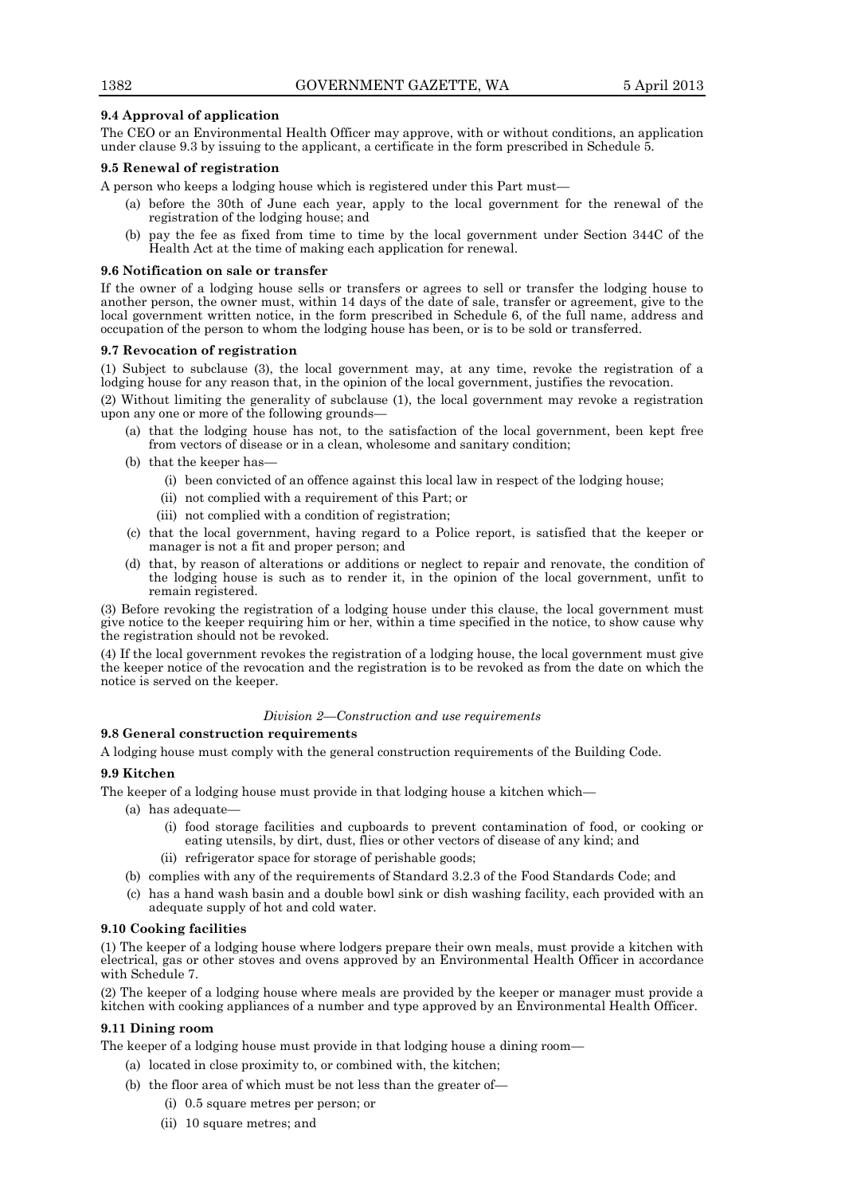**9.4 Approval of application**

The CEO or an Environmental Health Officer may approve, with or without conditions, an application under clause 9.3 by issuing to the applicant, a certificate in the form prescribed in Schedule 5.

**9.5 Renewal of registration**

A person who keeps a lodging house which is registered under this Part must—

- (a) before the 30th of June each year, apply to the local government for the renewal of the registration of the lodging house; and
- (b) pay the fee as fixed from time to time by the local government under Section 344C of the Health Act at the time of making each application for renewal.

**9.6 Notification on sale or transfer**

If the owner of a lodging house sells or transfers or agrees to sell or transfer the lodging house to another person, the owner must, within 14 days of the date of sale, transfer or agreement, give to the local government written notice, in the form prescribed in Schedule 6, of the full name, address and occupation of the person to whom the lodging house has been, or is to be sold or transferred.

**9.7 Revocation of registration**

(1) Subject to subclause (3), the local government may, at any time, revoke the registration of a lodging house for any reason that, in the opinion of the local government, justifies the revocation.

(2) Without limiting the generality of subclause (1), the local government may revoke a registration upon any one or more of the following grounds—

- (a) that the lodging house has not, to the satisfaction of the local government, been kept free from vectors of disease or in a clean, wholesome and sanitary condition;
- (b) that the keeper has—
  - (i) been convicted of an offence against this local law in respect of the lodging house;
  - (ii) not complied with a requirement of this Part; or
  - (iii) not complied with a condition of registration;
- (c) that the local government, having regard to a Police report, is satisfied that the keeper or manager is not a fit and proper person; and
- (d) that, by reason of alterations or additions or neglect to repair and renovate, the condition of the lodging house is such as to render it, in the opinion of the local government, unfit to remain registered.

(3) Before revoking the registration of a lodging house under this clause, the local government must give notice to the keeper requiring him or her, within a time specified in the notice, to show cause why the registration should not be revoked.

(4) If the local government revokes the registration of a lodging house, the local government must give the keeper notice of the revocation and the registration is to be revoked as from the date on which the notice is served on the keeper.

*Division 2—Construction and use requirements*

**9.8 General construction requirements**

A lodging house must comply with the general construction requirements of the Building Code.

**9.9 Kitchen**

The keeper of a lodging house must provide in that lodging house a kitchen which—

- (a) has adequate—
  - (i) food storage facilities and cupboards to prevent contamination of food, or cooking or eating utensils, by dirt, dust, flies or other vectors of disease of any kind; and
  - (ii) refrigerator space for storage of perishable goods;
- (b) complies with any of the requirements of Standard 3.2.3 of the Food Standards Code; and
- (c) has a hand wash basin and a double bowl sink or dish washing facility, each provided with an adequate supply of hot and cold water.

**9.10 Cooking facilities**

(1) The keeper of a lodging house where lodgers prepare their own meals, must provide a kitchen with electrical, gas or other stoves and ovens approved by an Environmental Health Officer in accordance with Schedule 7.

(2) The keeper of a lodging house where meals are provided by the keeper or manager must provide a kitchen with cooking appliances of a number and type approved by an Environmental Health Officer.

**9.11 Dining room**

The keeper of a lodging house must provide in that lodging house a dining room—

- (a) located in close proximity to, or combined with, the kitchen;
- (b) the floor area of which must be not less than the greater of—
  - (i) 0.5 square metres per person; or
  - (ii) 10 square metres; and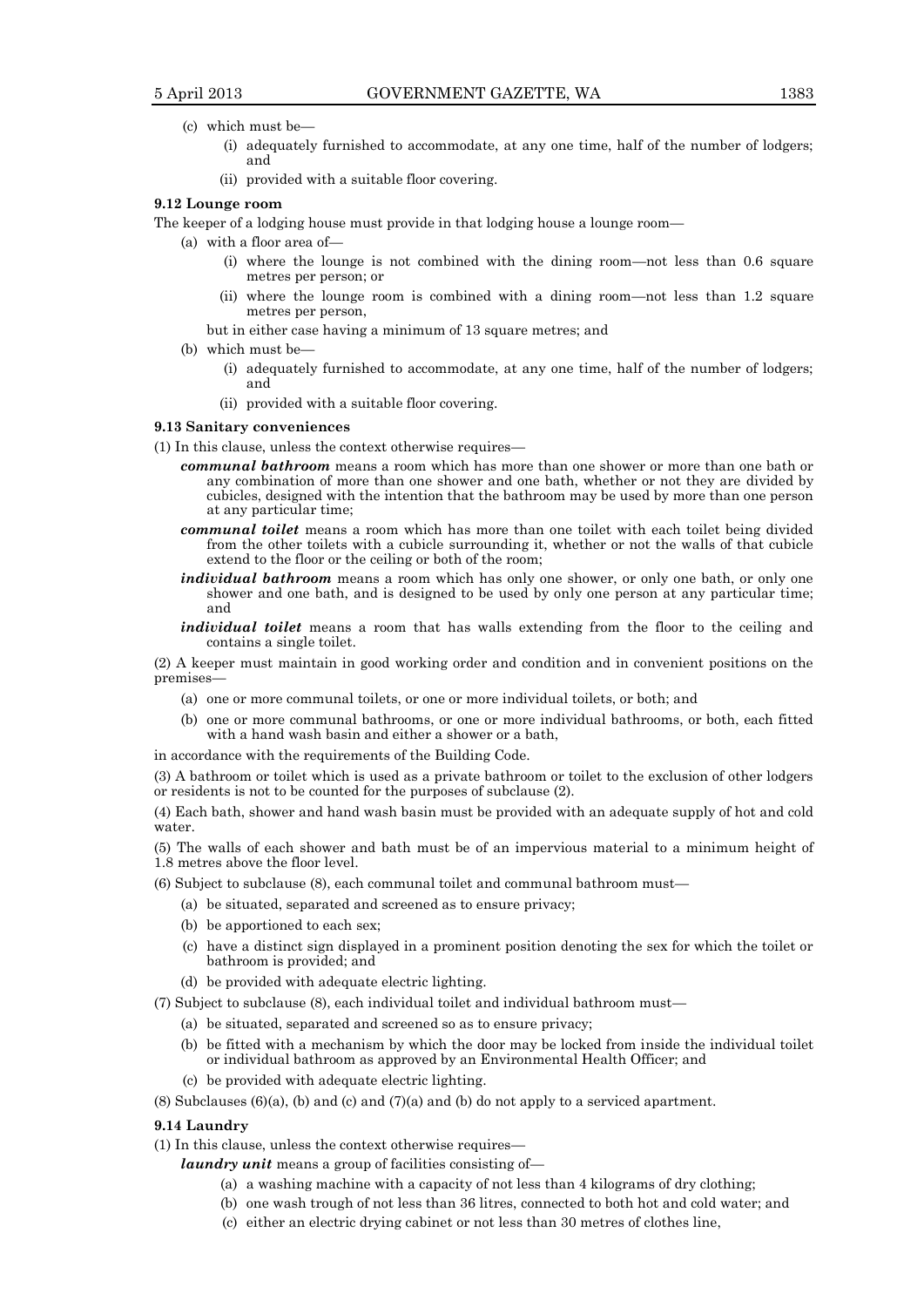- (c) which must be—
  - (i) adequately furnished to accommodate, at any one time, half of the number of lodgers; and
  - (ii) provided with a suitable floor covering.

**9.12 Lounge room**

The keeper of a lodging house must provide in that lodging house a lounge room—

- (a) with a floor area of—
  - (i) where the lounge is not combined with the dining room—not less than 0.6 square metres per person; or
  - (ii) where the lounge room is combined with a dining room—not less than 1.2 square metres per person,

  but in either case having a minimum of 13 square metres; and
- (b) which must be—
  - (i) adequately furnished to accommodate, at any one time, half of the number of lodgers; and
  - (ii) provided with a suitable floor covering.

**9.13 Sanitary conveniences**

(1) In this clause, unless the context otherwise requires—

***communal bathroom*** means a room which has more than one shower or more than one bath or any combination of more than one shower and one bath, whether or not they are divided by cubicles, designed with the intention that the bathroom may be used by more than one person at any particular time;

***communal toilet*** means a room which has more than one toilet with each toilet being divided from the other toilets with a cubicle surrounding it, whether or not the walls of that cubicle extend to the floor or the ceiling or both of the room;

***individual bathroom*** means a room which has only one shower, or only one bath, or only one shower and one bath, and is designed to be used by only one person at any particular time; and

***individual toilet*** means a room that has walls extending from the floor to the ceiling and contains a single toilet.

(2) A keeper must maintain in good working order and condition and in convenient positions on the premises—

- (a) one or more communal toilets, or one or more individual toilets, or both; and
- (b) one or more communal bathrooms, or one or more individual bathrooms, or both, each fitted with a hand wash basin and either a shower or a bath,

in accordance with the requirements of the Building Code.

(3) A bathroom or toilet which is used as a private bathroom or toilet to the exclusion of other lodgers or residents is not to be counted for the purposes of subclause (2).

(4) Each bath, shower and hand wash basin must be provided with an adequate supply of hot and cold water.

(5) The walls of each shower and bath must be of an impervious material to a minimum height of 1.8 metres above the floor level.

(6) Subject to subclause (8), each communal toilet and communal bathroom must—

- (a) be situated, separated and screened as to ensure privacy;
- (b) be apportioned to each sex;
- (c) have a distinct sign displayed in a prominent position denoting the sex for which the toilet or bathroom is provided; and
- (d) be provided with adequate electric lighting.

(7) Subject to subclause (8), each individual toilet and individual bathroom must—

- (a) be situated, separated and screened so as to ensure privacy;
- (b) be fitted with a mechanism by which the door may be locked from inside the individual toilet or individual bathroom as approved by an Environmental Health Officer; and
- (c) be provided with adequate electric lighting.

(8) Subclauses (6)(a), (b) and (c) and (7)(a) and (b) do not apply to a serviced apartment.

**9.14 Laundry**

(1) In this clause, unless the context otherwise requires—

***laundry unit*** means a group of facilities consisting of—

- (a) a washing machine with a capacity of not less than 4 kilograms of dry clothing;
- (b) one wash trough of not less than 36 litres, connected to both hot and cold water; and
- (c) either an electric drying cabinet or not less than 30 metres of clothes line,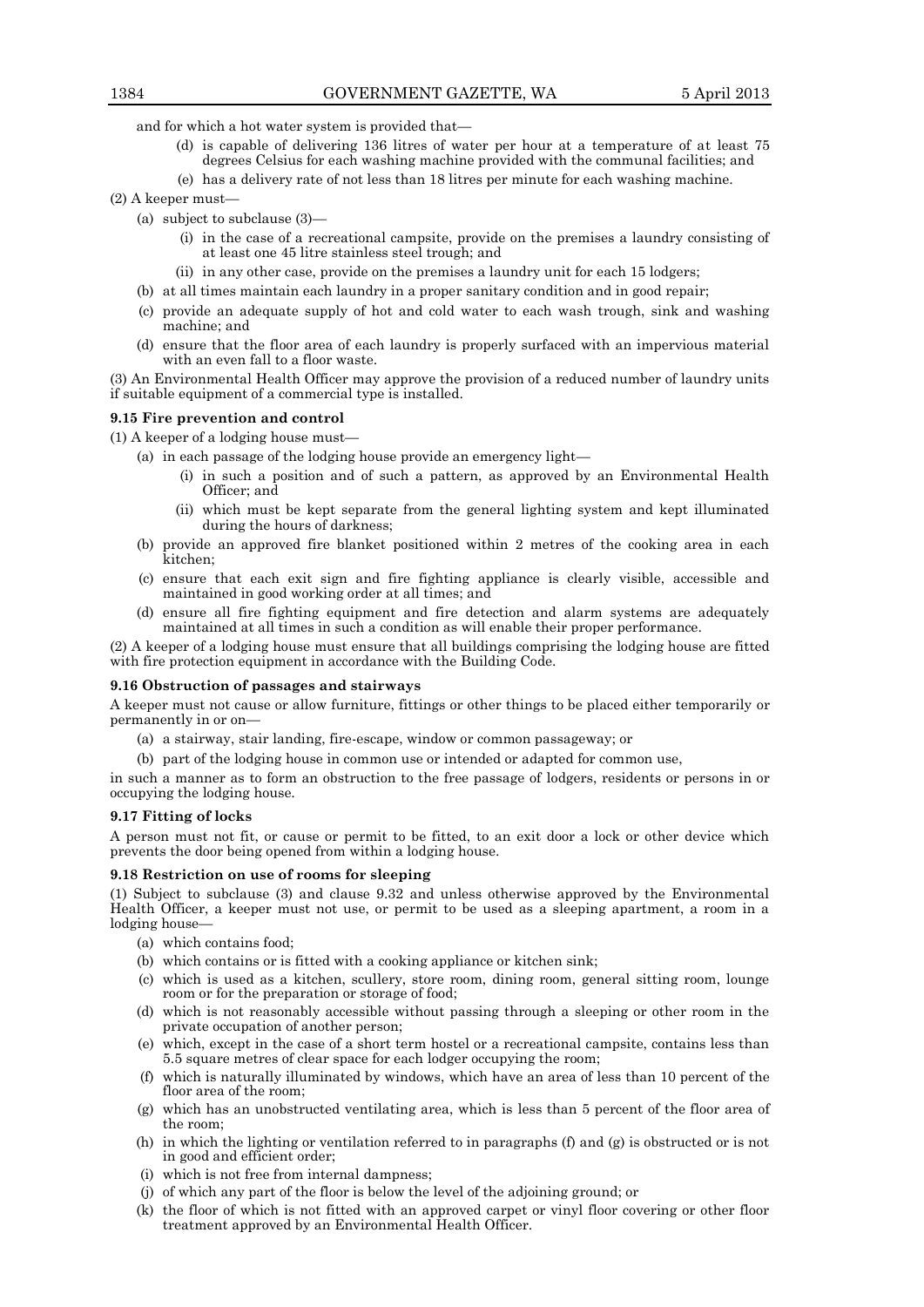and for which a hot water system is provided that—

- (d) is capable of delivering 136 litres of water per hour at a temperature of at least 75 degrees Celsius for each washing machine provided with the communal facilities; and
- (e) has a delivery rate of not less than 18 litres per minute for each washing machine.

(2) A keeper must—

- (a) subject to subclause (3)—
  - (i) in the case of a recreational campsite, provide on the premises a laundry consisting of at least one 45 litre stainless steel trough; and
  - (ii) in any other case, provide on the premises a laundry unit for each 15 lodgers;
- (b) at all times maintain each laundry in a proper sanitary condition and in good repair;
- (c) provide an adequate supply of hot and cold water to each wash trough, sink and washing machine; and
- (d) ensure that the floor area of each laundry is properly surfaced with an impervious material with an even fall to a floor waste.

(3) An Environmental Health Officer may approve the provision of a reduced number of laundry units if suitable equipment of a commercial type is installed.

**9.15 Fire prevention and control**

(1) A keeper of a lodging house must—

- (a) in each passage of the lodging house provide an emergency light—
  - (i) in such a position and of such a pattern, as approved by an Environmental Health Officer; and
  - (ii) which must be kept separate from the general lighting system and kept illuminated during the hours of darkness;
- (b) provide an approved fire blanket positioned within 2 metres of the cooking area in each kitchen;
- (c) ensure that each exit sign and fire fighting appliance is clearly visible, accessible and maintained in good working order at all times; and
- (d) ensure all fire fighting equipment and fire detection and alarm systems are adequately maintained at all times in such a condition as will enable their proper performance.

(2) A keeper of a lodging house must ensure that all buildings comprising the lodging house are fitted with fire protection equipment in accordance with the Building Code.

**9.16 Obstruction of passages and stairways**

A keeper must not cause or allow furniture, fittings or other things to be placed either temporarily or permanently in or on—

- (a) a stairway, stair landing, fire-escape, window or common passageway; or
- (b) part of the lodging house in common use or intended or adapted for common use,

in such a manner as to form an obstruction to the free passage of lodgers, residents or persons in or occupying the lodging house.

**9.17 Fitting of locks**

A person must not fit, or cause or permit to be fitted, to an exit door a lock or other device which prevents the door being opened from within a lodging house.

**9.18 Restriction on use of rooms for sleeping**

(1) Subject to subclause (3) and clause 9.32 and unless otherwise approved by the Environmental Health Officer, a keeper must not use, or permit to be used as a sleeping apartment, a room in a lodging house—

- (a) which contains food;
- (b) which contains or is fitted with a cooking appliance or kitchen sink;
- (c) which is used as a kitchen, scullery, store room, dining room, general sitting room, lounge room or for the preparation or storage of food;
- (d) which is not reasonably accessible without passing through a sleeping or other room in the private occupation of another person;
- (e) which, except in the case of a short term hostel or a recreational campsite, contains less than 5.5 square metres of clear space for each lodger occupying the room;
- (f) which is naturally illuminated by windows, which have an area of less than 10 percent of the floor area of the room;
- (g) which has an unobstructed ventilating area, which is less than 5 percent of the floor area of the room;
- (h) in which the lighting or ventilation referred to in paragraphs (f) and (g) is obstructed or is not in good and efficient order;
- (i) which is not free from internal dampness;
- (j) of which any part of the floor is below the level of the adjoining ground; or
- (k) the floor of which is not fitted with an approved carpet or vinyl floor covering or other floor treatment approved by an Environmental Health Officer.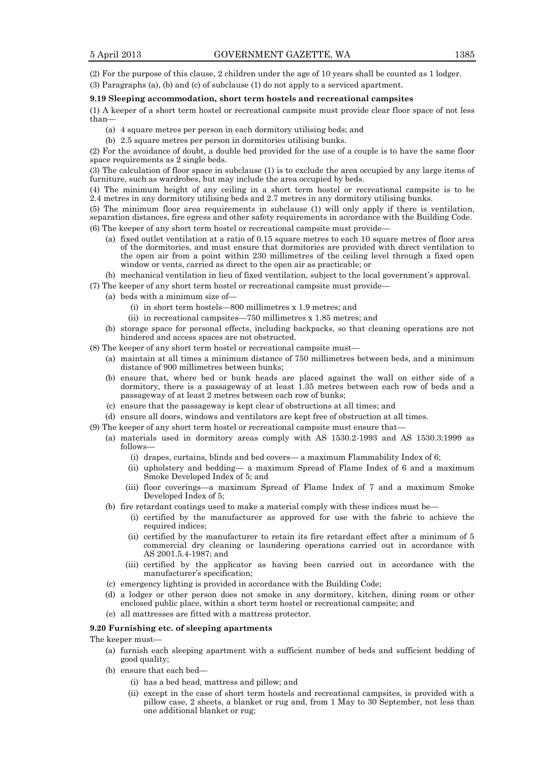(2) For the purpose of this clause, 2 children under the age of 10 years shall be counted as 1 lodger.

(3) Paragraphs (a), (b) and (c) of subclause (1) do not apply to a serviced apartment.

**9.19 Sleeping accommodation, short term hostels and recreational campsites**

(1) A keeper of a short term hostel or recreational campsite must provide clear floor space of not less than—

- (a) 4 square metres per person in each dormitory utilising beds; and
- (b) 2.5 square metres per person in dormitories utilising bunks.

(2) For the avoidance of doubt, a double bed provided for the use of a couple is to have the same floor space requirements as 2 single beds.

(3) The calculation of floor space in subclause (1) is to exclude the area occupied by any large items of furniture, such as wardrobes, but may include the area occupied by beds.

(4) The minimum height of any ceiling in a short term hostel or recreational campsite is to be 2.4 metres in any dormitory utilising beds and 2.7 metres in any dormitory utilising bunks.

(5) The minimum floor area requirements in subclause (1) will only apply if there is ventilation, separation distances, fire egress and other safety requirements in accordance with the Building Code.

(6) The keeper of any short term hostel or recreational campsite must provide—

- (a) fixed outlet ventilation at a ratio of 0.15 square metres to each 10 square metres of floor area of the dormitories, and must ensure that dormitories are provided with direct ventilation to the open air from a point within 230 millimetres of the ceiling level through a fixed open window or vents, carried as direct to the open air as practicable; or
- (b) mechanical ventilation in lieu of fixed ventilation, subject to the local government's approval.

(7) The keeper of any short term hostel or recreational campsite must provide—

- (a) beds with a minimum size of—
  - (i) in short term hostels—800 millimetres x 1.9 metres; and
  - (ii) in recreational campsites—750 millimetres x 1.85 metres; and
- (b) storage space for personal effects, including backpacks, so that cleaning operations are not hindered and access spaces are not obstructed.

(8) The keeper of any short term hostel or recreational campsite must—

- (a) maintain at all times a minimum distance of 750 millimetres between beds, and a minimum distance of 900 millimetres between bunks;
- (b) ensure that, where bed or bunk heads are placed against the wall on either side of a dormitory, there is a passageway of at least 1.35 metres between each row of beds and a passageway of at least 2 metres between each row of bunks;
- (c) ensure that the passageway is kept clear of obstructions at all times; and
- (d) ensure all doors, windows and ventilators are kept free of obstruction at all times.

(9) The keeper of any short term hostel or recreational campsite must ensure that—

- (a) materials used in dormitory areas comply with AS 1530.2-1993 and AS 1530.3:1999 as follows—
  - (i) drapes, curtains, blinds and bed covers— a maximum Flammability Index of 6;
  - (ii) upholstery and bedding— a maximum Spread of Flame Index of 6 and a maximum Smoke Developed Index of 5; and
  - (iii) floor coverings—a maximum Spread of Flame Index of 7 and a maximum Smoke Developed Index of 5;
- (b) fire retardant coatings used to make a material comply with these indices must be—
  - (i) certified by the manufacturer as approved for use with the fabric to achieve the required indices;
  - (ii) certified by the manufacturer to retain its fire retardant effect after a minimum of 5 commercial dry cleaning or laundering operations carried out in accordance with AS 2001.5.4-1987; and
  - (iii) certified by the applicator as having been carried out in accordance with the manufacturer's specification;
- (c) emergency lighting is provided in accordance with the Building Code;
- (d) a lodger or other person does not smoke in any dormitory, kitchen, dining room or other enclosed public place, within a short term hostel or recreational campsite; and
- (e) all mattresses are fitted with a mattress protector.

**9.20 Furnishing etc. of sleeping apartments**

The keeper must—

- (a) furnish each sleeping apartment with a sufficient number of beds and sufficient bedding of good quality;
- (b) ensure that each bed—
  - (i) has a bed head, mattress and pillow; and
  - (ii) except in the case of short term hostels and recreational campsites, is provided with a pillow case, 2 sheets, a blanket or rug and, from 1 May to 30 September, not less than one additional blanket or rug;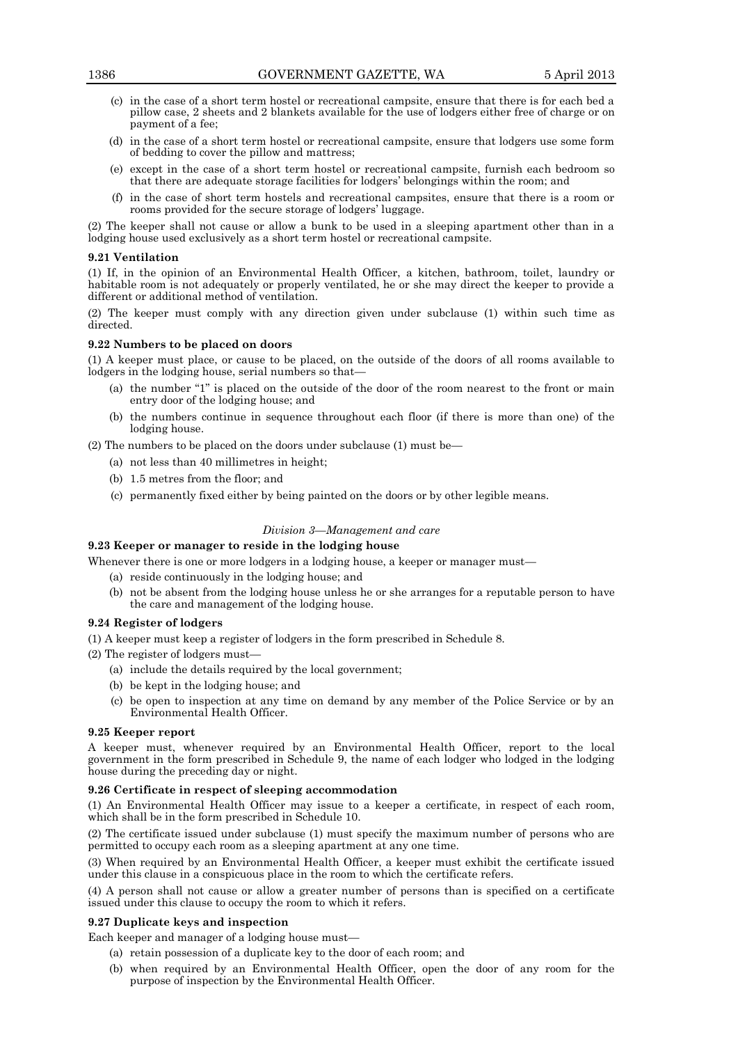(c) in the case of a short term hostel or recreational campsite, ensure that there is for each bed a pillow case, 2 sheets and 2 blankets available for the use of lodgers either free of charge or on payment of a fee;

(d) in the case of a short term hostel or recreational campsite, ensure that lodgers use some form of bedding to cover the pillow and mattress;

(e) except in the case of a short term hostel or recreational campsite, furnish each bedroom so that there are adequate storage facilities for lodgers' belongings within the room; and

(f) in the case of short term hostels and recreational campsites, ensure that there is a room or rooms provided for the secure storage of lodgers' luggage.

(2) The keeper shall not cause or allow a bunk to be used in a sleeping apartment other than in a lodging house used exclusively as a short term hostel or recreational campsite.

**9.21 Ventilation**

(1) If, in the opinion of an Environmental Health Officer, a kitchen, bathroom, toilet, laundry or habitable room is not adequately or properly ventilated, he or she may direct the keeper to provide a different or additional method of ventilation.

(2) The keeper must comply with any direction given under subclause (1) within such time as directed.

**9.22 Numbers to be placed on doors**

(1) A keeper must place, or cause to be placed, on the outside of the doors of all rooms available to lodgers in the lodging house, serial numbers so that—

(a) the number "1" is placed on the outside of the door of the room nearest to the front or main entry door of the lodging house; and

(b) the numbers continue in sequence throughout each floor (if there is more than one) of the lodging house.

(2) The numbers to be placed on the doors under subclause (1) must be—

(a) not less than 40 millimetres in height;

(b) 1.5 metres from the floor; and

(c) permanently fixed either by being painted on the doors or by other legible means.

*Division 3—Management and care*

**9.23 Keeper or manager to reside in the lodging house**

Whenever there is one or more lodgers in a lodging house, a keeper or manager must—

(a) reside continuously in the lodging house; and

(b) not be absent from the lodging house unless he or she arranges for a reputable person to have the care and management of the lodging house.

**9.24 Register of lodgers**

(1) A keeper must keep a register of lodgers in the form prescribed in Schedule 8.

(2) The register of lodgers must—

(a) include the details required by the local government;

(b) be kept in the lodging house; and

(c) be open to inspection at any time on demand by any member of the Police Service or by an Environmental Health Officer.

**9.25 Keeper report**

A keeper must, whenever required by an Environmental Health Officer, report to the local government in the form prescribed in Schedule 9, the name of each lodger who lodged in the lodging house during the preceding day or night.

**9.26 Certificate in respect of sleeping accommodation**

(1) An Environmental Health Officer may issue to a keeper a certificate, in respect of each room, which shall be in the form prescribed in Schedule 10.

(2) The certificate issued under subclause (1) must specify the maximum number of persons who are permitted to occupy each room as a sleeping apartment at any one time.

(3) When required by an Environmental Health Officer, a keeper must exhibit the certificate issued under this clause in a conspicuous place in the room to which the certificate refers.

(4) A person shall not cause or allow a greater number of persons than is specified on a certificate issued under this clause to occupy the room to which it refers.

**9.27 Duplicate keys and inspection**

Each keeper and manager of a lodging house must—

(a) retain possession of a duplicate key to the door of each room; and

(b) when required by an Environmental Health Officer, open the door of any room for the purpose of inspection by the Environmental Health Officer.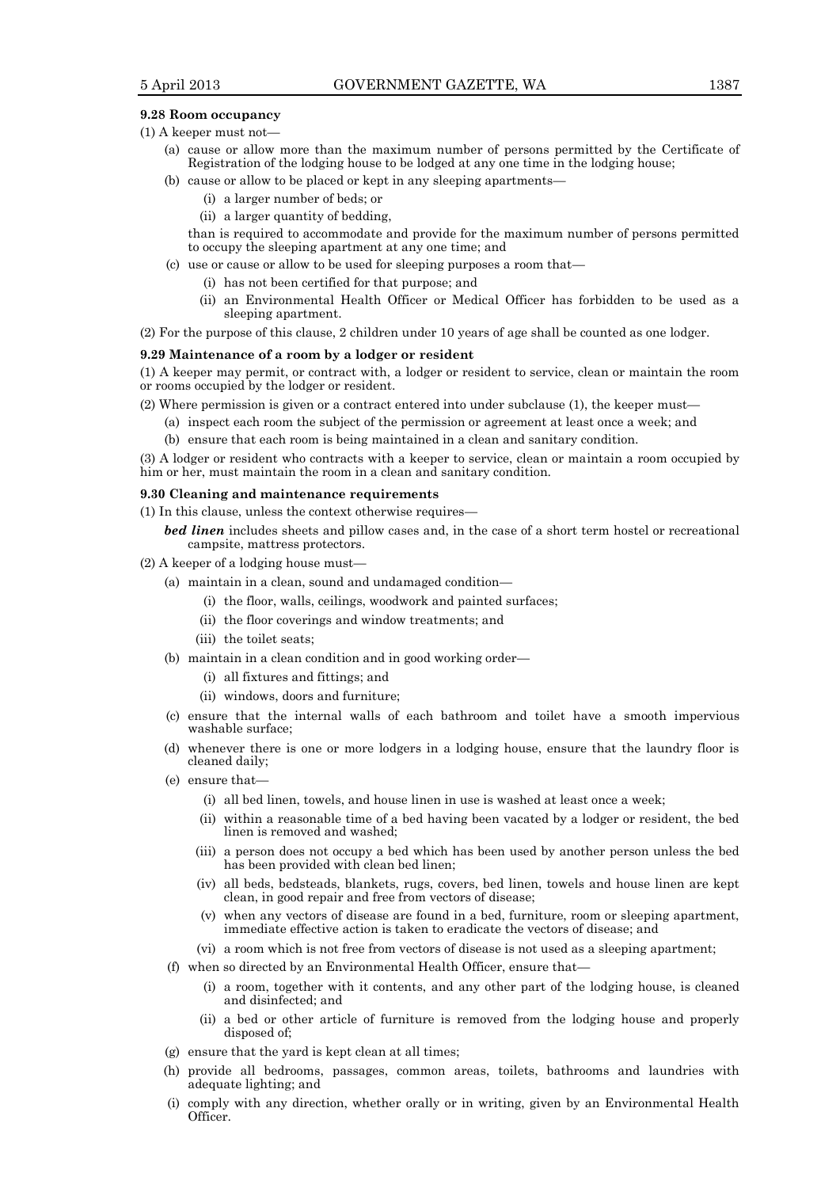**9.28 Room occupancy**

(1) A keeper must not—

- (a) cause or allow more than the maximum number of persons permitted by the Certificate of Registration of the lodging house to be lodged at any one time in the lodging house;
- (b) cause or allow to be placed or kept in any sleeping apartments—
  - (i) a larger number of beds; or
  - (ii) a larger quantity of bedding,

  than is required to accommodate and provide for the maximum number of persons permitted to occupy the sleeping apartment at any one time; and
- (c) use or cause or allow to be used for sleeping purposes a room that—
  - (i) has not been certified for that purpose; and
  - (ii) an Environmental Health Officer or Medical Officer has forbidden to be used as a sleeping apartment.

(2) For the purpose of this clause, 2 children under 10 years of age shall be counted as one lodger.

**9.29 Maintenance of a room by a lodger or resident**

(1) A keeper may permit, or contract with, a lodger or resident to service, clean or maintain the room or rooms occupied by the lodger or resident.

(2) Where permission is given or a contract entered into under subclause (1), the keeper must—

- (a) inspect each room the subject of the permission or agreement at least once a week; and
- (b) ensure that each room is being maintained in a clean and sanitary condition.

(3) A lodger or resident who contracts with a keeper to service, clean or maintain a room occupied by him or her, must maintain the room in a clean and sanitary condition.

**9.30 Cleaning and maintenance requirements**

(1) In this clause, unless the context otherwise requires—

***bed linen*** includes sheets and pillow cases and, in the case of a short term hostel or recreational campsite, mattress protectors.

(2) A keeper of a lodging house must—

- (a) maintain in a clean, sound and undamaged condition—
  - (i) the floor, walls, ceilings, woodwork and painted surfaces;
  - (ii) the floor coverings and window treatments; and
  - (iii) the toilet seats;
- (b) maintain in a clean condition and in good working order—
  - (i) all fixtures and fittings; and
  - (ii) windows, doors and furniture;
- (c) ensure that the internal walls of each bathroom and toilet have a smooth impervious washable surface;
- (d) whenever there is one or more lodgers in a lodging house, ensure that the laundry floor is cleaned daily;
- (e) ensure that—
  - (i) all bed linen, towels, and house linen in use is washed at least once a week;
  - (ii) within a reasonable time of a bed having been vacated by a lodger or resident, the bed linen is removed and washed;
  - (iii) a person does not occupy a bed which has been used by another person unless the bed has been provided with clean bed linen;
  - (iv) all beds, bedsteads, blankets, rugs, covers, bed linen, towels and house linen are kept clean, in good repair and free from vectors of disease;
  - (v) when any vectors of disease are found in a bed, furniture, room or sleeping apartment, immediate effective action is taken to eradicate the vectors of disease; and
  - (vi) a room which is not free from vectors of disease is not used as a sleeping apartment;
- (f) when so directed by an Environmental Health Officer, ensure that—
  - (i) a room, together with it contents, and any other part of the lodging house, is cleaned and disinfected; and
  - (ii) a bed or other article of furniture is removed from the lodging house and properly disposed of;
- (g) ensure that the yard is kept clean at all times;
- (h) provide all bedrooms, passages, common areas, toilets, bathrooms and laundries with adequate lighting; and
- (i) comply with any direction, whether orally or in writing, given by an Environmental Health Officer.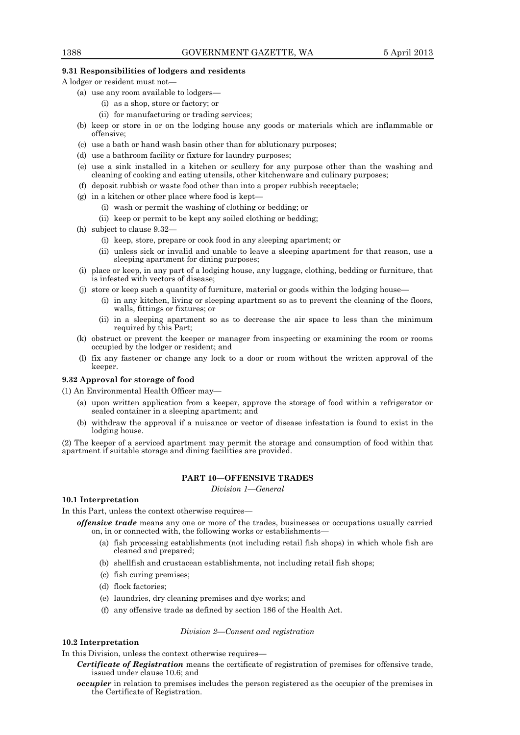**9.31 Responsibilities of lodgers and residents**

A lodger or resident must not—

- (a) use any room available to lodgers—
  - (i) as a shop, store or factory; or
  - (ii) for manufacturing or trading services;
- (b) keep or store in or on the lodging house any goods or materials which are inflammable or offensive;
- (c) use a bath or hand wash basin other than for ablutionary purposes;
- (d) use a bathroom facility or fixture for laundry purposes;
- (e) use a sink installed in a kitchen or scullery for any purpose other than the washing and cleaning of cooking and eating utensils, other kitchenware and culinary purposes;
- (f) deposit rubbish or waste food other than into a proper rubbish receptacle;
- (g) in a kitchen or other place where food is kept—
  - (i) wash or permit the washing of clothing or bedding; or
  - (ii) keep or permit to be kept any soiled clothing or bedding;
- (h) subject to clause 9.32—
  - (i) keep, store, prepare or cook food in any sleeping apartment; or
  - (ii) unless sick or invalid and unable to leave a sleeping apartment for that reason, use a sleeping apartment for dining purposes;
- (i) place or keep, in any part of a lodging house, any luggage, clothing, bedding or furniture, that is infested with vectors of disease;
- (j) store or keep such a quantity of furniture, material or goods within the lodging house—
  - (i) in any kitchen, living or sleeping apartment so as to prevent the cleaning of the floors, walls, fittings or fixtures; or
  - (ii) in a sleeping apartment so as to decrease the air space to less than the minimum required by this Part;
- (k) obstruct or prevent the keeper or manager from inspecting or examining the room or rooms occupied by the lodger or resident; and
- (l) fix any fastener or change any lock to a door or room without the written approval of the keeper.

**9.32 Approval for storage of food**

(1) An Environmental Health Officer may—

- (a) upon written application from a keeper, approve the storage of food within a refrigerator or sealed container in a sleeping apartment; and
- (b) withdraw the approval if a nuisance or vector of disease infestation is found to exist in the lodging house.

(2) The keeper of a serviced apartment may permit the storage and consumption of food within that apartment if suitable storage and dining facilities are provided.

## PART 10—OFFENSIVE TRADES

*Division 1—General*

**10.1 Interpretation**

In this Part, unless the context otherwise requires—

***offensive trade*** means any one or more of the trades, businesses or occupations usually carried on, in or connected with, the following works or establishments—

- (a) fish processing establishments (not including retail fish shops) in which whole fish are cleaned and prepared;
- (b) shellfish and crustacean establishments, not including retail fish shops;
- (c) fish curing premises;
- (d) flock factories;
- (e) laundries, dry cleaning premises and dye works; and
- (f) any offensive trade as defined by section 186 of the Health Act.

*Division 2—Consent and registration*

**10.2 Interpretation**

In this Division, unless the context otherwise requires—

***Certificate of Registration*** means the certificate of registration of premises for offensive trade, issued under clause 10.6; and

***occupier*** in relation to premises includes the person registered as the occupier of the premises in the Certificate of Registration.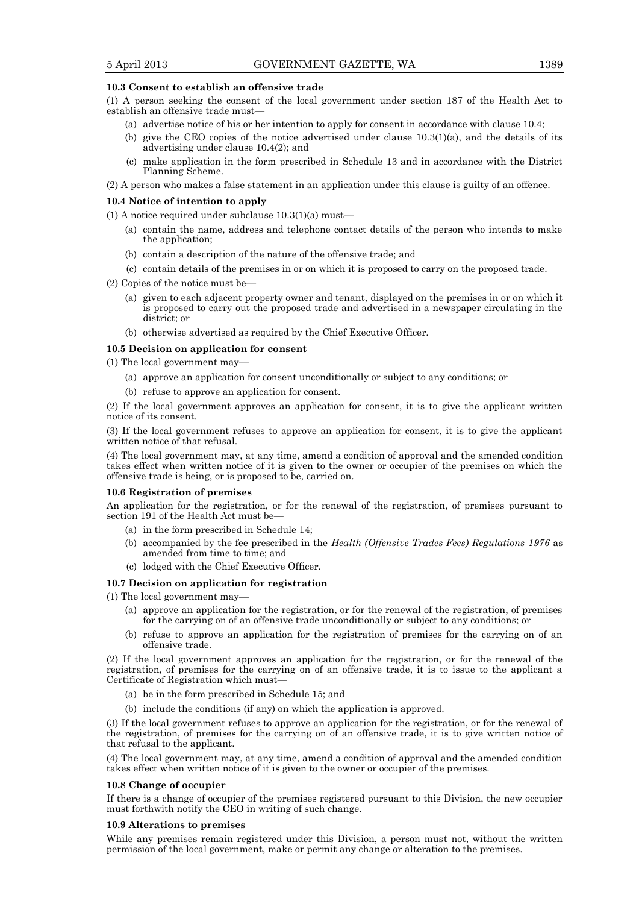**10.3 Consent to establish an offensive trade**

(1) A person seeking the consent of the local government under section 187 of the Health Act to establish an offensive trade must—

(a) advertise notice of his or her intention to apply for consent in accordance with clause 10.4;

(b) give the CEO copies of the notice advertised under clause 10.3(1)(a), and the details of its advertising under clause 10.4(2); and

(c) make application in the form prescribed in Schedule 13 and in accordance with the District Planning Scheme.

(2) A person who makes a false statement in an application under this clause is guilty of an offence.

**10.4 Notice of intention to apply**

(1) A notice required under subclause 10.3(1)(a) must—

(a) contain the name, address and telephone contact details of the person who intends to make the application;

(b) contain a description of the nature of the offensive trade; and

(c) contain details of the premises in or on which it is proposed to carry on the proposed trade.

(2) Copies of the notice must be—

(a) given to each adjacent property owner and tenant, displayed on the premises in or on which it is proposed to carry out the proposed trade and advertised in a newspaper circulating in the district; or

(b) otherwise advertised as required by the Chief Executive Officer.

**10.5 Decision on application for consent**

(1) The local government may—

(a) approve an application for consent unconditionally or subject to any conditions; or

(b) refuse to approve an application for consent.

(2) If the local government approves an application for consent, it is to give the applicant written notice of its consent.

(3) If the local government refuses to approve an application for consent, it is to give the applicant written notice of that refusal.

(4) The local government may, at any time, amend a condition of approval and the amended condition takes effect when written notice of it is given to the owner or occupier of the premises on which the offensive trade is being, or is proposed to be, carried on.

**10.6 Registration of premises**

An application for the registration, or for the renewal of the registration, of premises pursuant to section 191 of the Health Act must be—

(a) in the form prescribed in Schedule 14;

(b) accompanied by the fee prescribed in the *Health (Offensive Trades Fees) Regulations 1976* as amended from time to time; and

(c) lodged with the Chief Executive Officer.

**10.7 Decision on application for registration**

(1) The local government may—

(a) approve an application for the registration, or for the renewal of the registration, of premises for the carrying on of an offensive trade unconditionally or subject to any conditions; or

(b) refuse to approve an application for the registration of premises for the carrying on of an offensive trade.

(2) If the local government approves an application for the registration, or for the renewal of the registration, of premises for the carrying on of an offensive trade, it is to issue to the applicant a Certificate of Registration which must—

(a) be in the form prescribed in Schedule 15; and

(b) include the conditions (if any) on which the application is approved.

(3) If the local government refuses to approve an application for the registration, or for the renewal of the registration, of premises for the carrying on of an offensive trade, it is to give written notice of that refusal to the applicant.

(4) The local government may, at any time, amend a condition of approval and the amended condition takes effect when written notice of it is given to the owner or occupier of the premises.

**10.8 Change of occupier**

If there is a change of occupier of the premises registered pursuant to this Division, the new occupier must forthwith notify the CEO in writing of such change.

**10.9 Alterations to premises**

While any premises remain registered under this Division, a person must not, without the written permission of the local government, make or permit any change or alteration to the premises.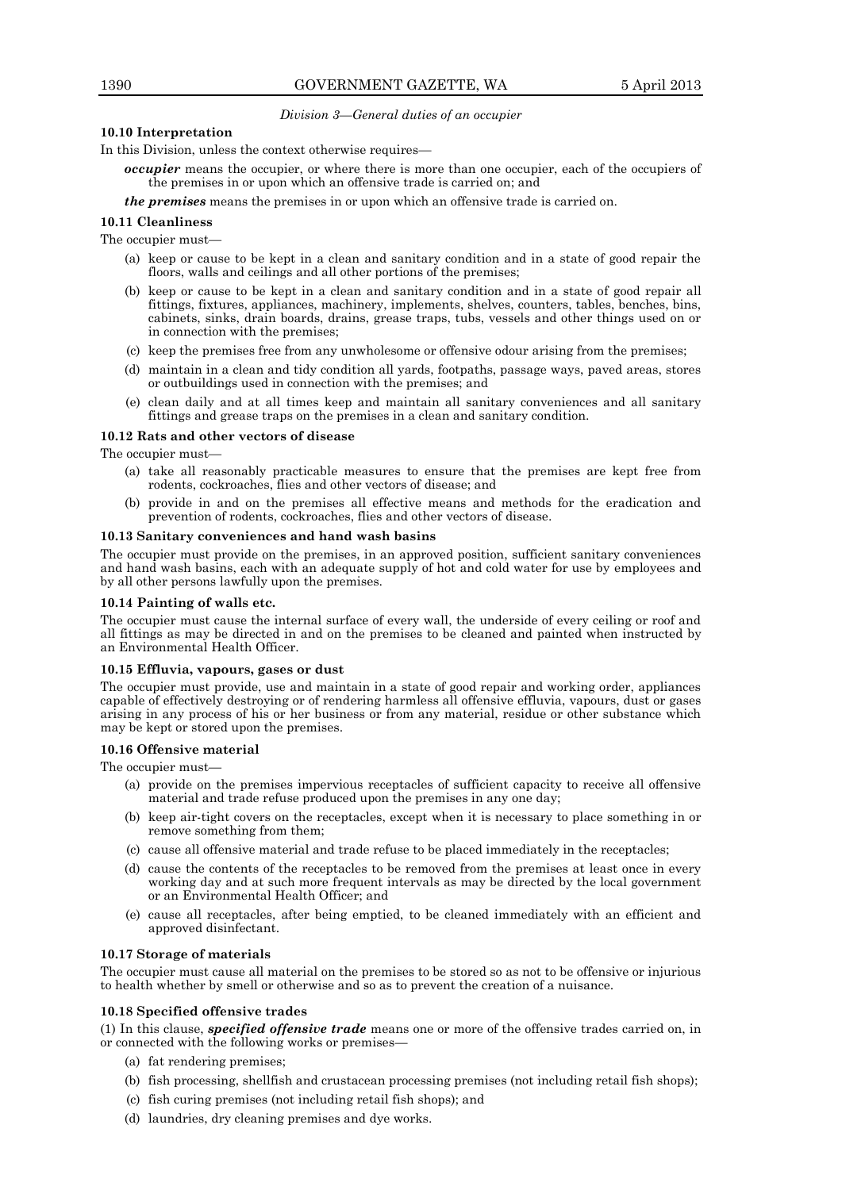*Division 3—General duties of an occupier*

**10.10 Interpretation**

In this Division, unless the context otherwise requires—

***occupier*** means the occupier, or where there is more than one occupier, each of the occupiers of the premises in or upon which an offensive trade is carried on; and

***the premises*** means the premises in or upon which an offensive trade is carried on.

**10.11 Cleanliness**

The occupier must—

(a) keep or cause to be kept in a clean and sanitary condition and in a state of good repair the floors, walls and ceilings and all other portions of the premises;

(b) keep or cause to be kept in a clean and sanitary condition and in a state of good repair all fittings, fixtures, appliances, machinery, implements, shelves, counters, tables, benches, bins, cabinets, sinks, drain boards, drains, grease traps, tubs, vessels and other things used on or in connection with the premises;

(c) keep the premises free from any unwholesome or offensive odour arising from the premises;

(d) maintain in a clean and tidy condition all yards, footpaths, passage ways, paved areas, stores or outbuildings used in connection with the premises; and

(e) clean daily and at all times keep and maintain all sanitary conveniences and all sanitary fittings and grease traps on the premises in a clean and sanitary condition.

**10.12 Rats and other vectors of disease**

The occupier must—

(a) take all reasonably practicable measures to ensure that the premises are kept free from rodents, cockroaches, flies and other vectors of disease; and

(b) provide in and on the premises all effective means and methods for the eradication and prevention of rodents, cockroaches, flies and other vectors of disease.

**10.13 Sanitary conveniences and hand wash basins**

The occupier must provide on the premises, in an approved position, sufficient sanitary conveniences and hand wash basins, each with an adequate supply of hot and cold water for use by employees and by all other persons lawfully upon the premises.

**10.14 Painting of walls etc.**

The occupier must cause the internal surface of every wall, the underside of every ceiling or roof and all fittings as may be directed in and on the premises to be cleaned and painted when instructed by an Environmental Health Officer.

**10.15 Effluvia, vapours, gases or dust**

The occupier must provide, use and maintain in a state of good repair and working order, appliances capable of effectively destroying or of rendering harmless all offensive effluvia, vapours, dust or gases arising in any process of his or her business or from any material, residue or other substance which may be kept or stored upon the premises.

**10.16 Offensive material**

The occupier must—

(a) provide on the premises impervious receptacles of sufficient capacity to receive all offensive material and trade refuse produced upon the premises in any one day;

(b) keep air-tight covers on the receptacles, except when it is necessary to place something in or remove something from them;

(c) cause all offensive material and trade refuse to be placed immediately in the receptacles;

(d) cause the contents of the receptacles to be removed from the premises at least once in every working day and at such more frequent intervals as may be directed by the local government or an Environmental Health Officer; and

(e) cause all receptacles, after being emptied, to be cleaned immediately with an efficient and approved disinfectant.

**10.17 Storage of materials**

The occupier must cause all material on the premises to be stored so as not to be offensive or injurious to health whether by smell or otherwise and so as to prevent the creation of a nuisance.

**10.18 Specified offensive trades**

(1) In this clause, ***specified offensive trade*** means one or more of the offensive trades carried on, in or connected with the following works or premises—

(a) fat rendering premises;

(b) fish processing, shellfish and crustacean processing premises (not including retail fish shops);

(c) fish curing premises (not including retail fish shops); and

(d) laundries, dry cleaning premises and dye works.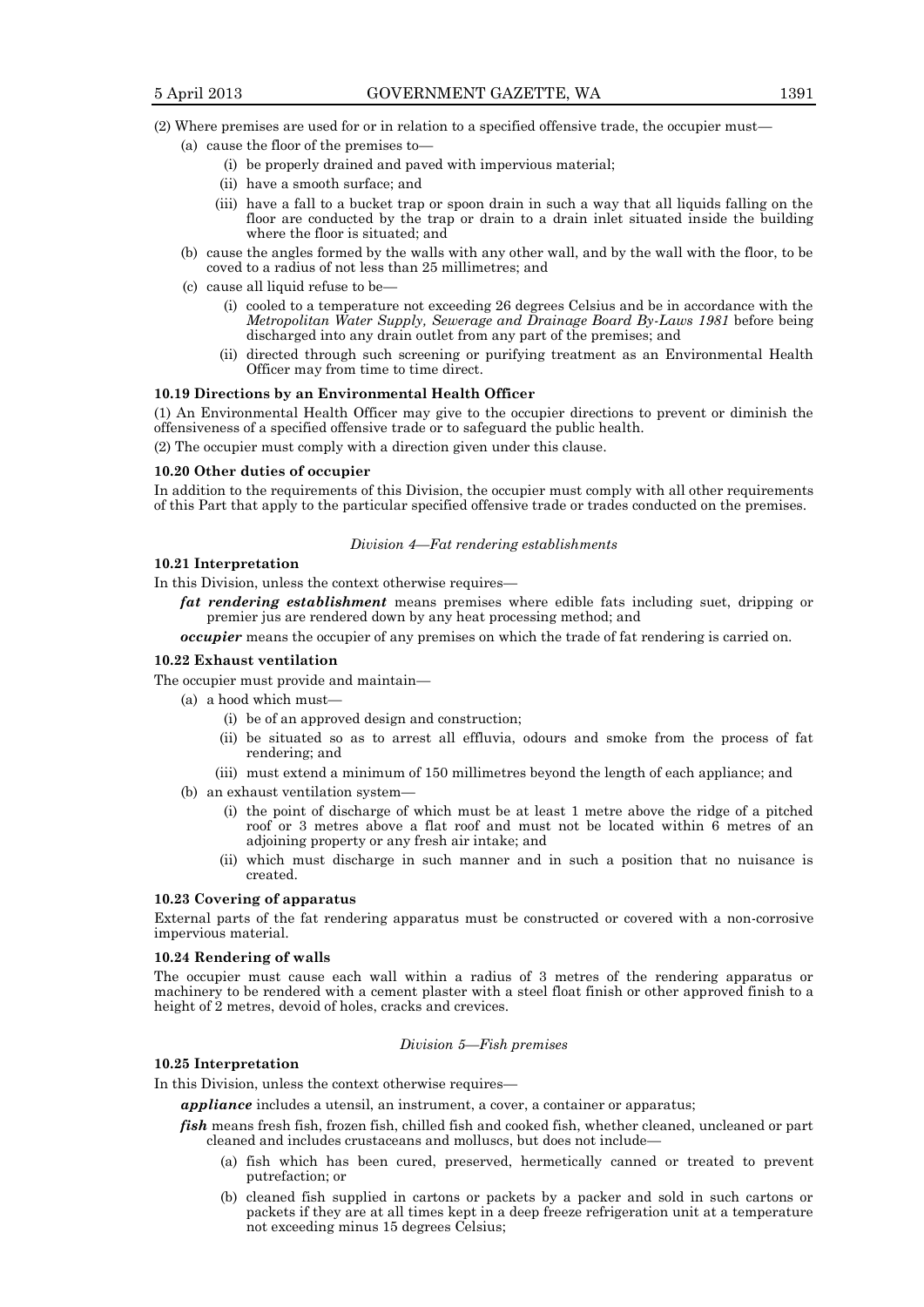(2) Where premises are used for or in relation to a specified offensive trade, the occupier must—

- (a) cause the floor of the premises to—
    - (i) be properly drained and paved with impervious material;
    - (ii) have a smooth surface; and
    - (iii) have a fall to a bucket trap or spoon drain in such a way that all liquids falling on the floor are conducted by the trap or drain to a drain inlet situated inside the building where the floor is situated; and
- (b) cause the angles formed by the walls with any other wall, and by the wall with the floor, to be coved to a radius of not less than 25 millimetres; and
- (c) cause all liquid refuse to be—
    - (i) cooled to a temperature not exceeding 26 degrees Celsius and be in accordance with the *Metropolitan Water Supply, Sewerage and Drainage Board By-Laws 1981* before being discharged into any drain outlet from any part of the premises; and
    - (ii) directed through such screening or purifying treatment as an Environmental Health Officer may from time to time direct.

**10.19 Directions by an Environmental Health Officer**

(1) An Environmental Health Officer may give to the occupier directions to prevent or diminish the offensiveness of a specified offensive trade or to safeguard the public health.

(2) The occupier must comply with a direction given under this clause.

**10.20 Other duties of occupier**

In addition to the requirements of this Division, the occupier must comply with all other requirements of this Part that apply to the particular specified offensive trade or trades conducted on the premises.

*Division 4—Fat rendering establishments*

**10.21 Interpretation**

In this Division, unless the context otherwise requires—

***fat rendering establishment*** means premises where edible fats including suet, dripping or premier jus are rendered down by any heat processing method; and

***occupier*** means the occupier of any premises on which the trade of fat rendering is carried on.

**10.22 Exhaust ventilation**

The occupier must provide and maintain—

- (a) a hood which must—
    - (i) be of an approved design and construction;
    - (ii) be situated so as to arrest all effluvia, odours and smoke from the process of fat rendering; and
    - (iii) must extend a minimum of 150 millimetres beyond the length of each appliance; and
- (b) an exhaust ventilation system—
    - (i) the point of discharge of which must be at least 1 metre above the ridge of a pitched roof or 3 metres above a flat roof and must not be located within 6 metres of an adjoining property or any fresh air intake; and
    - (ii) which must discharge in such manner and in such a position that no nuisance is created.

**10.23 Covering of apparatus**

External parts of the fat rendering apparatus must be constructed or covered with a non-corrosive impervious material.

**10.24 Rendering of walls**

The occupier must cause each wall within a radius of 3 metres of the rendering apparatus or machinery to be rendered with a cement plaster with a steel float finish or other approved finish to a height of 2 metres, devoid of holes, cracks and crevices.

*Division 5—Fish premises*

**10.25 Interpretation**

In this Division, unless the context otherwise requires—

***appliance*** includes a utensil, an instrument, a cover, a container or apparatus;

***fish*** means fresh fish, frozen fish, chilled fish and cooked fish, whether cleaned, uncleaned or part cleaned and includes crustaceans and molluscs, but does not include—

- (a) fish which has been cured, preserved, hermetically canned or treated to prevent putrefaction; or
- (b) cleaned fish supplied in cartons or packets by a packer and sold in such cartons or packets if they are at all times kept in a deep freeze refrigeration unit at a temperature not exceeding minus 15 degrees Celsius;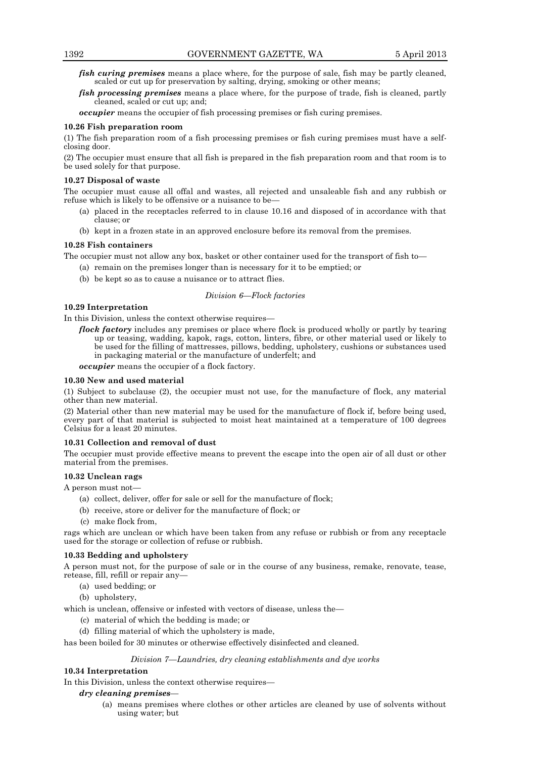***fish curing premises*** means a place where, for the purpose of sale, fish may be partly cleaned, scaled or cut up for preservation by salting, drying, smoking or other means;

***fish processing premises*** means a place where, for the purpose of trade, fish is cleaned, partly cleaned, scaled or cut up; and;

***occupier*** means the occupier of fish processing premises or fish curing premises.

**10.26 Fish preparation room**

(1) The fish preparation room of a fish processing premises or fish curing premises must have a self-closing door.

(2) The occupier must ensure that all fish is prepared in the fish preparation room and that room is to be used solely for that purpose.

**10.27 Disposal of waste**

The occupier must cause all offal and wastes, all rejected and unsaleable fish and any rubbish or refuse which is likely to be offensive or a nuisance to be—

- (a) placed in the receptacles referred to in clause 10.16 and disposed of in accordance with that clause; or
- (b) kept in a frozen state in an approved enclosure before its removal from the premises.

**10.28 Fish containers**

The occupier must not allow any box, basket or other container used for the transport of fish to—

- (a) remain on the premises longer than is necessary for it to be emptied; or
- (b) be kept so as to cause a nuisance or to attract flies.

*Division 6—Flock factories*

**10.29 Interpretation**

In this Division, unless the context otherwise requires—

***flock factory*** includes any premises or place where flock is produced wholly or partly by tearing up or teasing, wadding, kapok, rags, cotton, linters, fibre, or other material used or likely to be used for the filling of mattresses, pillows, bedding, upholstery, cushions or substances used in packaging material or the manufacture of underfelt; and

***occupier*** means the occupier of a flock factory.

**10.30 New and used material**

(1) Subject to subclause (2), the occupier must not use, for the manufacture of flock, any material other than new material.

(2) Material other than new material may be used for the manufacture of flock if, before being used, every part of that material is subjected to moist heat maintained at a temperature of 100 degrees Celsius for a least 20 minutes.

**10.31 Collection and removal of dust**

The occupier must provide effective means to prevent the escape into the open air of all dust or other material from the premises.

**10.32 Unclean rags**

A person must not—

- (a) collect, deliver, offer for sale or sell for the manufacture of flock;
- (b) receive, store or deliver for the manufacture of flock; or
- (c) make flock from,

rags which are unclean or which have been taken from any refuse or rubbish or from any receptacle used for the storage or collection of refuse or rubbish.

**10.33 Bedding and upholstery**

A person must not, for the purpose of sale or in the course of any business, remake, renovate, tease, retease, fill, refill or repair any—

- (a) used bedding; or
- (b) upholstery,

which is unclean, offensive or infested with vectors of disease, unless the—

- (c) material of which the bedding is made; or
- (d) filling material of which the upholstery is made,

has been boiled for 30 minutes or otherwise effectively disinfected and cleaned.

*Division 7—Laundries, dry cleaning establishments and dye works*

**10.34 Interpretation**

In this Division, unless the context otherwise requires—

***dry cleaning premises***—

- (a) means premises where clothes or other articles are cleaned by use of solvents without using water; but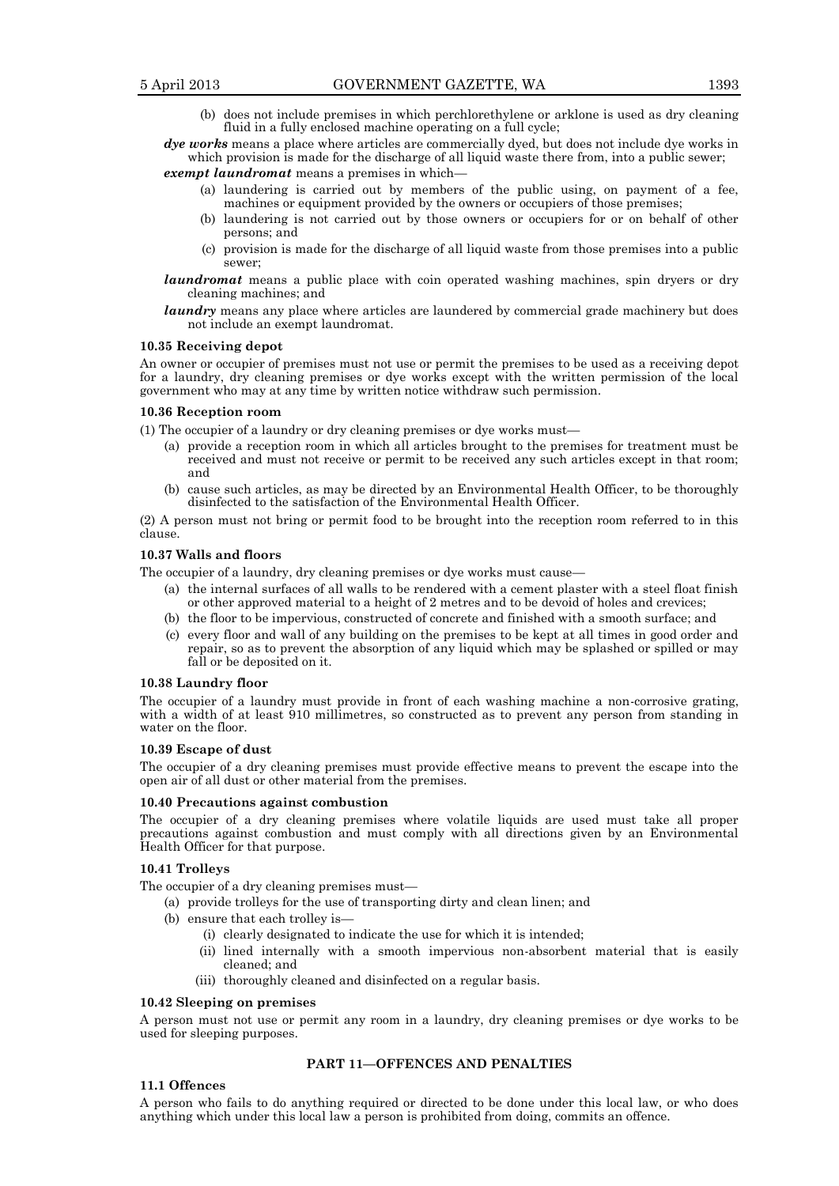(b) does not include premises in which perchlorethylene or arklone is used as dry cleaning fluid in a fully enclosed machine operating on a full cycle;

***dye works*** means a place where articles are commercially dyed, but does not include dye works in which provision is made for the discharge of all liquid waste there from, into a public sewer;

***exempt laundromat*** means a premises in which—

(a) laundering is carried out by members of the public using, on payment of a fee, machines or equipment provided by the owners or occupiers of those premises;

(b) laundering is not carried out by those owners or occupiers for or on behalf of other persons; and

(c) provision is made for the discharge of all liquid waste from those premises into a public sewer;

***laundromat*** means a public place with coin operated washing machines, spin dryers or dry cleaning machines; and

***laundry*** means any place where articles are laundered by commercial grade machinery but does not include an exempt laundromat.

#### 10.35 Receiving depot

An owner or occupier of premises must not use or permit the premises to be used as a receiving depot for a laundry, dry cleaning premises or dye works except with the written permission of the local government who may at any time by written notice withdraw such permission.

#### 10.36 Reception room

(1) The occupier of a laundry or dry cleaning premises or dye works must—

(a) provide a reception room in which all articles brought to the premises for treatment must be received and must not receive or permit to be received any such articles except in that room; and

(b) cause such articles, as may be directed by an Environmental Health Officer, to be thoroughly disinfected to the satisfaction of the Environmental Health Officer.

(2) A person must not bring or permit food to be brought into the reception room referred to in this clause.

#### 10.37 Walls and floors

The occupier of a laundry, dry cleaning premises or dye works must cause—

(a) the internal surfaces of all walls to be rendered with a cement plaster with a steel float finish or other approved material to a height of 2 metres and to be devoid of holes and crevices;

(b) the floor to be impervious, constructed of concrete and finished with a smooth surface; and

(c) every floor and wall of any building on the premises to be kept at all times in good order and repair, so as to prevent the absorption of any liquid which may be splashed or spilled or may fall or be deposited on it.

#### 10.38 Laundry floor

The occupier of a laundry must provide in front of each washing machine a non-corrosive grating, with a width of at least 910 millimetres, so constructed as to prevent any person from standing in water on the floor.

#### 10.39 Escape of dust

The occupier of a dry cleaning premises must provide effective means to prevent the escape into the open air of all dust or other material from the premises.

#### 10.40 Precautions against combustion

The occupier of a dry cleaning premises where volatile liquids are used must take all proper precautions against combustion and must comply with all directions given by an Environmental Health Officer for that purpose.

#### 10.41 Trolleys

The occupier of a dry cleaning premises must—

(a) provide trolleys for the use of transporting dirty and clean linen; and

(b) ensure that each trolley is—

(i) clearly designated to indicate the use for which it is intended;

(ii) lined internally with a smooth impervious non-absorbent material that is easily cleaned; and

(iii) thoroughly cleaned and disinfected on a regular basis.

#### 10.42 Sleeping on premises

A person must not use or permit any room in a laundry, dry cleaning premises or dye works to be used for sleeping purposes.

## PART 11—OFFENCES AND PENALTIES

#### 11.1 Offences

A person who fails to do anything required or directed to be done under this local law, or who does anything which under this local law a person is prohibited from doing, commits an offence.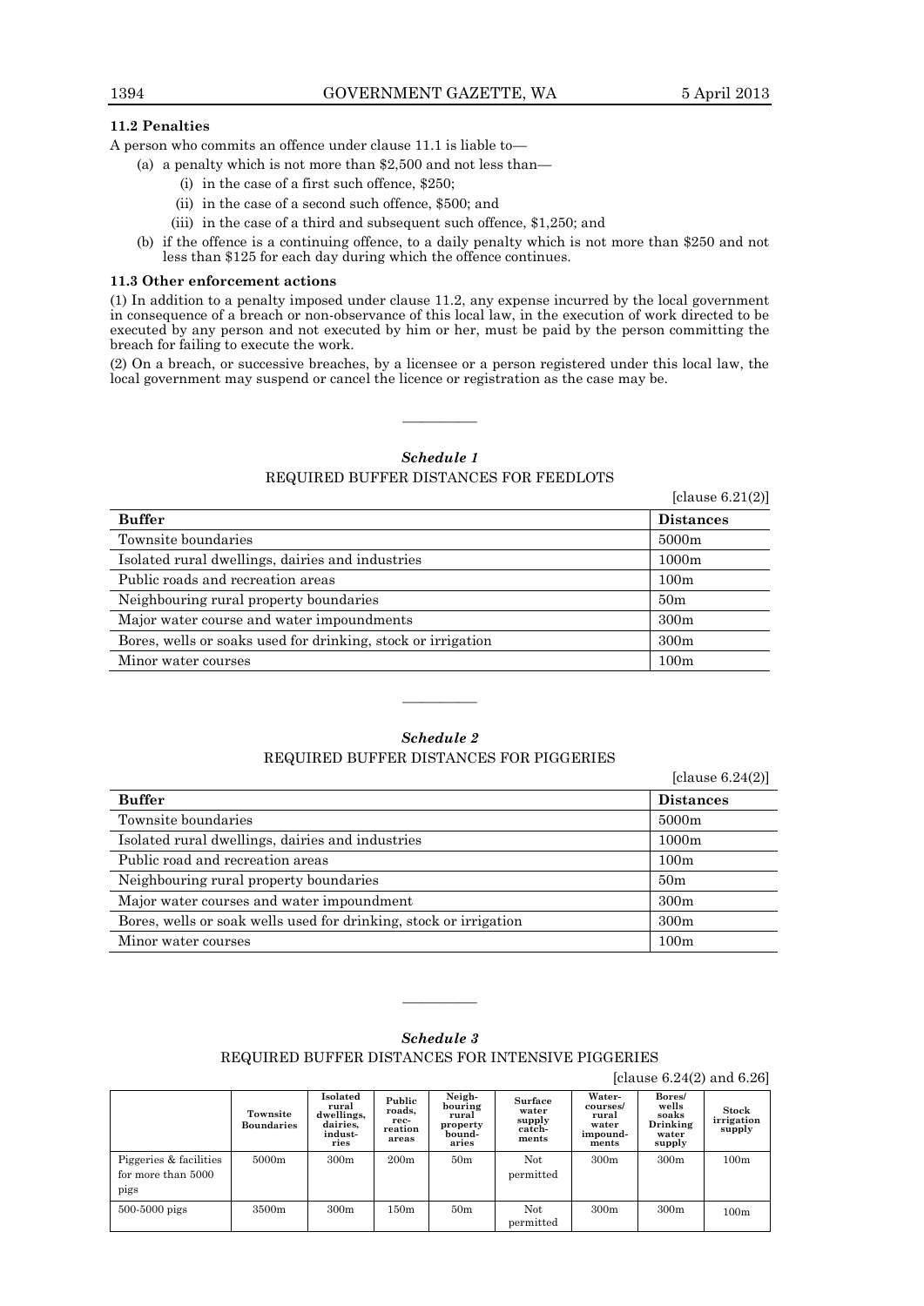### 11.2 Penalties

A person who commits an offence under clause 11.1 is liable to—

(a) a penalty which is not more than $2,500 and not less than—

(i) in the case of a first such offence, $250;

(ii) in the case of a second such offence, $500; and

(iii) in the case of a third and subsequent such offence, $1,250; and

(b) if the offence is a continuing offence, to a daily penalty which is not more than $250 and not less than $125 for each day during which the offence continues.

### 11.3 Other enforcement actions

(1) In addition to a penalty imposed under clause 11.2, any expense incurred by the local government in consequence of a breach or non-observance of this local law, in the execution of work directed to be executed by any person and not executed by him or her, must be paid by the person committing the breach for failing to execute the work.

(2) On a breach, or successive breaches, by a licensee or a person registered under this local law, the local government may suspend or cancel the licence or registration as the case may be.

————

## *Schedule 1*
## REQUIRED BUFFER DISTANCES FOR FEEDLOTS

[clause 6.21(2)]

| Buffer | Distances |
|---|---|
| Townsite boundaries | 5000m |
| Isolated rural dwellings, dairies and industries | 1000m |
| Public roads and recreation areas | 100m |
| Neighbouring rural property boundaries | 50m |
| Major water course and water impoundments | 300m |
| Bores, wells or soaks used for drinking, stock or irrigation | 300m |
| Minor water courses | 100m |

————

## *Schedule 2*
## REQUIRED BUFFER DISTANCES FOR PIGGERIES

[clause 6.24(2)]

| Buffer | Distances |
|---|---|
| Townsite boundaries | 5000m |
| Isolated rural dwellings, dairies and industries | 1000m |
| Public road and recreation areas | 100m |
| Neighbouring rural property boundaries | 50m |
| Major water courses and water impoundment | 300m |
| Bores, wells or soak wells used for drinking, stock or irrigation | 300m |
| Minor water courses | 100m |

————

## *Schedule 3*
## REQUIRED BUFFER DISTANCES FOR INTENSIVE PIGGERIES

[clause 6.24(2) and 6.26]

| | Townsite Boundaries | Isolated rural dwellings, dairies, industries | Public roads, recreation areas | Neighbouring rural property boundaries | Surface water supply catchments | Watercourses/ rural water impoundments | Bores/ wells soaks Drinking water supply | Stock irrigation supply |
|---|---|---|---|---|---|---|---|---|
| Piggeries & facilities for more than 5000 pigs | 5000m | 300m | 200m | 50m | Not permitted | 300m | 300m | 100m |
| 500-5000 pigs | 3500m | 300m | 150m | 50m | Not permitted | 300m | 300m | 100m |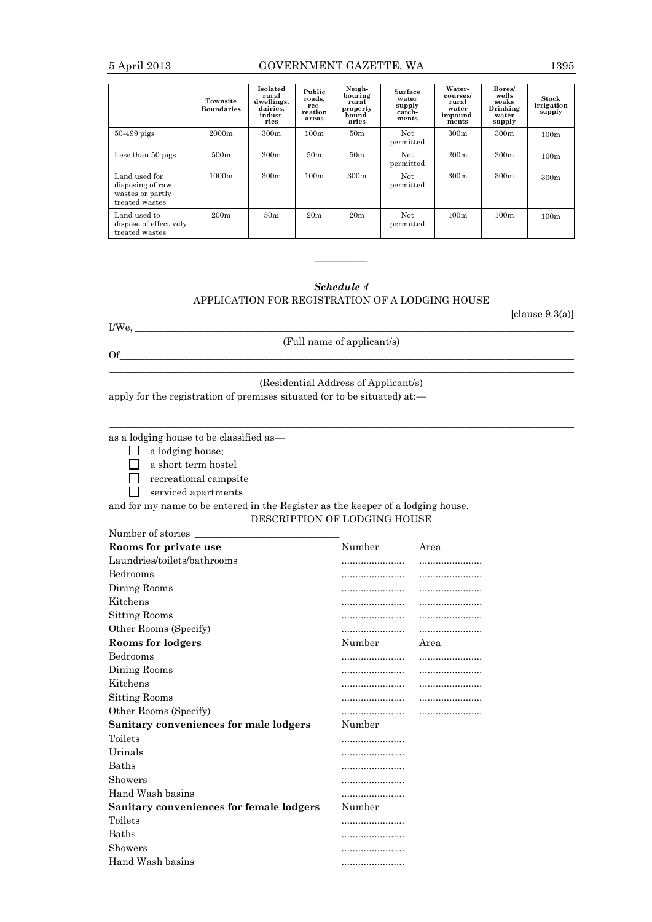| | Townsite Boundaries | Isolated rural dwellings, dairies, industries | Public roads, recreation areas | Neighbouring rural property boundaries | Surface water supply catchments | Watercourses/ rural water impoundments | Bores/ wells soaks Drinking water supply | Stock irrigation supply |
|---|---|---|---|---|---|---|---|---|
| 50-499 pigs | 2000m | 300m | 100m | 50m | Not permitted | 300m | 300m | 100m |
| Less than 50 pigs | 500m | 300m | 50m | 50m | Not permitted | 200m | 300m | 100m |
| Land used for disposing of raw wastes or partly treated wastes | 1000m | 300m | 100m | 300m | Not permitted | 300m | 300m | 300m |
| Land used to dispose of effectively treated wastes | 200m | 50m | 20m | 20m | Not permitted | 100m | 100m | 100m |

———————

## *Schedule 4*

### APPLICATION FOR REGISTRATION OF A LODGING HOUSE

[clause 9.3(a)]

I/We, ____________________________________________________________

(Full name of applicant/s)

Of____________________________________________________________

____________________________________________________________

(Residential Address of Applicant/s)

apply for the registration of premises situated (or to be situated) at:—

____________________________________________________________

____________________________________________________________

as a lodging house to be classified as—

- ☐ a lodging house;
- ☐ a short term hostel
- ☐ recreational campsite
- ☐ serviced apartments

and for my name to be entered in the Register as the keeper of a lodging house.

DESCRIPTION OF LODGING HOUSE

Number of stories ______________________________

| **Rooms for private use** | Number | Area |
|---|---|---|
| Laundries/toilets/bathrooms | ....................... | ....................... |
| Bedrooms | ....................... | ....................... |
| Dining Rooms | ....................... | ....................... |
| Kitchens | ....................... | ....................... |
| Sitting Rooms | ....................... | ....................... |
| Other Rooms (Specify) | ....................... | ....................... |
| **Rooms for lodgers** | Number | Area |
| Bedrooms | ....................... | ....................... |
| Dining Rooms | ....................... | ....................... |
| Kitchens | ....................... | ....................... |
| Sitting Rooms | ....................... | ....................... |
| Other Rooms (Specify) | ....................... | ....................... |
| **Sanitary conveniences for male lodgers** | Number | |
| Toilets | ....................... | |
| Urinals | ....................... | |
| Baths | ....................... | |
| Showers | ....................... | |
| Hand Wash basins | ....................... | |
| **Sanitary conveniences for female lodgers** | Number | |
| Toilets | ....................... | |
| Baths | ....................... | |
| Showers | ....................... | |
| Hand Wash basins | ....................... | |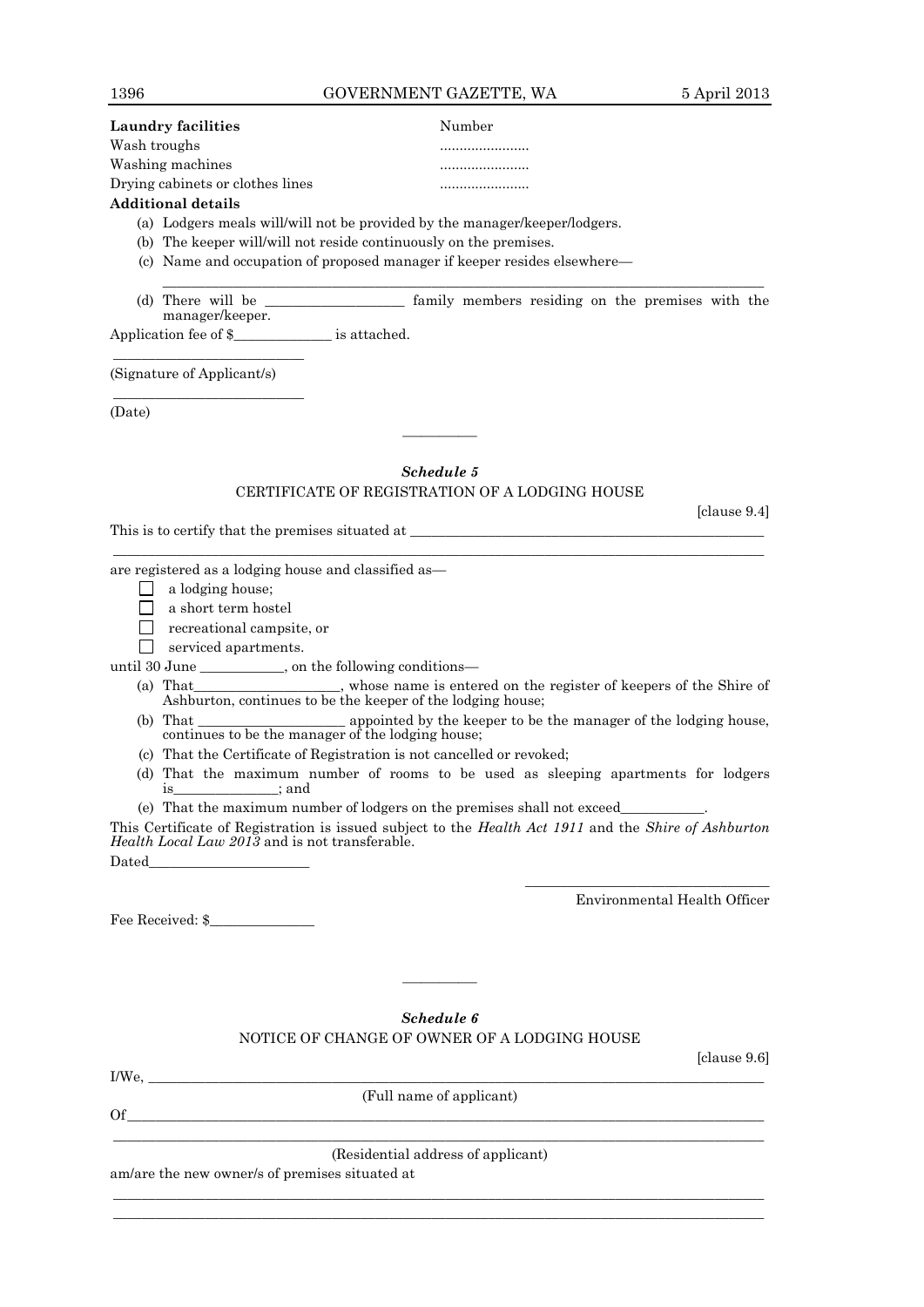| **Laundry facilities** | Number |
|---|---|
| Wash troughs | ....................... |
| Washing machines | ....................... |
| Drying cabinets or clothes lines | ....................... |

**Additional details**

(a) Lodgers meals will/will not be provided by the manager/keeper/lodgers.

(b) The keeper will/will not reside continuously on the premises.

(c) Name and occupation of proposed manager if keeper resides elsewhere—

\_\_\_\_\_\_\_\_\_\_\_\_\_\_\_\_\_\_\_\_\_\_\_\_\_\_\_\_\_\_\_\_\_\_\_\_\_\_\_\_\_\_\_\_\_\_\_\_\_\_\_\_\_\_\_\_\_\_\_\_\_\_\_\_\_\_\_\_\_\_\_\_\_\_\_\_

(d) There will be \_\_\_\_\_\_\_\_\_\_\_\_\_\_\_\_\_\_\_ family members residing on the premises with the manager/keeper.

Application fee of $\_\_\_\_\_\_\_\_\_\_\_\_\_ is attached.

\_\_\_\_\_\_\_\_\_\_\_\_\_\_\_\_\_\_\_\_\_\_\_\_\_\_

(Signature of Applicant/s)

\_\_\_\_\_\_\_\_\_\_\_\_\_\_\_\_\_\_\_\_\_\_\_\_\_\_

(Date)

———————

### *Schedule 5*

#### CERTIFICATE OF REGISTRATION OF A LODGING HOUSE

[clause 9.4]

This is to certify that the premises situated at \_\_\_\_\_\_\_\_\_\_\_\_\_\_\_\_\_\_\_\_\_\_\_\_\_\_\_\_\_\_\_\_\_\_\_\_\_\_\_\_\_\_\_\_\_\_\_\_\_

\_\_\_\_\_\_\_\_\_\_\_\_\_\_\_\_\_\_\_\_\_\_\_\_\_\_\_\_\_\_\_\_\_\_\_\_\_\_\_\_\_\_\_\_\_\_\_\_\_\_\_\_\_\_\_\_\_\_\_\_\_\_\_\_\_\_\_\_\_\_\_\_\_\_\_\_\_\_\_\_\_\_\_\_\_\_\_

are registered as a lodging house and classified as—

- ☐ a lodging house;
- ☐ a short term hostel
- ☐ recreational campsite, or
- ☐ serviced apartments.

until 30 June \_\_\_\_\_\_\_\_\_\_\_\_, on the following conditions—

(a) That\_\_\_\_\_\_\_\_\_\_\_\_\_\_\_\_\_\_\_\_, whose name is entered on the register of keepers of the Shire of Ashburton, continues to be the keeper of the lodging house;

(b) That \_\_\_\_\_\_\_\_\_\_\_\_\_\_\_\_\_\_\_\_ appointed by the keeper to be the manager of the lodging house, continues to be the manager of the lodging house;

(c) That the Certificate of Registration is not cancelled or revoked;

(d) That the maximum number of rooms to be used as sleeping apartments for lodgers is\_\_\_\_\_\_\_\_\_\_\_\_\_\_; and

(e) That the maximum number of lodgers on the premises shall not exceed\_\_\_\_\_\_\_\_\_\_\_\_.

This Certificate of Registration is issued subject to the *Health Act 1911* and the *Shire of Ashburton Health Local Law 2013* and is not transferable.

Dated\_\_\_\_\_\_\_\_\_\_\_\_\_\_\_\_\_\_\_\_\_\_

\_\_\_\_\_\_\_\_\_\_\_\_\_\_\_\_\_\_\_\_\_\_\_\_\_\_\_\_\_\_\_\_\_\_

Environmental Health Officer

Fee Received: $\_\_\_\_\_\_\_\_\_\_\_\_\_\_

———————

### *Schedule 6*

#### NOTICE OF CHANGE OF OWNER OF A LODGING HOUSE

[clause 9.6]

I/We, \_\_\_\_\_\_\_\_\_\_\_\_\_\_\_\_\_\_\_\_\_\_\_\_\_\_\_\_\_\_\_\_\_\_\_\_\_\_\_\_\_\_\_\_\_\_\_\_\_\_\_\_\_\_\_\_\_\_\_\_\_\_\_\_\_\_\_\_\_\_\_\_\_\_\_\_\_\_\_\_\_\_\_\_

(Full name of applicant)

Of\_\_\_\_\_\_\_\_\_\_\_\_\_\_\_\_\_\_\_\_\_\_\_\_\_\_\_\_\_\_\_\_\_\_\_\_\_\_\_\_\_\_\_\_\_\_\_\_\_\_\_\_\_\_\_\_\_\_\_\_\_\_\_\_\_\_\_\_\_\_\_\_\_\_\_\_\_\_\_\_\_\_\_\_\_\_\_

\_\_\_\_\_\_\_\_\_\_\_\_\_\_\_\_\_\_\_\_\_\_\_\_\_\_\_\_\_\_\_\_\_\_\_\_\_\_\_\_\_\_\_\_\_\_\_\_\_\_\_\_\_\_\_\_\_\_\_\_\_\_\_\_\_\_\_\_\_\_\_\_\_\_\_\_\_\_\_\_\_\_\_\_\_\_\_

(Residential address of applicant)

am/are the new owner/s of premises situated at

\_\_\_\_\_\_\_\_\_\_\_\_\_\_\_\_\_\_\_\_\_\_\_\_\_\_\_\_\_\_\_\_\_\_\_\_\_\_\_\_\_\_\_\_\_\_\_\_\_\_\_\_\_\_\_\_\_\_\_\_\_\_\_\_\_\_\_\_\_\_\_\_\_\_\_\_\_\_\_\_\_\_\_\_\_\_\_

\_\_\_\_\_\_\_\_\_\_\_\_\_\_\_\_\_\_\_\_\_\_\_\_\_\_\_\_\_\_\_\_\_\_\_\_\_\_\_\_\_\_\_\_\_\_\_\_\_\_\_\_\_\_\_\_\_\_\_\_\_\_\_\_\_\_\_\_\_\_\_\_\_\_\_\_\_\_\_\_\_\_\_\_\_\_\_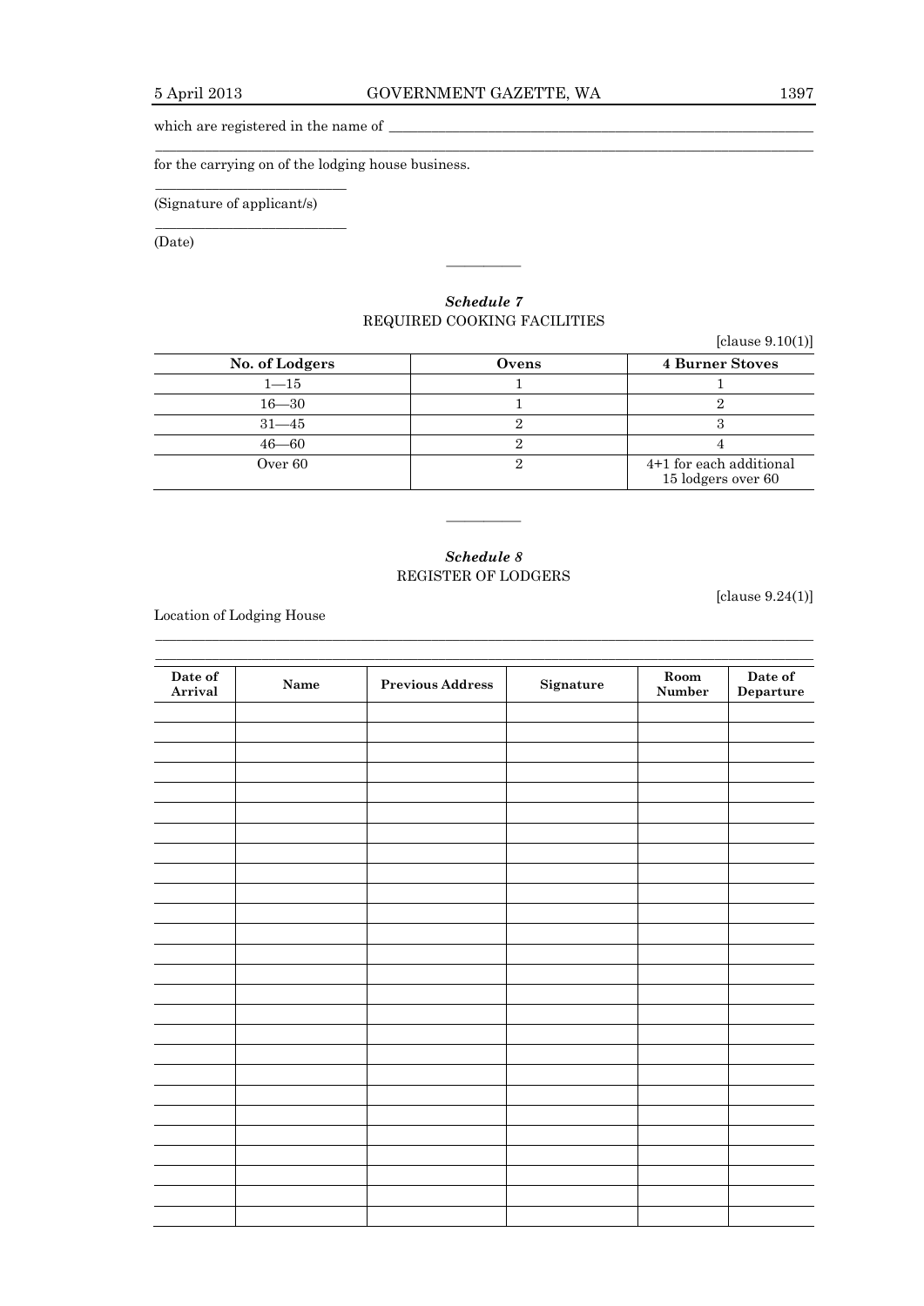which are registered in the name of \_\_\_\_\_\_\_\_\_\_\_\_\_\_\_\_\_\_\_\_\_\_\_\_\_\_\_\_\_\_\_\_\_\_\_\_\_\_\_\_

\_\_\_\_\_\_\_\_\_\_\_\_\_\_\_\_\_\_\_\_\_\_\_\_\_\_\_\_\_\_\_\_\_\_\_\_\_\_\_\_\_\_\_\_\_\_\_\_\_\_\_\_\_\_\_\_\_\_\_\_\_\_\_\_\_\_\_\_\_\_\_\_\_\_

for the carrying on of the lodging house business.

\_\_\_\_\_\_\_\_\_\_\_\_\_\_\_\_\_\_\_\_\_\_\_\_\_\_\_\_

(Signature of applicant/s)

\_\_\_\_\_\_\_\_\_\_\_\_\_\_\_\_\_\_\_\_\_\_\_\_\_\_\_\_

(Date)

———————

## *Schedule 7*
## REQUIRED COOKING FACILITIES

[clause 9.10(1)]

| No. of Lodgers | Ovens | 4 Burner Stoves |
|---|---|---|
| 1—15 | 1 | 1 |
| 16—30 | 1 | 2 |
| 31—45 | 2 | 3 |
| 46—60 | 2 | 4 |
| Over 60 | 2 | 4+1 for each additional 15 lodgers over 60 |

———————

## *Schedule 8*
## REGISTER OF LODGERS

[clause 9.24(1)]

Location of Lodging House

\_\_\_\_\_\_\_\_\_\_\_\_\_\_\_\_\_\_\_\_\_\_\_\_\_\_\_\_\_\_\_\_\_\_\_\_\_\_\_\_\_\_\_\_\_\_\_\_\_\_\_\_\_\_\_\_\_\_\_\_\_\_\_\_\_\_\_\_\_\_\_\_\_\_

\_\_\_\_\_\_\_\_\_\_\_\_\_\_\_\_\_\_\_\_\_\_\_\_\_\_\_\_\_\_\_\_\_\_\_\_\_\_\_\_\_\_\_\_\_\_\_\_\_\_\_\_\_\_\_\_\_\_\_\_\_\_\_\_\_\_\_\_\_\_\_\_\_\_

| Date of Arrival | Name | Previous Address | Signature | Room Number | Date of Departure |
|---|---|---|---|---|---|
| | | | | | |
| | | | | | |
| | | | | | |
| | | | | | |
| | | | | | |
| | | | | | |
| | | | | | |
| | | | | | |
| | | | | | |
| | | | | | |
| | | | | | |
| | | | | | |
| | | | | | |
| | | | | | |
| | | | | | |
| | | | | | |
| | | | | | |
| | | | | | |
| | | | | | |
| | | | | | |
| | | | | | |
| | | | | | |
| | | | | | |
| | | | | | |
| | | | | | |
| | | | | | |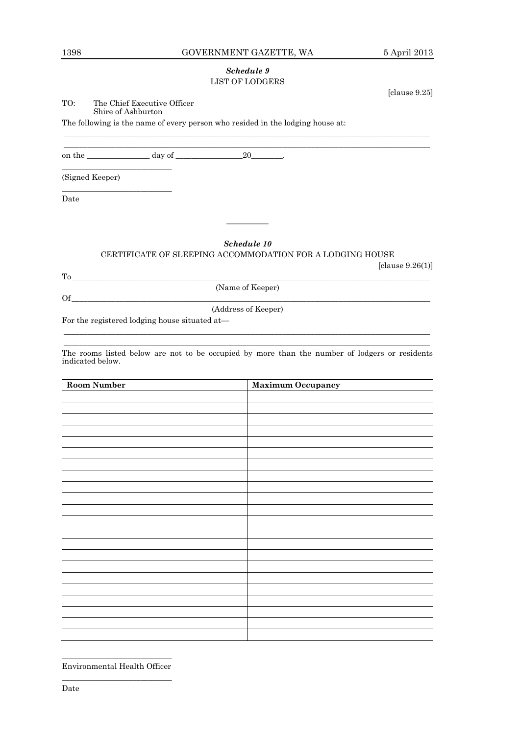## *Schedule 9*

LIST OF LODGERS

[clause 9.25]

TO: The Chief Executive Officer
Shire of Ashburton

The following is the name of every person who resided in the lodging house at:

______________________________________________________________________________

______________________________________________________________________________

on the ______________ day of ______________20_______.

_________________________

(Signed Keeper)

_________________________

Date

---

## *Schedule 10*

CERTIFICATE OF SLEEPING ACCOMMODATION FOR A LODGING HOUSE

[clause 9.26(1)]

To______________________________________________________________________________

(Name of Keeper)

Of______________________________________________________________________________

(Address of Keeper)

For the registered lodging house situated at—

______________________________________________________________________________

______________________________________________________________________________

The rooms listed below are not to be occupied by more than the number of lodgers or residents indicated below.

| Room Number | Maximum Occupancy |
|---|---|
| | |
| | |
| | |
| | |
| | |
| | |
| | |
| | |
| | |
| | |
| | |
| | |
| | |
| | |
| | |
| | |
| | |
| | |
| | |
| | |
| | |
| | |

_________________________

Environmental Health Officer

_________________________

Date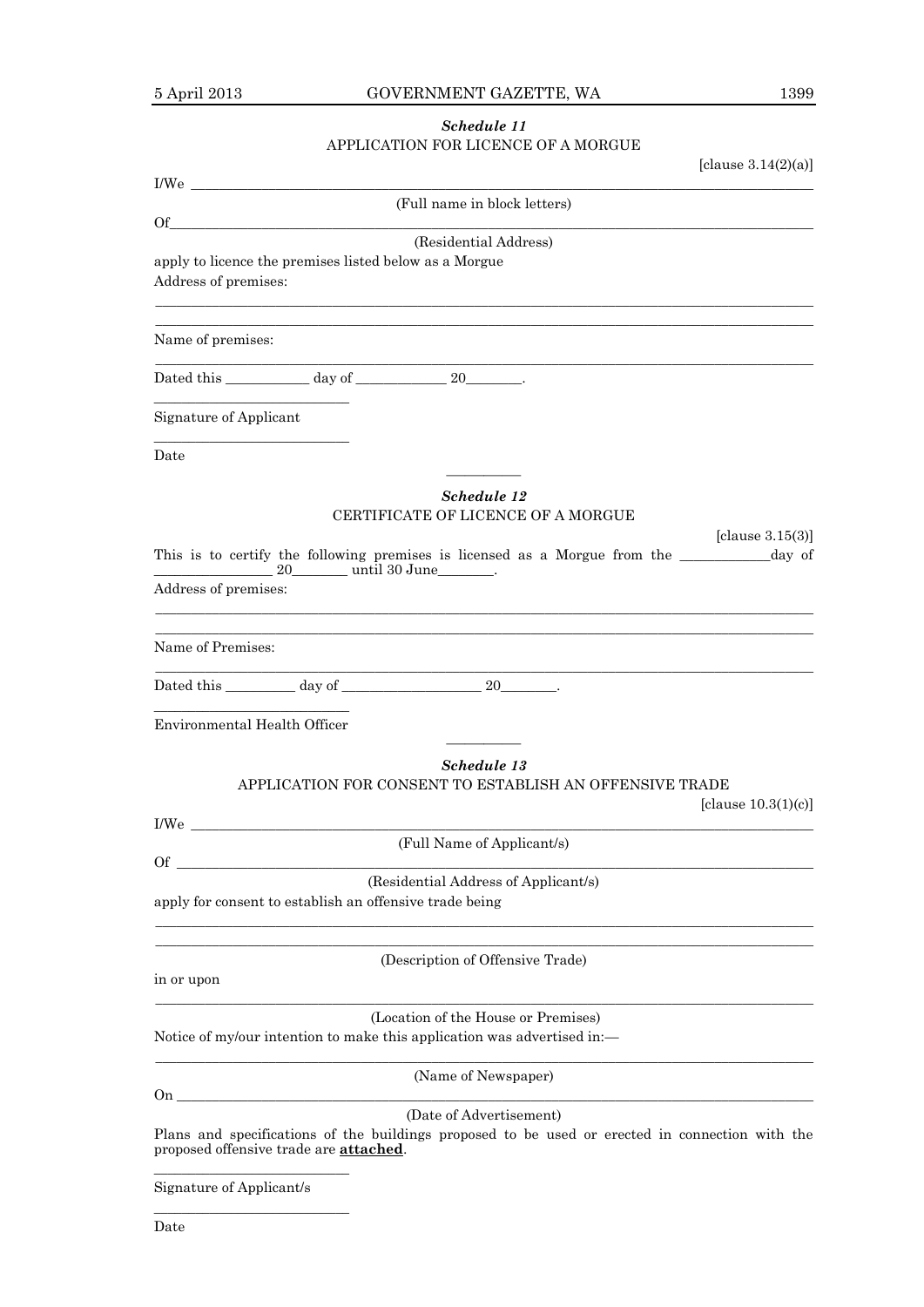### *Schedule 11*

APPLICATION FOR LICENCE OF A MORGUE

[clause 3.14(2)(a)]

I/We ____________________________________________________________

(Full name in block letters)

Of______________________________________________________________

(Residential Address)

apply to licence the premises listed below as a Morgue

Address of premises:

________________________________________________________________

________________________________________________________________

Name of premises:

________________________________________________________________

Dated this ____________ day of _____________ 20________.

____________________________

Signature of Applicant

____________________________

Date

---

### *Schedule 12*

CERTIFICATE OF LICENCE OF A MORGUE

[clause 3.15(3)]

This is to certify the following premises is licensed as a Morgue from the ____________day of ________________ 20________ until 30 June________.

Address of premises:

________________________________________________________________

________________________________________________________________

Name of Premises:

________________________________________________________________

Dated this __________ day of ____________________ 20________.

____________________________

Environmental Health Officer

---

### *Schedule 13*

APPLICATION FOR CONSENT TO ESTABLISH AN OFFENSIVE TRADE

[clause 10.3(1)(c)]

I/We ____________________________________________________________

(Full Name of Applicant/s)

Of ______________________________________________________________

(Residential Address of Applicant/s)

apply for consent to establish an offensive trade being

________________________________________________________________

________________________________________________________________

(Description of Offensive Trade)

in or upon

________________________________________________________________

(Location of the House or Premises)

Notice of my/our intention to make this application was advertised in:—

________________________________________________________________

(Name of Newspaper)

On ______________________________________________________________

(Date of Advertisement)

Plans and specifications of the buildings proposed to be used or erected in connection with the proposed offensive trade are **attached**.

____________________________

Signature of Applicant/s

____________________________

Date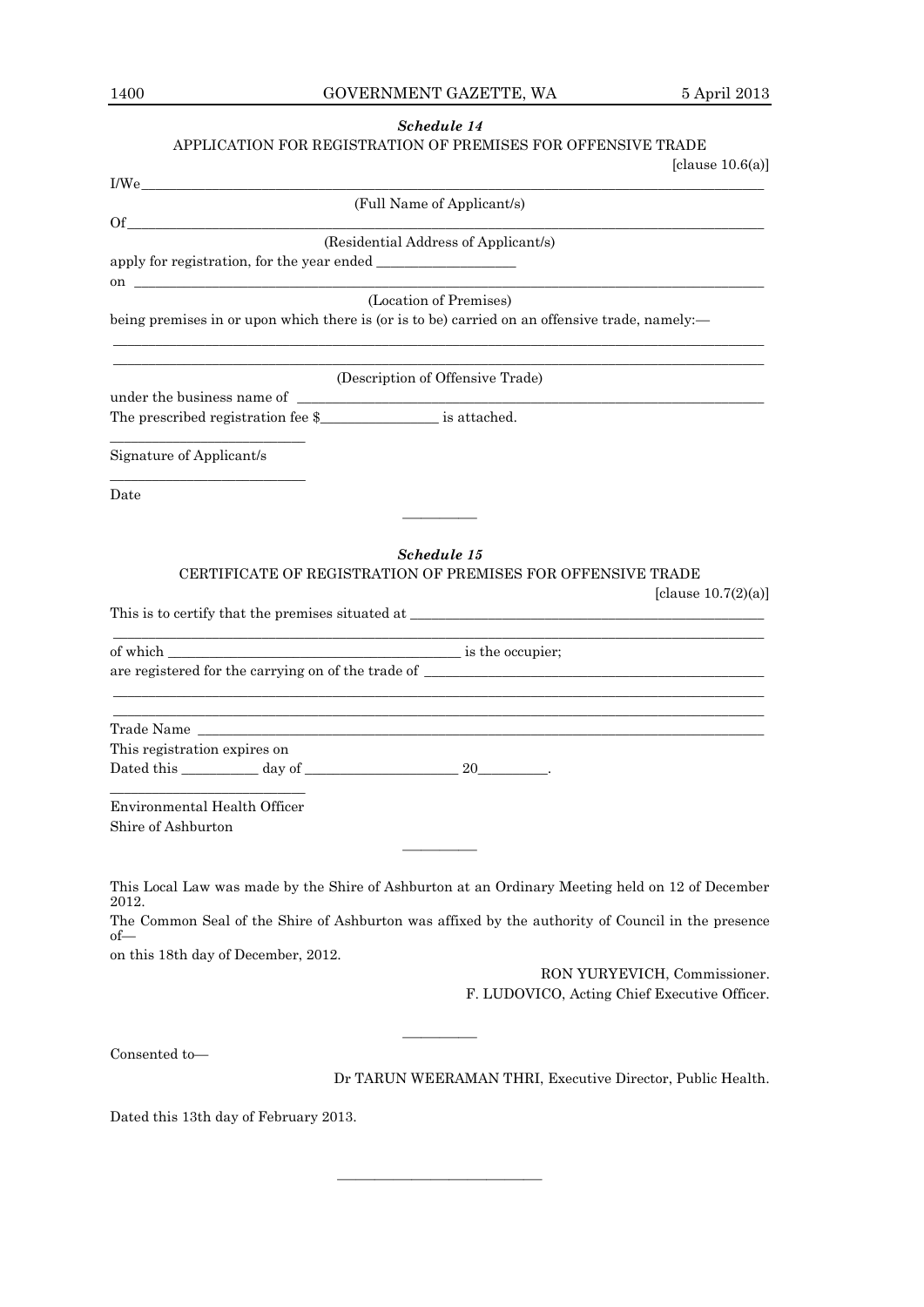*Schedule 14*

APPLICATION FOR REGISTRATION OF PREMISES FOR OFFENSIVE TRADE

[clause 10.6(a)]

I/We_______________________________________________________________

(Full Name of Applicant/s)

Of_________________________________________________________________

(Residential Address of Applicant/s)

apply for registration, for the year ended ___________________

on _________________________________________________________________

(Location of Premises)

being premises in or upon which there is (or is to be) carried on an offensive trade, namely:—

___________________________________________________________________

___________________________________________________________________

(Description of Offensive Trade)

under the business name of ___________________________________________

The prescribed registration fee $________________ is attached.

___________________________

Signature of Applicant/s

___________________________

Date

---

*Schedule 15*

CERTIFICATE OF REGISTRATION OF PREMISES FOR OFFENSIVE TRADE

[clause 10.7(2)(a)]

This is to certify that the premises situated at ________________________________

___________________________________________________________________

of which ________________________________________ is the occupier;

are registered for the carrying on of the trade of _____________________________

___________________________________________________________________

___________________________________________________________________

Trade Name _________________________________________________________

This registration expires on

Dated this __________ day of _____________________ 20_________.

___________________________

Environmental Health Officer

Shire of Ashburton

---

This Local Law was made by the Shire of Ashburton at an Ordinary Meeting held on 12 of December 2012.

The Common Seal of the Shire of Ashburton was affixed by the authority of Council in the presence of—

on this 18th day of December, 2012.

RON YURYEVICH, Commissioner.

F. LUDOVICO, Acting Chief Executive Officer.

---

Consented to—

Dr TARUN WEERAMAN THRI, Executive Director, Public Health.

Dated this 13th day of February 2013.

---